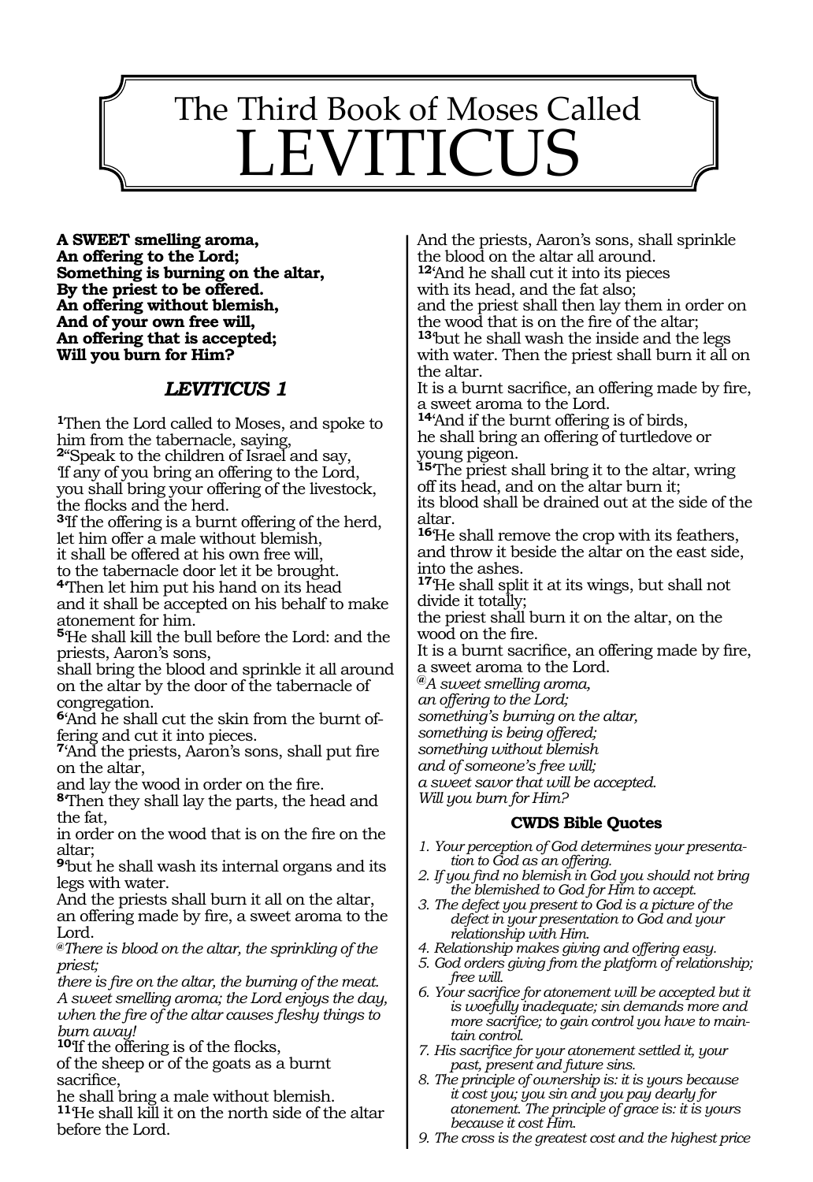# The Third Book of Moses Called LEVITICUS

**A SWEET smelling aroma,**
**An offering to the Lord;**
**Something is burning on the altar,**
**By the priest to be offered.**
**An offering without blemish,**
**And of your own free will,**
**An offering that is accepted;**
**Will you burn for Him?**

## *LEVITICUS 1*

**1**Then the Lord called to Moses, and spoke to him from the tabernacle, saying,
**2**"Speak to the children of Israel and say,
'If any of you bring an offering to the Lord,
you shall bring your offering of the livestock,
the flocks and the herd.
**3**'If the offering is a burnt offering of the herd,
let him offer a male without blemish,
it shall be offered at his own free will,
to the tabernacle door let it be brought.
**4**'Then let him put his hand on its head
and it shall be accepted on his behalf to make atonement for him.
**5**'He shall kill the bull before the Lord: and the priests, Aaron's sons,
shall bring the blood and sprinkle it all around on the altar by the door of the tabernacle of congregation.
**6**'And he shall cut the skin from the burnt offering and cut it into pieces.
**7**'And the priests, Aaron's sons, shall put fire on the altar,
and lay the wood in order on the fire.
**8**'Then they shall lay the parts, the head and the fat,
in order on the wood that is on the fire on the altar;
**9**'but he shall wash its internal organs and its legs with water.
And the priests shall burn it all on the altar,
an offering made by fire, a sweet aroma to the Lord.
*@There is blood on the altar, the sprinkling of the priest;*
*there is fire on the altar, the burning of the meat.*
*A sweet smelling aroma; the Lord enjoys the day,*
*when the fire of the altar causes fleshy things to burn away!*
**10**'If the offering is of the flocks,
of the sheep or of the goats as a burnt sacrifice,
he shall bring a male without blemish.
**11**'He shall kill it on the north side of the altar before the Lord.
And the priests, Aaron's sons, shall sprinkle the blood on the altar all around.
**12**'And he shall cut it into its pieces
with its head, and the fat also;
and the priest shall then lay them in order on the wood that is on the fire of the altar;
**13**'but he shall wash the inside and the legs with water. Then the priest shall burn it all on the altar.
It is a burnt sacrifice, an offering made by fire, a sweet aroma to the Lord.
**14**'And if the burnt offering is of birds,
he shall bring an offering of turtledove or young pigeon.
**15**'The priest shall bring it to the altar, wring off its head, and on the altar burn it;
its blood shall be drained out at the side of the altar.
**16**'He shall remove the crop with its feathers,
and throw it beside the altar on the east side, into the ashes.
**17**'He shall split it at its wings, but shall not divide it totally;
the priest shall burn it on the altar, on the wood on the fire.
It is a burnt sacrifice, an offering made by fire, a sweet aroma to the Lord.
*@A sweet smelling aroma,*
*an offering to the Lord;*
*something's burning on the altar,*
*something is being offered;*
*something without blemish*
*and of someone's free will;*
*a sweet savor that will be accepted.*
*Will you burn for Him?*

### CWDS Bible Quotes

1. *Your perception of God determines your presentation to God as an offering.*
2. *If you find no blemish in God you should not bring the blemished to God for Him to accept.*
3. *The defect you present to God is a picture of the defect in your presentation to God and your relationship with Him.*
4. *Relationship makes giving and offering easy.*
5. *God orders giving from the platform of relationship; free will.*
6. *Your sacrifice for atonement will be accepted but it is woefully inadequate; sin demands more and more sacrifice; to gain control you have to maintain control.*
7. *His sacrifice for your atonement settled it, your past, present and future sins.*
8. *The principle of ownership is: it is yours because it cost you; you sin and you pay dearly for atonement. The principle of grace is: it is yours because it cost Him.*
9. *The cross is the greatest cost and the highest price*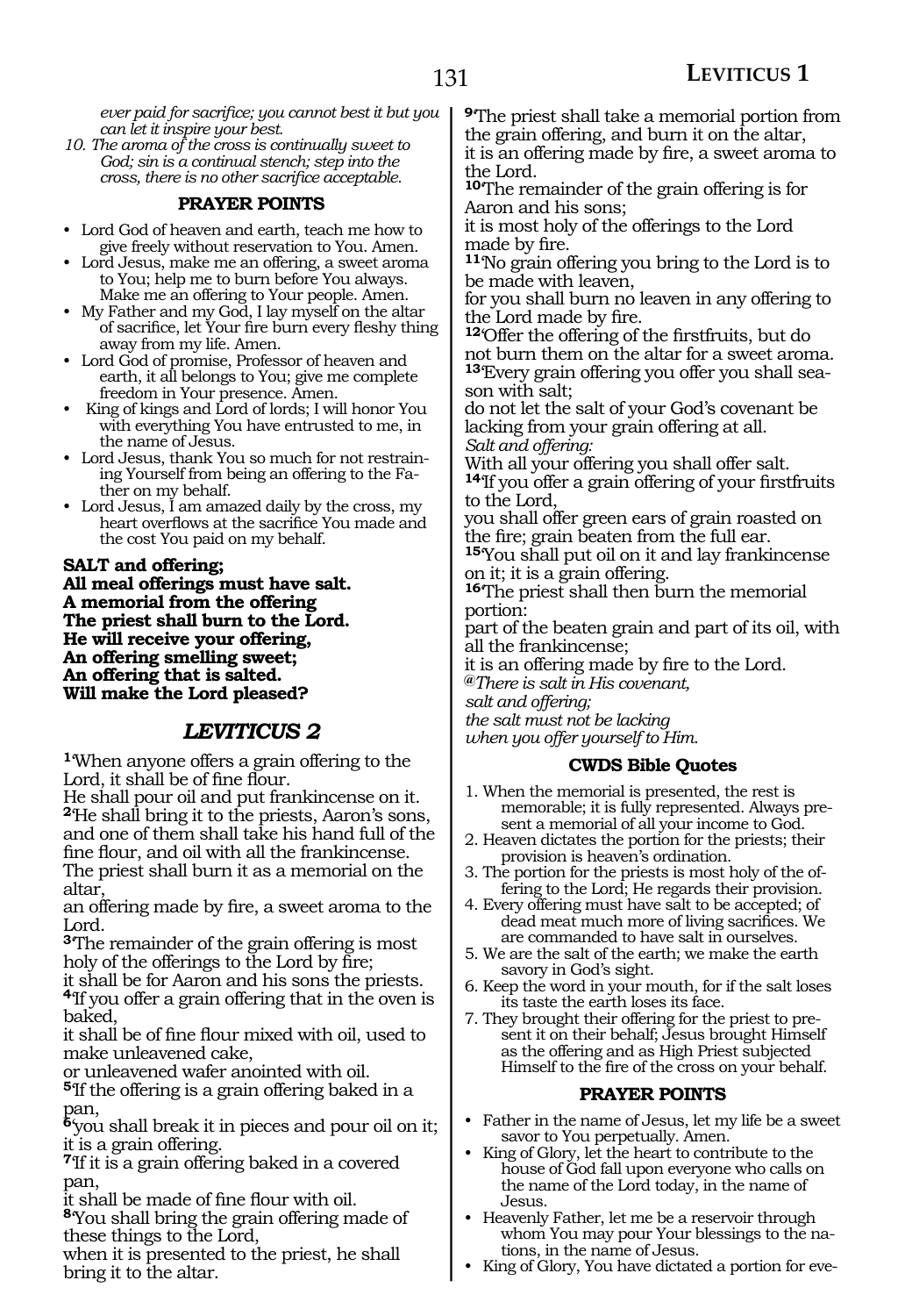ever paid for sacrifice; you cannot best it but you can let it inspire your best.

10. The aroma of the cross is continually sweet to God; sin is a continual stench; step into the cross, there is no other sacrifice acceptable.

### PRAYER POINTS

- Lord God of heaven and earth, teach me how to give freely without reservation to You. Amen.
- Lord Jesus, make me an offering, a sweet aroma to You; help me to burn before You always. Make me an offering to Your people. Amen.
- My Father and my God, I lay myself on the altar of sacrifice, let Your fire burn every fleshy thing away from my life. Amen.
- Lord God of promise, Professor of heaven and earth, it all belongs to You; give me complete freedom in Your presence. Amen.
- King of kings and Lord of lords; I will honor You with everything You have entrusted to me, in the name of Jesus.
- Lord Jesus, thank You so much for not restraining Yourself from being an offering to the Father on my behalf.
- Lord Jesus, I am amazed daily by the cross, my heart overflows at the sacrifice You made and the cost You paid on my behalf.

**SALT and offering;**
**All meal offerings must have salt.**
**A memorial from the offering**
**The priest shall burn to the Lord.**
**He will receive your offering,**
**An offering smelling sweet;**
**An offering that is salted.**
**Will make the Lord pleased?**

## *LEVITICUS 2*

**1**'When anyone offers a grain offering to the Lord, it shall be of fine flour.
He shall pour oil and put frankincense on it.
**2**He shall bring it to the priests, Aaron's sons, and one of them shall take his hand full of the fine flour, and oil with all the frankincense.
The priest shall burn it as a memorial on the altar,
an offering made by fire, a sweet aroma to the Lord.
**3**'The remainder of the grain offering is most holy of the offerings to the Lord by fire;
it shall be for Aaron and his sons the priests.
**4**'If you offer a grain offering that in the oven is baked,
it shall be of fine flour mixed with oil, used to make unleavened cake,
or unleavened wafer anointed with oil.
**5**'If the offering is a grain offering baked in a pan,
**6**'you shall break it in pieces and pour oil on it; it is a grain offering.
**7**'If it is a grain offering baked in a covered pan,
it shall be made of fine flour with oil.
**8**'You shall bring the grain offering made of these things to the Lord,
when it is presented to the priest, he shall bring it to the altar.
**9**'The priest shall take a memorial portion from the grain offering, and burn it on the altar,
it is an offering made by fire, a sweet aroma to the Lord.
**10**'The remainder of the grain offering is for Aaron and his sons;
it is most holy of the offerings to the Lord made by fire.
**11**'No grain offering you bring to the Lord is to be made with leaven,
for you shall burn no leaven in any offering to the Lord made by fire.
**12**'Offer the offering of the firstfruits, but do not burn them on the altar for a sweet aroma.
**13**'Every grain offering you offer you shall season with salt;
do not let the salt of your God's covenant be lacking from your grain offering at all.
*Salt and offering:*
With all your offering you shall offer salt.
**14**'If you offer a grain offering of your firstfruits to the Lord,
you shall offer green ears of grain roasted on the fire; grain beaten from the full ear.
**15**'You shall put oil on it and lay frankincense on it; it is a grain offering.
**16**'The priest shall then burn the memorial portion:
part of the beaten grain and part of its oil, with all the frankincense;
it is an offering made by fire to the Lord.
@*There is salt in His covenant,*
*salt and offering;*
*the salt must not be lacking*
*when you offer yourself to Him.*

### CWDS Bible Quotes

1. When the memorial is presented, the rest is memorable; it is fully represented. Always present a memorial of all your income to God.
2. Heaven dictates the portion for the priests; their provision is heaven's ordination.
3. The portion for the priests is most holy of the offering to the Lord; He regards their provision.
4. Every offering must have salt to be accepted; of dead meat much more of living sacrifices. We are commanded to have salt in ourselves.
5. We are the salt of the earth; we make the earth savory in God's sight.
6. Keep the word in your mouth, for if the salt loses its taste the earth loses its face.
7. They brought their offering for the priest to present it on their behalf; Jesus brought Himself as the offering and as High Priest subjected Himself to the fire of the cross on your behalf.

### PRAYER POINTS

- Father in the name of Jesus, let my life be a sweet savor to You perpetually. Amen.
- King of Glory, let the heart to contribute to the house of God fall upon everyone who calls on the name of the Lord today, in the name of Jesus.
- Heavenly Father, let me be a reservoir through whom You may pour Your blessings to the nations, in the name of Jesus.
- King of Glory, You have dictated a portion for eve-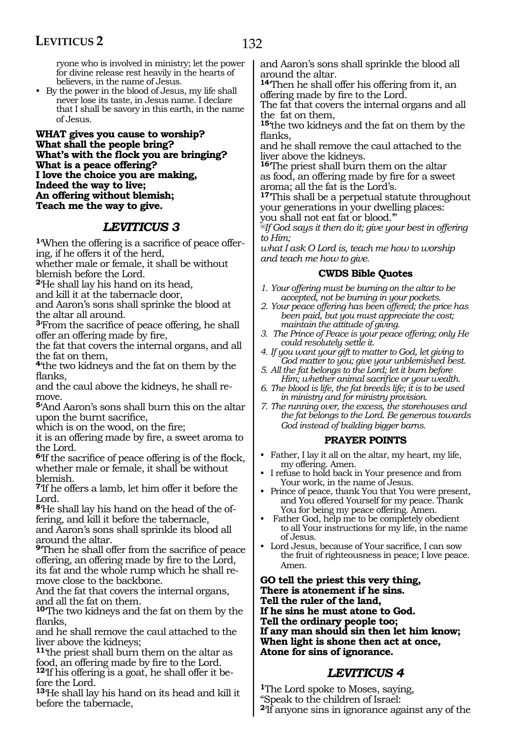ryone who is involved in ministry; let the power for divine release rest heavily in the hearts of believers, in the name of Jesus.
- By the power in the blood of Jesus, my life shall never lose its taste, in Jesus name. I declare that I shall be savory in this earth, in the name of Jesus.

**WHAT gives you cause to worship?**
**What shall the people bring?**
**What's with the flock you are bringing?**
**What is a peace offering?**
**I love the choice you are making,**
**Indeed the way to live;**
**An offering without blemish;**
**Teach me the way to give.**

## *LEVITICUS 3*

**1**'When the offering is a sacrifice of peace offering, if he offers it of the herd,
whether male or female, it shall be without blemish before the Lord.
**2**'He shall lay his hand on its head,
and kill it at the tabernacle door,
and Aaron's sons shall sprinke the blood at the altar all around.
**3**'From the sacrifice of peace offering, he shall offer an offering made by fire,
the fat that covers the internal organs, and all the fat on them,
**4**'the two kidneys and the fat on them by the flanks,
and the caul above the kidneys, he shall remove.
**5**'And Aaron's sons shall burn this on the altar upon the burnt sacrifice,
which is on the wood, on the fire;
it is an offering made by fire, a sweet aroma to the Lord.
**6**'If the sacrifice of peace offering is of the flock,
whether male or female, it shall be without blemish.
**7**'If he offers a lamb, let him offer it before the Lord.
**8**'He shall lay his hand on the head of the offering, and kill it before the tabernacle,
and Aaron's sons shall sprinkle its blood all around the altar.
**9**'Then he shall offer from the sacrifice of peace offering, an offering made by fire to the Lord,
its fat and the whole rump which he shall remove close to the backbone.
And the fat that covers the internal organs,
and all the fat on them.
**10**'The two kidneys and the fat on them by the flanks,
and he shall remove the caul attached to the liver above the kidneys;
**11**'the priest shall burn them on the altar as food, an offering made by fire to the Lord.
**12**'If his offering is a goat, he shall offer it before the Lord.
**13**'He shall lay his hand on its head and kill it before the tabernacle,
and Aaron's sons shall sprinkle the blood all around the altar.
**14**'Then he shall offer his offering from it, an offering made by fire to the Lord.
The fat that covers the internal organs and all the fat on them,
**15**'the two kidneys and the fat on them by the flanks,
and he shall remove the caul attached to the liver above the kidneys.
**16**'The priest shall burn them on the altar
as food, an offering made by fire for a sweet aroma; all the fat is the Lord's.
**17**'This shall be a perpetual statute throughout your generations in your dwelling places:
you shall not eat fat or blood.'"

*@If God says it then do it; give your best in offering to Him;*
*what I ask O Lord is, teach me how to worship and teach me how to give.*

### CWDS Bible Quotes

1. *Your offering must be burning on the altar to be accepted, not be burning in your pockets.*
2. *Your peace offering has been offered; the price has been paid, but you must appreciate the cost; maintain the attitude of giving.*
3. *The Prince of Peace is your peace offering; only He could resolutely settle it.*
4. *If you want your gift to matter to God, let giving to God matter to you; give your unblemished best.*
5. *All the fat belongs to the Lord; let it burn before Him; whether animal sacrifice or your wealth.*
6. *The blood is life, the fat breeds life; it is to be used in ministry and for ministry provision.*
7. *The running over, the excess, the storehouses and the fat belongs to the Lord. Be generous towards God instead of building bigger barns.*

### PRAYER POINTS

- Father, I lay it all on the altar, my heart, my life, my offering. Amen.
- I refuse to hold back in Your presence and from Your work, in the name of Jesus.
- Prince of peace, thank You that You were present, and You offered Yourself for my peace. Thank You for being my peace offering. Amen.
- Father God, help me to be completely obedient to all Your instructions for my life, in the name of Jesus.
- Lord Jesus, because of Your sacrifice, I can sow the fruit of righteousness in peace; I love peace. Amen.

**GO tell the priest this very thing,**
**There is atonement if he sins.**
**Tell the ruler of the land,**
**If he sins he must atone to God.**
**Tell the ordinary people too;**
**If any man should sin then let him know;**
**When light is shone then act at once,**
**Atone for sins of ignorance.**

## *LEVITICUS 4*

**1**The Lord spoke to Moses, saying,
"Speak to the children of Israel:
**2**'If anyone sins in ignorance against any of the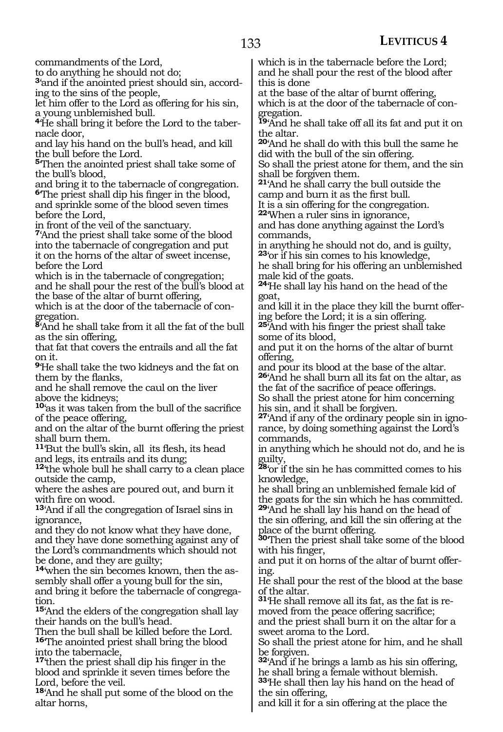commandments of the Lord,
to do anything he should not do;
[3]'and if the anointed priest should sin, according to the sins of the people,
let him offer to the Lord as offering for his sin, a young unblemished bull.
[4]'He shall bring it before the Lord to the tabernacle door,
and lay his hand on the bull's head, and kill the bull before the Lord.
[5]'Then the anointed priest shall take some of the bull's blood,
and bring it to the tabernacle of congregation.
[6]'The priest shall dip his finger in the blood, and sprinkle some of the blood seven times before the Lord,
in front of the veil of the sanctuary.
[7]'And the priest shall take some of the blood into the tabernacle of congregation and put it on the horns of the altar of sweet incense, before the Lord
which is in the tabernacle of congregation;
and he shall pour the rest of the bull's blood at the base of the altar of burnt offering,
which is at the door of the tabernacle of congregation.
[8]'And he shall take from it all the fat of the bull as the sin offering,
that fat that covers the entrails and all the fat on it.
[9]'He shall take the two kidneys and the fat on them by the flanks,
and he shall remove the caul on the liver above the kidneys;
[10]'as it was taken from the bull of the sacrifice of the peace offering,
and on the altar of the burnt offering the priest shall burn them.
[11]'But the bull's skin, all its flesh, its head and legs, its entrails and its dung;
[12]'the whole bull he shall carry to a clean place outside the camp,
where the ashes are poured out, and burn it with fire on wood.
[13]'And if all the congregation of Israel sins in ignorance,
and they do not know what they have done, and they have done something against any of the Lord's commandments which should not be done, and they are guilty;
[14]'when the sin becomes known, then the assembly shall offer a young bull for the sin,
and bring it before the tabernacle of congregation.
[15]'And the elders of the congregation shall lay their hands on the bull's head.
Then the bull shall be killed before the Lord.
[16]'The anointed priest shall bring the blood into the tabernacle,
[17]'then the priest shall dip his finger in the blood and sprinkle it seven times before the Lord, before the veil.
[18]'And he shall put some of the blood on the altar horns,
which is in the tabernacle before the Lord;
and he shall pour the rest of the blood after this is done
at the base of the altar of burnt offering,
which is at the door of the tabernacle of congregation.
[19]'And he shall take off all its fat and put it on the altar.
[20]'And he shall do with this bull the same he did with the bull of the sin offering.
So shall the priest atone for them, and the sin shall be forgiven them.
[21]'And he shall carry the bull outside the camp and burn it as the first bull.
It is a sin offering for the congregation.
[22]'When a ruler sins in ignorance,
and has done anything against the Lord's commands,
in anything he should not do, and is guilty,
[23]'or if his sin comes to his knowledge,
he shall bring for his offering an unblemished male kid of the goats.
[24]'He shall lay his hand on the head of the goat,
and kill it in the place they kill the burnt offering before the Lord; it is a sin offering.
[25]'And with his finger the priest shall take some of its blood,
and put it on the horns of the altar of burnt offering,
and pour its blood at the base of the altar.
[26]'And he shall burn all its fat on the altar, as the fat of the sacrifice of peace offerings.
So shall the priest atone for him concerning his sin, and it shall be forgiven.
[27]'And if any of the ordinary people sin in ignorance, by doing something against the Lord's commands,
in anything which he should not do, and he is guilty,
[28]'or if the sin he has committed comes to his knowledge,
he shall bring an unblemished female kid of the goats for the sin which he has committed.
[29]'And he shall lay his hand on the head of the sin offering, and kill the sin offering at the place of the burnt offering.
[30]'Then the priest shall take some of the blood with his finger,
and put it on horns of the altar of burnt offering.
He shall pour the rest of the blood at the base of the altar.
[31]'He shall remove all its fat, as the fat is removed from the peace offering sacrifice;
and the priest shall burn it on the altar for a sweet aroma to the Lord.
So shall the priest atone for him, and he shall be forgiven.
[32]'And if he brings a lamb as his sin offering, he shall bring a female without blemish.
[33]'He shall then lay his hand on the head of the sin offering,
and kill it for a sin offering at the place the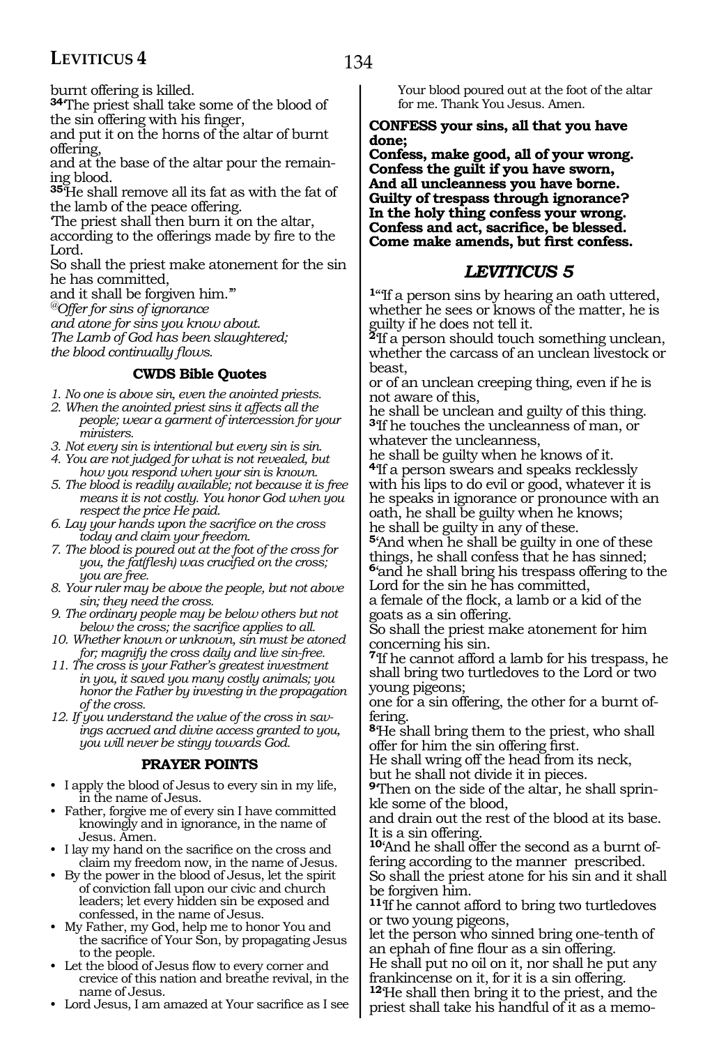burnt offering is killed.
**34**'The priest shall take some of the blood of the sin offering with his finger,
and put it on the horns of the altar of burnt offering,
and at the base of the altar pour the remaining blood.
**35**'He shall remove all its fat as with the fat of the lamb of the peace offering.
'The priest shall then burn it on the altar, according to the offerings made by fire to the Lord.
So shall the priest make atonement for the sin he has committed,
and it shall be forgiven him.'"
*@Offer for sins of ignorance*
*and atone for sins you know about.*
*The Lamb of God has been slaughtered;*
*the blood continually flows.*

### CWDS Bible Quotes

*1. No one is above sin, even the anointed priests.*
*2. When the anointed priest sins it affects all the people; wear a garment of intercession for your ministers.*
*3. Not every sin is intentional but every sin is sin.*
*4. You are not judged for what is not revealed, but how you respond when your sin is known.*
*5. The blood is readily available; not because it is free means it is not costly. You honor God when you respect the price He paid.*
*6. Lay your hands upon the sacrifice on the cross today and claim your freedom.*
*7. The blood is poured out at the foot of the cross for you, the fat(flesh) was crucified on the cross; you are free.*
*8. Your ruler may be above the people, but not above sin; they need the cross.*
*9. The ordinary people may be below others but not below the cross; the sacrifice applies to all.*
*10. Whether known or unknown, sin must be atoned for; magnify the cross daily and live sin-free.*
*11. The cross is your Father's greatest investment in you, it saved you many costly animals; you honor the Father by investing in the propagation of the cross.*
*12. If you understand the value of the cross in savings accrued and divine access granted to you, you will never be stingy towards God.*

### PRAYER POINTS

- I apply the blood of Jesus to every sin in my life, in the name of Jesus.
- Father, forgive me of every sin I have committed knowingly and in ignorance, in the name of Jesus. Amen.
- I lay my hand on the sacrifice on the cross and claim my freedom now, in the name of Jesus.
- By the power in the blood of Jesus, let the spirit of conviction fall upon our civic and church leaders; let every hidden sin be exposed and confessed, in the name of Jesus.
- My Father, my God, help me to honor You and the sacrifice of Your Son, by propagating Jesus to the people.
- Let the blood of Jesus flow to every corner and crevice of this nation and breathe revival, in the name of Jesus.
- Lord Jesus, I am amazed at Your sacrifice as I see Your blood poured out at the foot of the altar for me. Thank You Jesus. Amen.

**CONFESS your sins, all that you have done;**
**Confess, make good, all of your wrong.**
**Confess the guilt if you have sworn,**
**And all uncleanness you have borne.**
**Guilty of trespass through ignorance?**
**In the holy thing confess your wrong.**
**Confess and act, sacrifice, be blessed.**
**Come make amends, but first confess.**

## *LEVITICUS 5*

**1**"'If a person sins by hearing an oath uttered, whether he sees or knows of the matter, he is guilty if he does not tell it.
**2**'If a person should touch something unclean, whether the carcass of an unclean livestock or beast,
or of an unclean creeping thing, even if he is not aware of this,
he shall be unclean and guilty of this thing.
**3**'If he touches the uncleanness of man, or whatever the uncleanness,
he shall be guilty when he knows of it.
**4**'If a person swears and speaks recklessly with his lips to do evil or good, whatever it is he speaks in ignorance or pronounce with an oath, he shall be guilty when he knows;
he shall be guilty in any of these.
**5**'And when he shall be guilty in one of these things, he shall confess that he has sinned;
**6**'and he shall bring his trespass offering to the Lord for the sin he has committed,
a female of the flock, a lamb or a kid of the goats as a sin offering.
So shall the priest make atonement for him concerning his sin.
**7**'If he cannot afford a lamb for his trespass, he shall bring two turtledoves to the Lord or two young pigeons;
one for a sin offering, the other for a burnt offering.
**8**'He shall bring them to the priest, who shall offer for him the sin offering first.
He shall wring off the head from its neck,
but he shall not divide it in pieces.
**9**'Then on the side of the altar, he shall sprinkle some of the blood,
and drain out the rest of the blood at its base.
It is a sin offering.
**10**'And he shall offer the second as a burnt offering according to the manner prescribed.
So shall the priest atone for his sin and it shall be forgiven him.
**11**'If he cannot afford to bring two turtledoves or two young pigeons,
let the person who sinned bring one-tenth of an ephah of fine flour as a sin offering.
He shall put no oil on it, nor shall he put any frankincense on it, for it is a sin offering.
**12**'He shall then bring it to the priest, and the priest shall take his handful of it as a memo-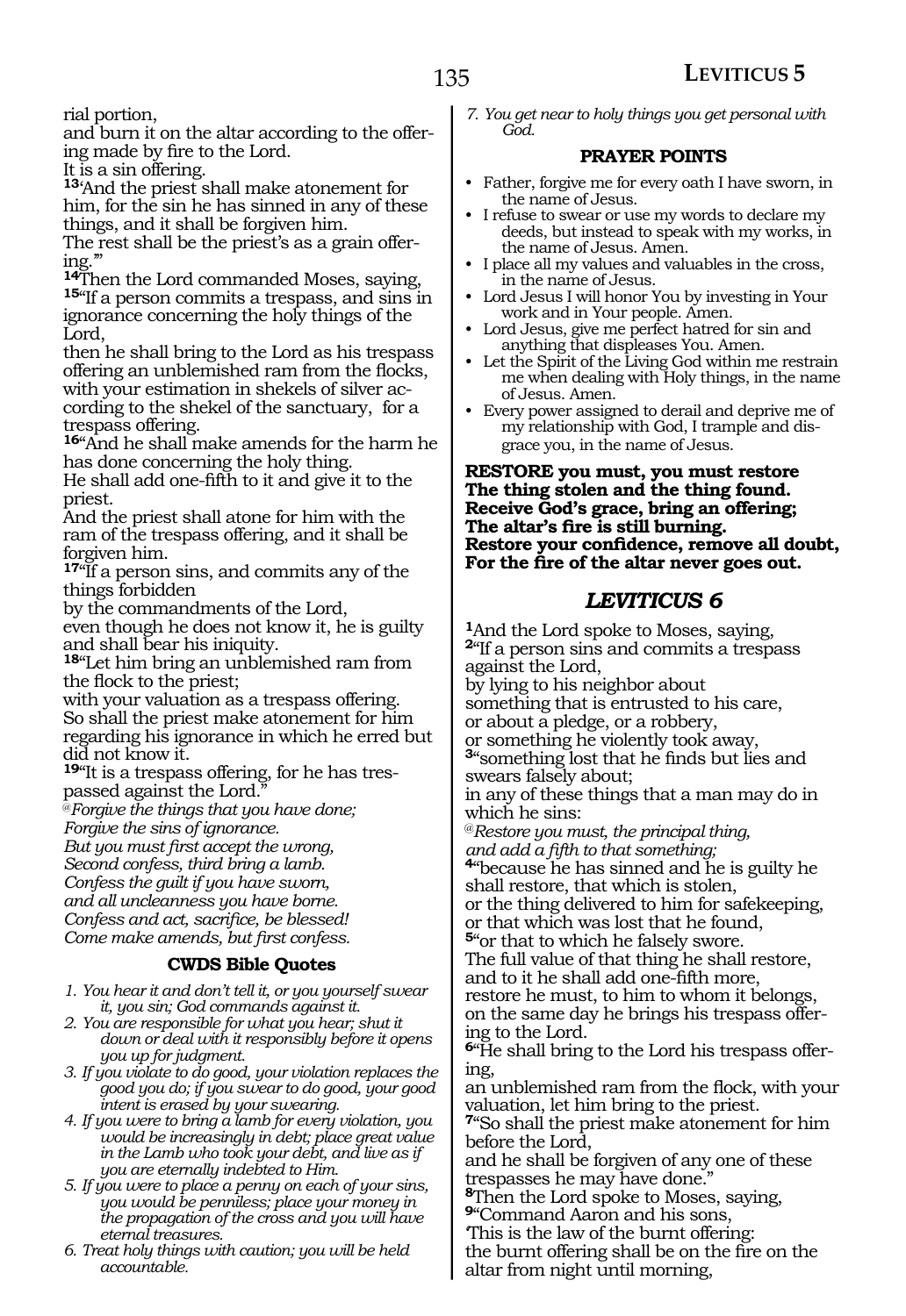rial portion,
and burn it on the altar according to the offering made by fire to the Lord.
It is a sin offering.
**13**'And the priest shall make atonement for him, for the sin he has sinned in any of these things, and it shall be forgiven him.
The rest shall be the priest's as a grain offering.'"
**14**Then the Lord commanded Moses, saying,
**15**"If a person commits a trespass, and sins in ignorance concerning the holy things of the Lord,
then he shall bring to the Lord as his trespass offering an unblemished ram from the flocks, with your estimation in shekels of silver according to the shekel of the sanctuary, for a trespass offering.
**16**"And he shall make amends for the harm he has done concerning the holy thing.
He shall add one-fifth to it and give it to the priest.
And the priest shall atone for him with the ram of the trespass offering, and it shall be forgiven him.
**17**"If a person sins, and commits any of the things forbidden
by the commandments of the Lord,
even though he does not know it, he is guilty and shall bear his iniquity.
**18**"Let him bring an unblemished ram from the flock to the priest;
with your valuation as a trespass offering.
So shall the priest make atonement for him regarding his ignorance in which he erred but did not know it.
**19**"It is a trespass offering, for he has trespassed against the Lord."

*@Forgive the things that you have done;*
*Forgive the sins of ignorance.*
*But you must first accept the wrong,*
*Second confess, third bring a lamb.*
*Confess the guilt if you have sworn,*
*and all uncleanness you have borne.*
*Confess and act, sacrifice, be blessed!*
*Come make amends, but first confess.*

### CWDS Bible Quotes

1. *You hear it and don't tell it, or you yourself swear it, you sin; God commands against it.*
2. *You are responsible for what you hear; shut it down or deal with it responsibly before it opens you up for judgment.*
3. *If you violate to do good, your violation replaces the good you do; if you swear to do good, your good intent is erased by your swearing.*
4. *If you were to bring a lamb for every violation, you would be increasingly in debt; place great value in the Lamb who took your debt, and live as if you are eternally indebted to Him.*
5. *If you were to place a penny on each of your sins, you would be penniless; place your money in the propagation of the cross and you will have eternal treasures.*
6. *Treat holy things with caution; you will be held accountable.*
7. *You get near to holy things you get personal with God.*

### PRAYER POINTS

- Father, forgive me for every oath I have sworn, in the name of Jesus.
- I refuse to swear or use my words to declare my deeds, but instead to speak with my works, in the name of Jesus. Amen.
- I place all my values and valuables in the cross, in the name of Jesus.
- Lord Jesus I will honor You by investing in Your work and in Your people. Amen.
- Lord Jesus, give me perfect hatred for sin and anything that displeases You. Amen.
- Let the Spirit of the Living God within me restrain me when dealing with Holy things, in the name of Jesus. Amen.
- Every power assigned to derail and deprive me of my relationship with God, I trample and disgrace you, in the name of Jesus.

**RESTORE you must, you must restore**
**The thing stolen and the thing found.**
**Receive God's grace, bring an offering;**
**The altar's fire is still burning.**
**Restore your confidence, remove all doubt,**
**For the fire of the altar never goes out.**

## *LEVITICUS 6*

**1**And the Lord spoke to Moses, saying,
**2**"If a person sins and commits a trespass against the Lord,
by lying to his neighbor about
something that is entrusted to his care,
or about a pledge, or a robbery,
or something he violently took away,
**3**"something lost that he finds but lies and swears falsely about;
in any of these things that a man may do in which he sins:
*@Restore you must, the principal thing,*
*and add a fifth to that something;*
**4**"because he has sinned and he is guilty he shall restore, that which is stolen,
or the thing delivered to him for safekeeping,
or that which was lost that he found,
**5**"or that to which he falsely swore.
The full value of that thing he shall restore,
and to it he shall add one-fifth more,
restore he must, to him to whom it belongs,
on the same day he brings his trespass offering to the Lord.
**6**"He shall bring to the Lord his trespass offering,
an unblemished ram from the flock, with your valuation, let him bring to the priest.
**7**"So shall the priest make atonement for him before the Lord,
and he shall be forgiven of any one of these trespasses he may have done."
**8**Then the Lord spoke to Moses, saying,
**9**"Command Aaron and his sons,
'This is the law of the burnt offering:
the burnt offering shall be on the fire on the altar from night until morning,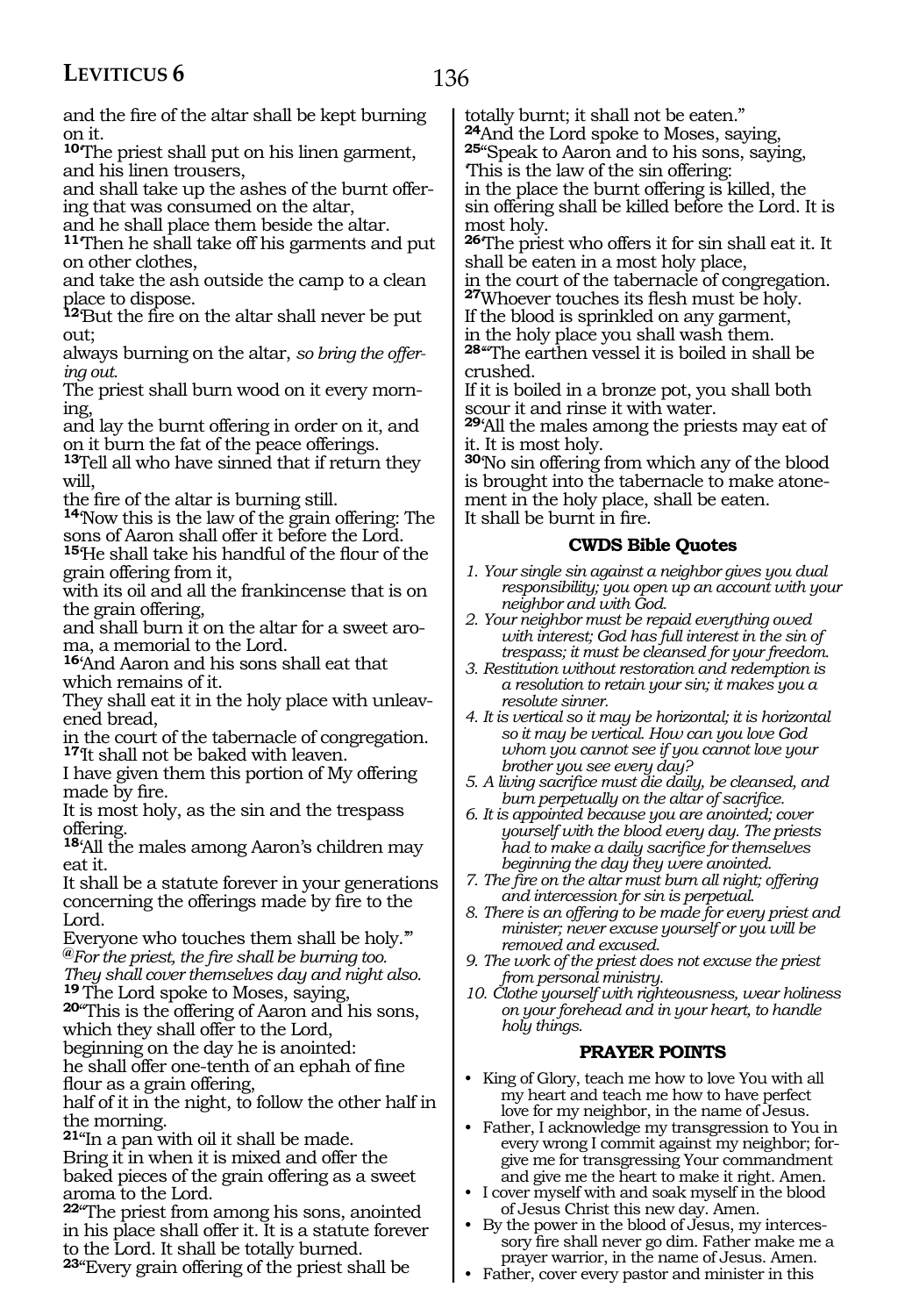and the fire of the altar shall be kept burning on it.

**10**'The priest shall put on his linen garment, and his linen trousers,
and shall take up the ashes of the burnt offering that was consumed on the altar,
and he shall place them beside the altar.

**11**'Then he shall take off his garments and put on other clothes,
and take the ash outside the camp to a clean place to dispose.

**12**'But the fire on the altar shall never be put out;
always burning on the altar, *so bring the offering out.*
The priest shall burn wood on it every morning,
and lay the burnt offering in order on it, and on it burn the fat of the peace offerings.

**13**Tell all who have sinned that if return they will,
the fire of the altar is burning still.

**14**'Now this is the law of the grain offering: The sons of Aaron shall offer it before the Lord.

**15**'He shall take his handful of the flour of the grain offering from it,
with its oil and all the frankincense that is on the grain offering,
and shall burn it on the altar for a sweet aroma, a memorial to the Lord.

**16**'And Aaron and his sons shall eat that which remains of it.
They shall eat it in the holy place with unleavened bread,
in the court of the tabernacle of congregation.

**17**'It shall not be baked with leaven.
I have given them this portion of My offering made by fire.
It is most holy, as the sin and the trespass offering.

**18**'All the males among Aaron's children may eat it.
It shall be a statute forever in your generations concerning the offerings made by fire to the Lord.
Everyone who touches them shall be holy.'"

*@For the priest, the fire shall be burning too.*
*They shall cover themselves day and night also.*

**19** The Lord spoke to Moses, saying,

**20**"This is the offering of Aaron and his sons, which they shall offer to the Lord,
beginning on the day he is anointed:
he shall offer one-tenth of an ephah of fine flour as a grain offering,
half of it in the night, to follow the other half in the morning.

**21**"In a pan with oil it shall be made.
Bring it in when it is mixed and offer the baked pieces of the grain offering as a sweet aroma to the Lord.

**22**"The priest from among his sons, anointed in his place shall offer it. It is a statute forever to the Lord. It shall be totally burned.

**23**"Every grain offering of the priest shall be totally burnt; it shall not be eaten."

**24**And the Lord spoke to Moses, saying,

**25**"Speak to Aaron and to his sons, saying,
'This is the law of the sin offering:
in the place the burnt offering is killed, the sin offering shall be killed before the Lord. It is most holy.

**26**'The priest who offers it for sin shall eat it. It shall be eaten in a most holy place,
in the court of the tabernacle of congregation.

**27**Whoever touches its flesh must be holy.
If the blood is sprinkled on any garment,
in the holy place you shall wash them.

**28**"'The earthen vessel it is boiled in shall be crushed.
If it is boiled in a bronze pot, you shall both scour it and rinse it with water.

**29**'All the males among the priests may eat of it. It is most holy.

**30**'No sin offering from which any of the blood is brought into the tabernacle to make atonement in the holy place, shall be eaten.
It shall be burnt in fire.

## CWDS Bible Quotes

1. *Your single sin against a neighbor gives you dual responsibility; you open up an account with your neighbor and with God.*
2. *Your neighbor must be repaid everything owed with interest; God has full interest in the sin of trespass; it must be cleansed for your freedom.*
3. *Restitution without restoration and redemption is a resolution to retain your sin; it makes you a resolute sinner.*
4. *It is vertical so it may be horizontal; it is horizontal so it may be vertical. How can you love God whom you cannot see if you cannot love your brother you see every day?*
5. *A living sacrifice must die daily, be cleansed, and burn perpetually on the altar of sacrifice.*
6. *It is appointed because you are anointed; cover yourself with the blood every day. The priests had to make a daily sacrifice for themselves beginning the day they were anointed.*
7. *The fire on the altar must burn all night; offering and intercession for sin is perpetual.*
8. *There is an offering to be made for every priest and minister; never excuse yourself or you will be removed and excused.*
9. *The work of the priest does not excuse the priest from personal ministry.*
10. *Clothe yourself with righteousness, wear holiness on your forehead and in your heart, to handle holy things.*

## PRAYER POINTS

- King of Glory, teach me how to love You with all my heart and teach me how to have perfect love for my neighbor, in the name of Jesus.
- Father, I acknowledge my transgression to You in every wrong I commit against my neighbor; forgive me for transgressing Your commandment and give me the heart to make it right. Amen.
- I cover myself with and soak myself in the blood of Jesus Christ this new day. Amen.
- By the power in the blood of Jesus, my intercessory fire shall never go dim. Father make me a prayer warrior, in the name of Jesus. Amen.
- Father, cover every pastor and minister in this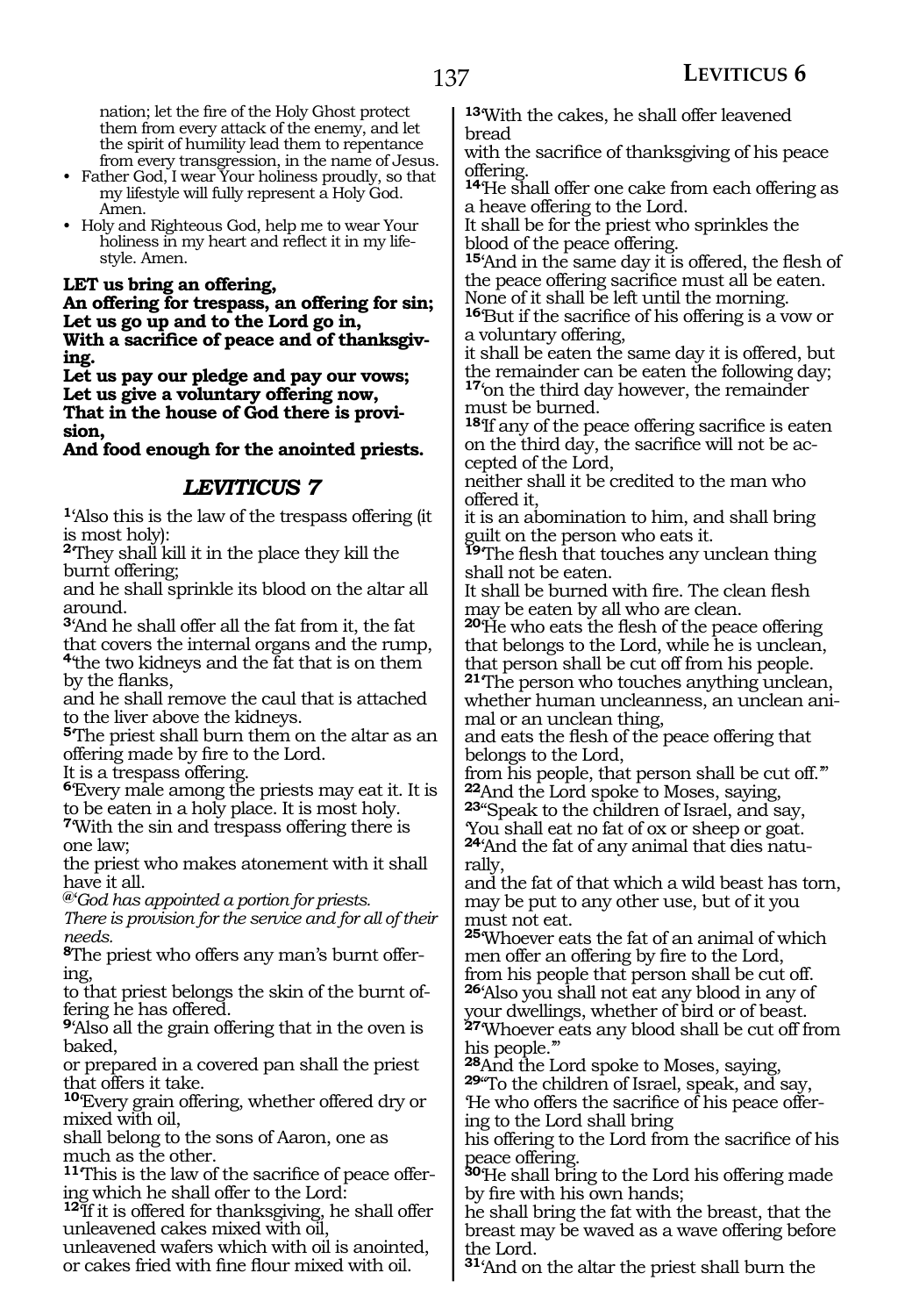nation; let the fire of the Holy Ghost protect them from every attack of the enemy, and let the spirit of humility lead them to repentance from every transgression, in the name of Jesus.

- Father God, I wear Your holiness proudly, so that my lifestyle will fully represent a Holy God. Amen.
- Holy and Righteous God, help me to wear Your holiness in my heart and reflect it in my lifestyle. Amen.

**LET us bring an offering,**
**An offering for trespass, an offering for sin;**
**Let us go up and to the Lord go in,**
**With a sacrifice of peace and of thanksgiving.**
**Let us pay our pledge and pay our vows;**
**Let us give a voluntary offering now,**
**That in the house of God there is provision,**
**And food enough for the anointed priests.**

## *LEVITICUS 7*

**1**'Also this is the law of the trespass offering (it is most holy):
**2**'They shall kill it in the place they kill the burnt offering;
and he shall sprinkle its blood on the altar all around.
**3**'And he shall offer all the fat from it, the fat that covers the internal organs and the rump,
**4**'the two kidneys and the fat that is on them by the flanks,
and he shall remove the caul that is attached to the liver above the kidneys.
**5**'The priest shall burn them on the altar as an offering made by fire to the Lord.
It is a trespass offering.
**6**'Every male among the priests may eat it. It is to be eaten in a holy place. It is most holy.
**7**'With the sin and trespass offering there is one law;
the priest who makes atonement with it shall have it all.
**@**'*God has appointed a portion for priests.*
*There is provision for the service and for all of their needs.*
**8**'The priest who offers any man's burnt offering,
to that priest belongs the skin of the burnt offering he has offered.
**9**'Also all the grain offering that in the oven is baked,
or prepared in a covered pan shall the priest that offers it take.
**10**'Every grain offering, whether offered dry or mixed with oil,
shall belong to the sons of Aaron, one as much as the other.
**11**'This is the law of the sacrifice of peace offering which he shall offer to the Lord:
**12**'If it is offered for thanksgiving, he shall offer unleavened cakes mixed with oil,
unleavened wafers which with oil is anointed,
or cakes fried with fine flour mixed with oil.
**13**'With the cakes, he shall offer leavened bread
with the sacrifice of thanksgiving of his peace offering.
**14**'He shall offer one cake from each offering as a heave offering to the Lord.
It shall be for the priest who sprinkles the blood of the peace offering.
**15**'And in the same day it is offered, the flesh of the peace offering sacrifice must all be eaten.
None of it shall be left until the morning.
**16**'But if the sacrifice of his offering is a vow or a voluntary offering,
it shall be eaten the same day it is offered, but the remainder can be eaten the following day;
**17**'on the third day however, the remainder must be burned.
**18**'If any of the peace offering sacrifice is eaten on the third day, the sacrifice will not be accepted of the Lord,
neither shall it be credited to the man who offered it,
it is an abomination to him, and shall bring guilt on the person who eats it.
**19**'The flesh that touches any unclean thing shall not be eaten.
It shall be burned with fire. The clean flesh may be eaten by all who are clean.
**20**'He who eats the flesh of the peace offering that belongs to the Lord, while he is unclean,
that person shall be cut off from his people.
**21**'The person who touches anything unclean, whether human uncleanness, an unclean animal or an unclean thing,
and eats the flesh of the peace offering that belongs to the Lord,
from his people, that person shall be cut off.'"
**22**And the Lord spoke to Moses, saying,
**23**"Speak to the children of Israel, and say,
'You shall eat no fat of ox or sheep or goat.
**24**'And the fat of any animal that dies naturally,
and the fat of that which a wild beast has torn,
may be put to any other use, but of it you must not eat.
**25**'Whoever eats the fat of an animal of which men offer an offering by fire to the Lord,
from his people that person shall be cut off.
**26**'Also you shall not eat any blood in any of your dwellings, whether of bird or of beast.
**27**'Whoever eats any blood shall be cut off from his people.'"
**28**And the Lord spoke to Moses, saying,
**29**"To the children of Israel, speak, and say,
'He who offers the sacrifice of his peace offering to the Lord shall bring
his offering to the Lord from the sacrifice of his peace offering.
**30**'He shall bring to the Lord his offering made by fire with his own hands;
he shall bring the fat with the breast, that the breast may be waved as a wave offering before the Lord.
**31**'And on the altar the priest shall burn the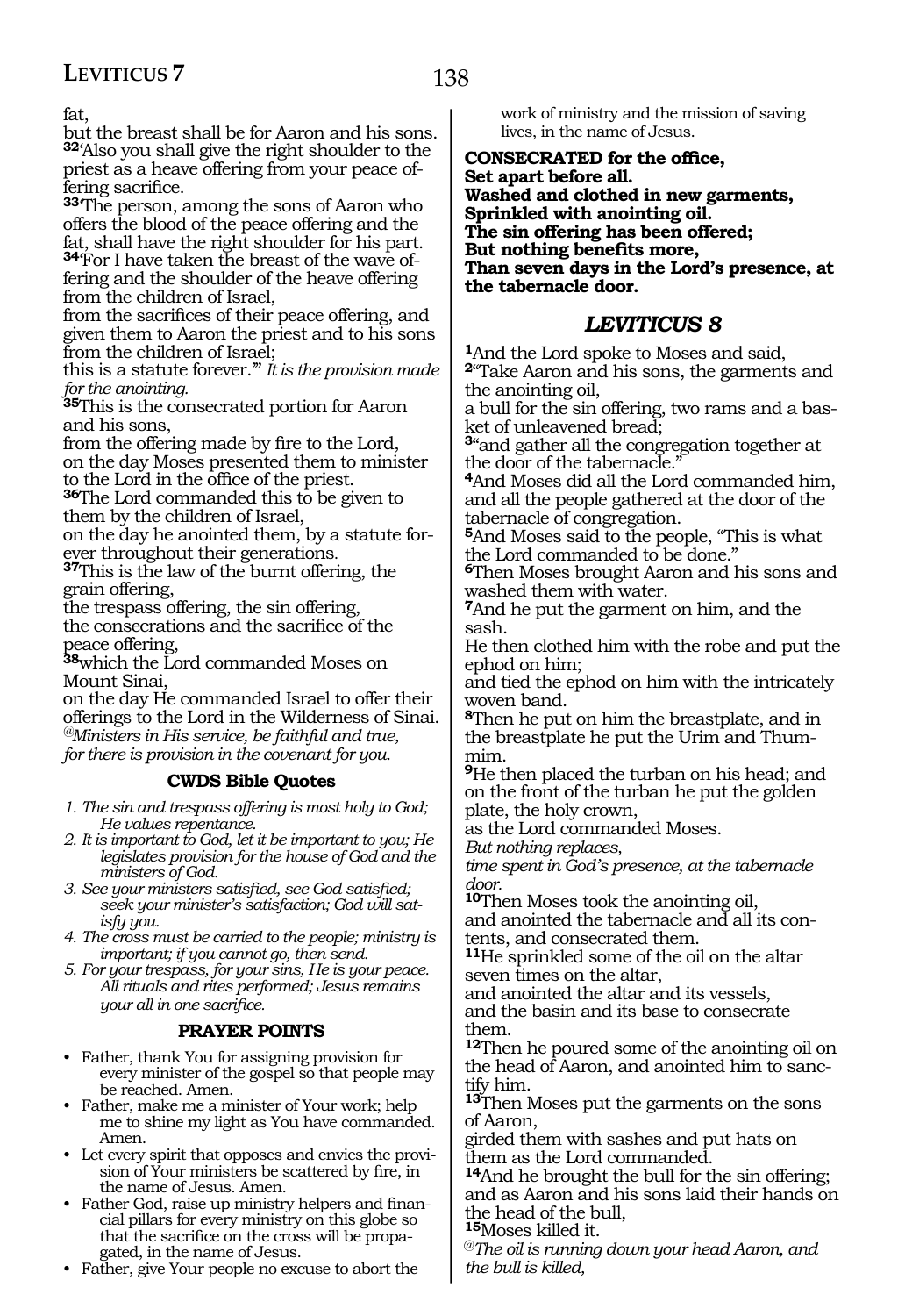fat,
but the breast shall be for Aaron and his sons.
**32**'Also you shall give the right shoulder to the priest as a heave offering from your peace offering sacrifice.
**33**'The person, among the sons of Aaron who offers the blood of the peace offering and the fat, shall have the right shoulder for his part.
**34**'For I have taken the breast of the wave offering and the shoulder of the heave offering from the children of Israel,
from the sacrifices of their peace offering, and given them to Aaron the priest and to his sons from the children of Israel;
this is a statute forever.'" *It is the provision made for the anointing.*
**35**This is the consecrated portion for Aaron and his sons,
from the offering made by fire to the Lord,
on the day Moses presented them to minister to the Lord in the office of the priest.
**36**The Lord commanded this to be given to them by the children of Israel,
on the day he anointed them, by a statute forever throughout their generations.
**37**This is the law of the burnt offering, the grain offering,
the trespass offering, the sin offering,
the consecrations and the sacrifice of the peace offering,
**38**which the Lord commanded Moses on Mount Sinai,
on the day He commanded Israel to offer their offerings to the Lord in the Wilderness of Sinai.
*@Ministers in His service, be faithful and true, for there is provision in the covenant for you.*

### CWDS Bible Quotes

1. *The sin and trespass offering is most holy to God; He values repentance.*
2. *It is important to God, let it be important to you; He legislates provision for the house of God and the ministers of God.*
3. *See your ministers satisfied, see God satisfied; seek your minister's satisfaction; God will satisfy you.*
4. *The cross must be carried to the people; ministry is important; if you cannot go, then send.*
5. *For your trespass, for your sins, He is your peace. All rituals and rites performed; Jesus remains your all in one sacrifice.*

### PRAYER POINTS

- Father, thank You for assigning provision for every minister of the gospel so that people may be reached. Amen.
- Father, make me a minister of Your work; help me to shine my light as You have commanded. Amen.
- Let every spirit that opposes and envies the provision of Your ministers be scattered by fire, in the name of Jesus. Amen.
- Father God, raise up ministry helpers and financial pillars for every ministry on this globe so that the sacrifice on the cross will be propagated, in the name of Jesus.
- Father, give Your people no excuse to abort the work of ministry and the mission of saving lives, in the name of Jesus.

**CONSECRATED for the office,**
**Set apart before all.**
**Washed and clothed in new garments,**
**Sprinkled with anointing oil.**
**The sin offering has been offered;**
**But nothing benefits more,**
**Than seven days in the Lord's presence, at the tabernacle door.**

## *LEVITICUS 8*

**1**And the Lord spoke to Moses and said,
**2**"Take Aaron and his sons, the garments and the anointing oil,
a bull for the sin offering, two rams and a basket of unleavened bread;
**3**"and gather all the congregation together at the door of the tabernacle."
**4**And Moses did all the Lord commanded him, and all the people gathered at the door of the tabernacle of congregation.
**5**And Moses said to the people, "This is what the Lord commanded to be done."
**6**Then Moses brought Aaron and his sons and washed them with water.
**7**And he put the garment on him, and the sash.
He then clothed him with the robe and put the ephod on him;
and tied the ephod on him with the intricately woven band.
**8**Then he put on him the breastplate, and in the breastplate he put the Urim and Thummim.
**9**He then placed the turban on his head; and on the front of the turban he put the golden plate, the holy crown,
as the Lord commanded Moses.
*But nothing replaces,*
*time spent in God's presence, at the tabernacle door.*
**10**Then Moses took the anointing oil,
and anointed the tabernacle and all its contents, and consecrated them.
**11**He sprinkled some of the oil on the altar seven times on the altar,
and anointed the altar and its vessels,
and the basin and its base to consecrate them.
**12**Then he poured some of the anointing oil on the head of Aaron, and anointed him to sanctify him.
**13**Then Moses put the garments on the sons of Aaron,
girded them with sashes and put hats on them as the Lord commanded.
**14**And he brought the bull for the sin offering;
and as Aaron and his sons laid their hands on the head of the bull,
**15**Moses killed it.
*@The oil is running down your head Aaron, and the bull is killed,*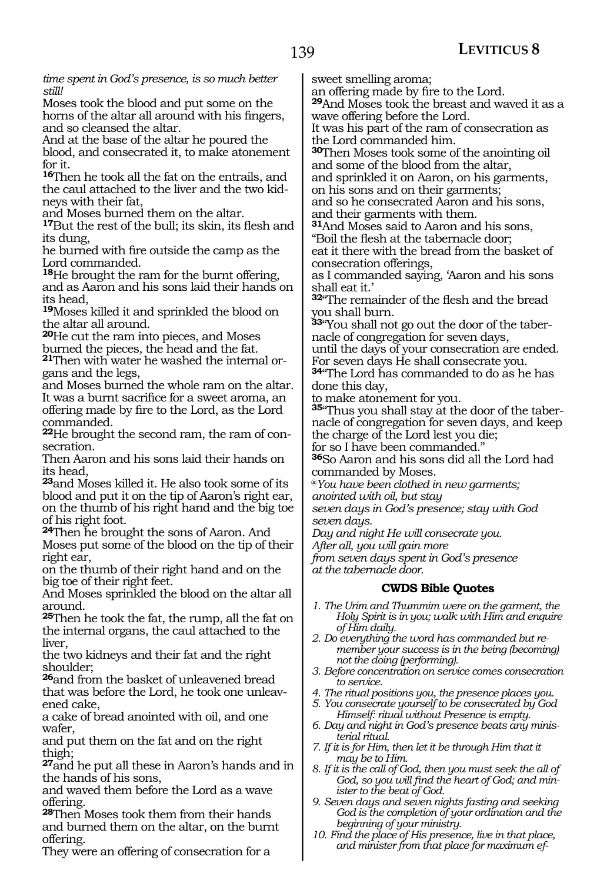*time spent in God's presence, is so much better still!*

Moses took the blood and put some on the horns of the altar all around with his fingers, and so cleansed the altar.
And at the base of the altar he poured the blood, and consecrated it, to make atonement for it.
**16**Then he took all the fat on the entrails, and the caul attached to the liver and the two kidneys with their fat,
and Moses burned them on the altar.
**17**But the rest of the bull; its skin, its flesh and its dung,
he burned with fire outside the camp as the Lord commanded.
**18**He brought the ram for the burnt offering, and as Aaron and his sons laid their hands on its head,
**19**Moses killed it and sprinkled the blood on the altar all around.
**20**He cut the ram into pieces, and Moses burned the pieces, the head and the fat.
**21**Then with water he washed the internal organs and the legs,
and Moses burned the whole ram on the altar.
It was a burnt sacrifice for a sweet aroma, an offering made by fire to the Lord, as the Lord commanded.
**22**He brought the second ram, the ram of consecration.
Then Aaron and his sons laid their hands on its head,
**23**and Moses killed it. He also took some of its blood and put it on the tip of Aaron's right ear, on the thumb of his right hand and the big toe of his right foot.
**24**Then he brought the sons of Aaron. And Moses put some of the blood on the tip of their right ear,
on the thumb of their right hand and on the big toe of their right feet.
And Moses sprinkled the blood on the altar all around.
**25**Then he took the fat, the rump, all the fat on the internal organs, the caul attached to the liver,
the two kidneys and their fat and the right shoulder;
**26**and from the basket of unleavened bread that was before the Lord, he took one unleavened cake,
a cake of bread anointed with oil, and one wafer,
and put them on the fat and on the right thigh;
**27**and he put all these in Aaron's hands and in the hands of his sons,
and waved them before the Lord as a wave offering.
**28**Then Moses took them from their hands and burned them on the altar, on the burnt offering.
They were an offering of consecration for a sweet smelling aroma;
an offering made by fire to the Lord.
**29**And Moses took the breast and waved it as a wave offering before the Lord.
It was his part of the ram of consecration as the Lord commanded him.
**30**Then Moses took some of the anointing oil and some of the blood from the altar,
and sprinkled it on Aaron, on his garments, on his sons and on their garments;
and so he consecrated Aaron and his sons, and their garments with them.
**31**And Moses said to Aaron and his sons,
"Boil the flesh at the tabernacle door;
eat it there with the bread from the basket of consecration offerings,
as I commanded saying, 'Aaron and his sons shall eat it.'
**32**"The remainder of the flesh and the bread you shall burn.
**33**"You shall not go out the door of the tabernacle of congregation for seven days,
until the days of your consecration are ended.
For seven days He shall consecrate you.
**34**"The Lord has commanded to do as he has done this day,
to make atonement for you.
**35**"Thus you shall stay at the door of the tabernacle of congregation for seven days, and keep the charge of the Lord lest you die;
for so I have been commanded."
**36**So Aaron and his sons did all the Lord had commanded by Moses.

*@You have been clothed in new garments;*
*anointed with oil, but stay*
*seven days in God's presence; stay with God seven days.*
*Day and night He will consecrate you.*
*After all, you will gain more*
*from seven days spent in God's presence*
*at the tabernacle door.*

### CWDS Bible Quotes

1. *The Urim and Thummim were on the garment, the Holy Spirit is in you; walk with Him and enquire of Him daily.*
2. *Do everything the word has commanded but remember your success is in the being (becoming) not the doing (performing).*
3. *Before concentration on service comes consecration to service.*
4. *The ritual positions you, the presence places you.*
5. *You consecrate yourself to be consecrated by God Himself: ritual without Presence is empty.*
6. *Day and night in God's presence beats any ministerial ritual.*
7. *If it is for Him, then let it be through Him that it may be to Him.*
8. *If it is the call of God, then you must seek the all of God, so you will find the heart of God; and minister to the beat of God.*
9. *Seven days and seven nights fasting and seeking God is the completion of your ordination and the beginning of your ministry.*
10. *Find the place of His presence, live in that place, and minister from that place for maximum ef-*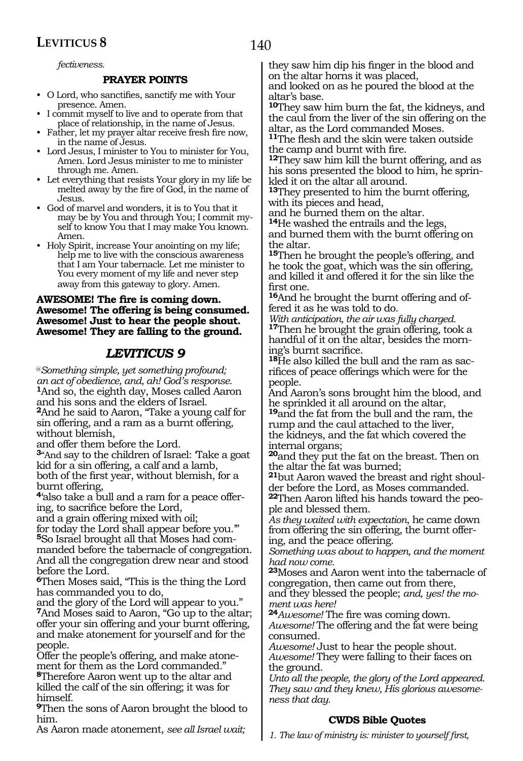*fectiveness.*

**PRAYER POINTS**

- O Lord, who sanctifies, sanctify me with Your presence. Amen.
- I commit myself to live and to operate from that place of relationship, in the name of Jesus.
- Father, let my prayer altar receive fresh fire now, in the name of Jesus.
- Lord Jesus, I minister to You to minister for You, Amen. Lord Jesus minister to me to minister through me. Amen.
- Let everything that resists Your glory in my life be melted away by the fire of God, in the name of Jesus.
- God of marvel and wonders, it is to You that it may be by You and through You; I commit myself to know You that I may make You known. Amen.
- Holy Spirit, increase Your anointing on my life; help me to live with the conscious awareness that I am Your tabernacle. Let me minister to You every moment of my life and never step away from this gateway to glory. Amen.

**AWESOME! The fire is coming down.**
**Awesome! The offering is being consumed.**
**Awesome! Just to hear the people shout.**
**Awesome! They are falling to the ground.**

## *LEVITICUS 9*

@*Something simple, yet something profound;*
*an act of obedience, and, ah! God's response.*
**1**And so, the eighth day, Moses called Aaron and his sons and the elders of Israel.
**2**And he said to Aaron, "Take a young calf for sin offering, and a ram as a burnt offering, without blemish,
and offer them before the Lord.
**3**"And say to the children of Israel: 'Take a goat kid for a sin offering, a calf and a lamb, both of the first year, without blemish, for a burnt offering,
**4**'also take a bull and a ram for a peace offering, to sacrifice before the Lord,
and a grain offering mixed with oil;
for today the Lord shall appear before you.'"
**5**So Israel brought all that Moses had commanded before the tabernacle of congregation. And all the congregation drew near and stood before the Lord.
**6**Then Moses said, "This is the thing the Lord has commanded you to do,
and the glory of the Lord will appear to you."
**7**And Moses said to Aaron, "Go up to the altar; offer your sin offering and your burnt offering, and make atonement for yourself and for the people.
Offer the people's offering, and make atonement for them as the Lord commanded."
**8**Therefore Aaron went up to the altar and killed the calf of the sin offering; it was for himself.
**9**Then the sons of Aaron brought the blood to him.
As Aaron made atonement, *see all Israel wait;*
they saw him dip his finger in the blood and on the altar horns it was placed,
and looked on as he poured the blood at the altar's base.
**10**They saw him burn the fat, the kidneys, and the caul from the liver of the sin offering on the altar, as the Lord commanded Moses.
**11**The flesh and the skin were taken outside the camp and burnt with fire.
**12**They saw him kill the burnt offering, and as his sons presented the blood to him, he sprinkled it on the altar all around.
**13**They presented to him the burnt offering, with its pieces and head,
and he burned them on the altar.
**14**He washed the entrails and the legs,
and burned them with the burnt offering on the altar.
**15**Then he brought the people's offering, and he took the goat, which was the sin offering, and killed it and offered it for the sin like the first one.
**16**And he brought the burnt offering and offered it as he was told to do.
*With anticipation, the air was fully charged.*
**17**Then he brought the grain offering, took a handful of it on the altar, besides the morning's burnt sacrifice.
**18**He also killed the bull and the ram as sacrifices of peace offerings which were for the people.
And Aaron's sons brought him the blood, and he sprinkled it all around on the altar,
**19**and the fat from the bull and the ram, the rump and the caul attached to the liver,
the kidneys, and the fat which covered the internal organs;
**20**and they put the fat on the breast. Then on the altar the fat was burned;
**21**but Aaron waved the breast and right shoulder before the Lord, as Moses commanded.
**22**Then Aaron lifted his hands toward the people and blessed them.
*As they waited with expectation*, he came down from offering the sin offering, the burnt offering, and the peace offering.
*Something was about to happen, and the moment had now come.*
**23**Moses and Aaron went into the tabernacle of congregation, then came out from there,
and they blessed the people; *and, yes! the moment was here!*
**24***Awesome!* The fire was coming down.
*Awesome!* The offering and the fat were being consumed.
*Awesome!* Just to hear the people shout.
*Awesome!* They were falling to their faces on the ground.
*Unto all the people, the glory of the Lord appeared.*
*They saw and they knew, His glorious awesomeness that day.*

**CWDS Bible Quotes**

*1. The law of ministry is: minister to yourself first,*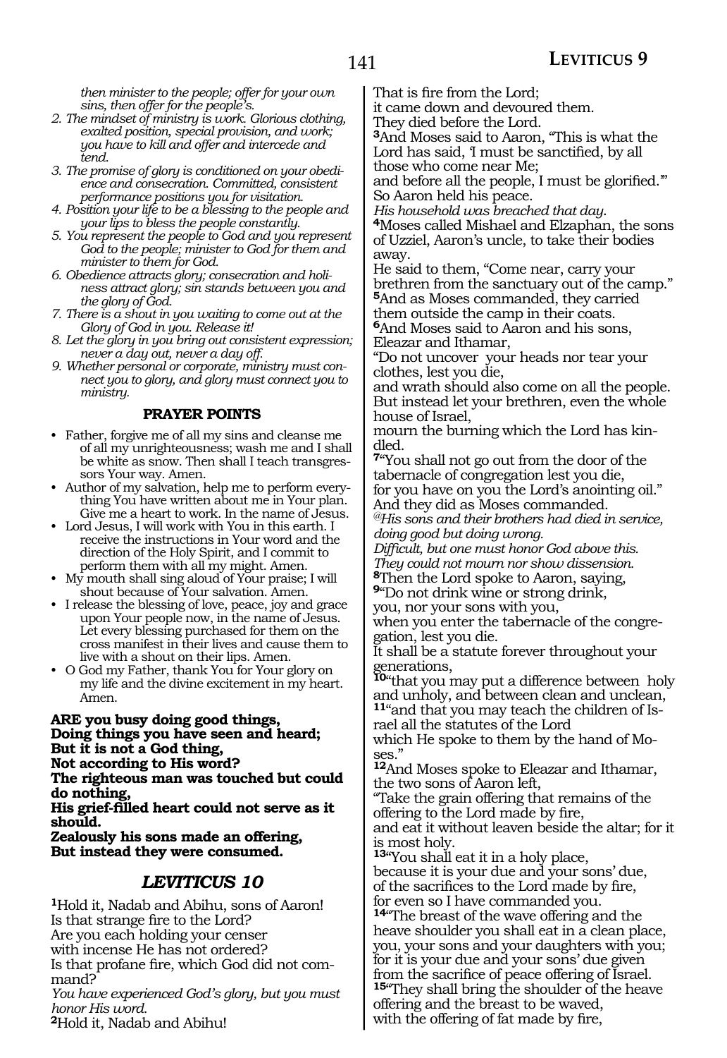*then minister to the people; offer for your own sins, then offer for the people's.*

2. *The mindset of ministry is work. Glorious clothing, exalted position, special provision, and work; you have to kill and offer and intercede and tend.*
3. *The promise of glory is conditioned on your obedience and consecration. Committed, consistent performance positions you for visitation.*
4. *Position your life to be a blessing to the people and your lips to bless the people constantly.*
5. *You represent the people to God and you represent God to the people; minister to God for them and minister to them for God.*
6. *Obedience attracts glory; consecration and holiness attract glory; sin stands between you and the glory of God.*
7. *There is a shout in you waiting to come out at the Glory of God in you. Release it!*
8. *Let the glory in you bring out consistent expression; never a day out, never a day off.*
9. *Whether personal or corporate, ministry must connect you to glory, and glory must connect you to ministry.*

**PRAYER POINTS**

- Father, forgive me of all my sins and cleanse me of all my unrighteousness; wash me and I shall be white as snow. Then shall I teach transgressors Your way. Amen.
- Author of my salvation, help me to perform everything You have written about me in Your plan. Give me a heart to work. In the name of Jesus.
- Lord Jesus, I will work with You in this earth. I receive the instructions in Your word and the direction of the Holy Spirit, and I commit to perform them with all my might. Amen.
- My mouth shall sing aloud of Your praise; I will shout because of Your salvation. Amen.
- I release the blessing of love, peace, joy and grace upon Your people now, in the name of Jesus. Let every blessing purchased for them on the cross manifest in their lives and cause them to live with a shout on their lips. Amen.
- O God my Father, thank You for Your glory on my life and the divine excitement in my heart. Amen.

**ARE you busy doing good things,**
**Doing things you have seen and heard;**
**But it is not a God thing,**
**Not according to His word?**
**The righteous man was touched but could do nothing,**
**His grief-filled heart could not serve as it should.**
**Zealously his sons made an offering,**
**But instead they were consumed.**

## *LEVITICUS 10*

[1]Hold it, Nadab and Abihu, sons of Aaron!
Is that strange fire to the Lord?
Are you each holding your censer
with incense He has not ordered?
Is that profane fire, which God did not command?
*You have experienced God's glory, but you must honor His word.*
[2]Hold it, Nadab and Abihu!
That is fire from the Lord;
it came down and devoured them.
They died before the Lord.
[3]And Moses said to Aaron, "This is what the Lord has said, 'I must be sanctified, by all those who come near Me;
and before all the people, I must be glorified.'"
So Aaron held his peace.
*His household was breached that day.*
[4]Moses called Mishael and Elzaphan, the sons of Uzziel, Aaron's uncle, to take their bodies away.
He said to them, "Come near, carry your brethren from the sanctuary out of the camp."
[5]And as Moses commanded, they carried them outside the camp in their coats.
[6]And Moses said to Aaron and his sons, Eleazar and Ithamar,
"Do not uncover your heads nor tear your clothes, lest you die,
and wrath should also come on all the people.
But instead let your brethren, even the whole house of Israel,
mourn the burning which the Lord has kindled.
[7]"You shall not go out from the door of the tabernacle of congregation lest you die,
for you have on you the Lord's anointing oil."
And they did as Moses commanded.
*@His sons and their brothers had died in service, doing good but doing wrong.*
*Difficult, but one must honor God above this.*
*They could not mourn nor show dissension.*
[8]Then the Lord spoke to Aaron, saying,
[9]"Do not drink wine or strong drink,
you, nor your sons with you,
when you enter the tabernacle of the congregation, lest you die.
It shall be a statute forever throughout your generations,
[10]"that you may put a difference between holy and unholy, and between clean and unclean,
[11]"and that you may teach the children of Israel all the statutes of the Lord
which He spoke to them by the hand of Moses."
[12]And Moses spoke to Eleazar and Ithamar, the two sons of Aaron left,
"Take the grain offering that remains of the offering to the Lord made by fire,
and eat it without leaven beside the altar; for it is most holy.
[13]"You shall eat it in a holy place,
because it is your due and your sons' due,
of the sacrifices to the Lord made by fire,
for even so I have commanded you.
[14]"The breast of the wave offering and the heave shoulder you shall eat in a clean place,
you, your sons and your daughters with you;
for it is your due and your sons' due given from the sacrifice of peace offering of Israel.
[15]"They shall bring the shoulder of the heave offering and the breast to be waved,
with the offering of fat made by fire,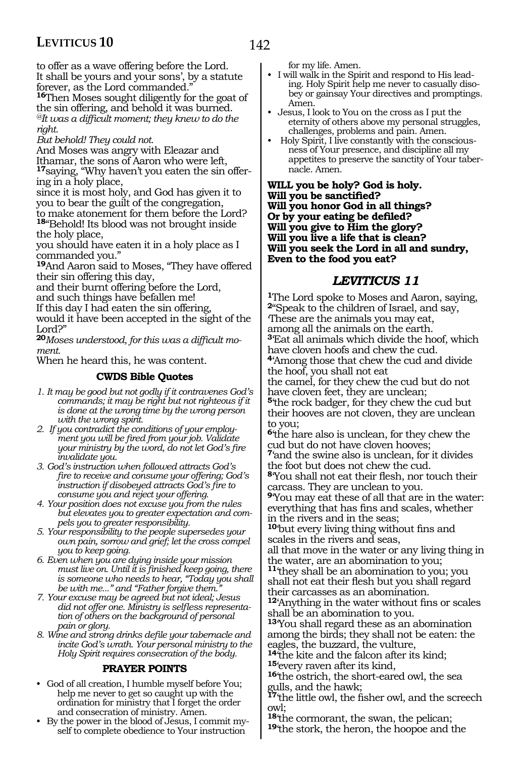to offer as a wave offering before the Lord.
It shall be yours and your sons', by a statute forever, as the Lord commanded."

**16**Then Moses sought diligently for the goat of the sin offering, and behold it was burned.
*@It was a difficult moment; they knew to do the right.*
*But behold! They could not.*
And Moses was angry with Eleazar and Ithamar, the sons of Aaron who were left,
**17**saying, "Why haven't you eaten the sin offering in a holy place,
since it is most holy, and God has given it to you to bear the guilt of the congregation,
to make atonement for them before the Lord?
**18**"Behold! Its blood was not brought inside the holy place,
you should have eaten it in a holy place as I commanded you."
**19**And Aaron said to Moses, "They have offered their sin offering this day,
and their burnt offering before the Lord,
and such things have befallen me!
If this day I had eaten the sin offering,
would it have been accepted in the sight of the Lord?"
**20***Moses understood, for this was a difficult moment.*
When he heard this, he was content.

### CWDS Bible Quotes

1. *It may be good but not godly if it contravenes God's commands; it may be right but not righteous if it is done at the wrong time by the wrong person with the wrong spirit.*
2. *If you contradict the conditions of your employment you will be fired from your job. Validate your ministry by the word, do not let God's fire invalidate you.*
3. *God's instruction when followed attracts God's fire to receive and consume your offering; God's instruction if disobeyed attracts God's fire to consume you and reject your offering.*
4. *Your position does not excuse you from the rules but elevates you to greater expectation and compels you to greater responsibility.*
5. *Your responsibility to the people supersedes your own pain, sorrow and grief; let the cross compel you to keep going.*
6. *Even when you are dying inside your mission must live on. Until it is finished keep going, there is someone who needs to hear, "Today you shall be with me..." and "Father forgive them."*
7. *Your excuse may be agreed but not ideal; Jesus did not offer one. Ministry is selfless representation of others on the background of personal pain or glory.*
8. *Wine and strong drinks defile your tabernacle and incite God's wrath. Your personal ministry to the Holy Spirit requires consecration of the body.*

### PRAYER POINTS

- God of all creation, I humble myself before You; help me never to get so caught up with the ordination for ministry that I forget the order and consecration of ministry. Amen.
- By the power in the blood of Jesus, I commit myself to complete obedience to Your instruction for my life. Amen.
- I will walk in the Spirit and respond to His leading. Holy Spirit help me never to casually disobey or gainsay Your directives and promptings. Amen.
- Jesus, I look to You on the cross as I put the eternity of others above my personal struggles, challenges, problems and pain. Amen.
- Holy Spirit, I live constantly with the consciousness of Your presence, and discipline all my appetites to preserve the sanctity of Your tabernacle. Amen.

**WILL you be holy? God is holy.**
**Will you be sanctified?**
**Will you honor God in all things?**
**Or by your eating be defiled?**
**Will you give to Him the glory?**
**Will you live a life that is clean?**
**Will you seek the Lord in all and sundry,**
**Even to the food you eat?**

## *LEVITICUS 11*

**1**The Lord spoke to Moses and Aaron, saying,
**2**"Speak to the children of Israel, and say,
'These are the animals you may eat,
among all the animals on the earth.
**3**'Eat all animals which divide the hoof, which have cloven hoofs and chew the cud.
**4**'Among those that chew the cud and divide the hoof, you shall not eat
the camel, for they chew the cud but do not have cloven feet, they are unclean;
**5**'the rock badger, for they chew the cud but their hooves are not cloven, they are unclean to you;
**6**'the hare also is unclean, for they chew the cud but do not have cloven hooves;
**7**'and the swine also is unclean, for it divides the foot but does not chew the cud.
**8**'You shall not eat their flesh, nor touch their carcass. They are unclean to you.
**9**'You may eat these of all that are in the water:
everything that has fins and scales, whether in the rivers and in the seas;
**10**'but every living thing without fins and scales in the rivers and seas,
all that move in the water or any living thing in the water, are an abomination to you;
**11**'they shall be an abomination to you; you shall not eat their flesh but you shall regard their carcasses as an abomination.
**12**'Anything in the water without fins or scales shall be an abomination to you.
**13**'You shall regard these as an abomination among the birds; they shall not be eaten: the eagles, the buzzard, the vulture,
**14**'the kite and the falcon after its kind;
**15**'every raven after its kind,
**16**'the ostrich, the short-eared owl, the sea gulls, and the hawk;
**17**'the little owl, the fisher owl, and the screech owl;
**18**'the cormorant, the swan, the pelican;
**19**'the stork, the heron, the hoopoe and the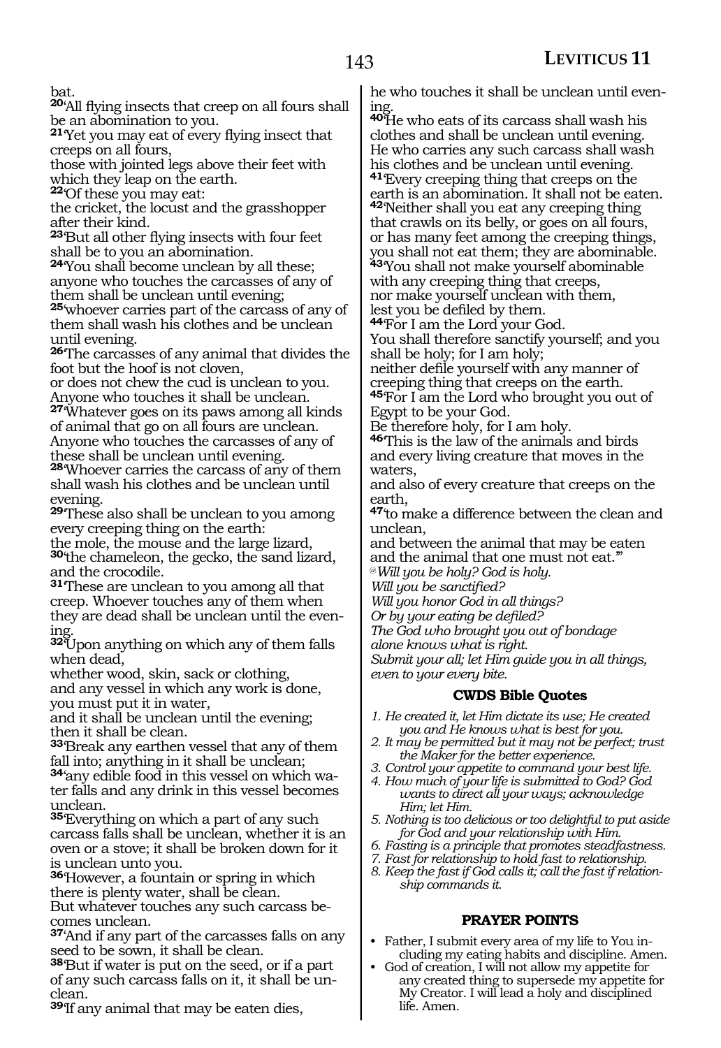bat.

**20**'All flying insects that creep on all fours shall be an abomination to you.

**21**'Yet you may eat of every flying insect that creeps on all fours,
those with jointed legs above their feet with which they leap on the earth.

**22**'Of these you may eat:
the cricket, the locust and the grasshopper after their kind.

**23**'But all other flying insects with four feet shall be to you an abomination.

**24**'You shall become unclean by all these; anyone who touches the carcasses of any of them shall be unclean until evening;

**25**'whoever carries part of the carcass of any of them shall wash his clothes and be unclean until evening.

**26**'The carcasses of any animal that divides the foot but the hoof is not cloven,
or does not chew the cud is unclean to you. Anyone who touches it shall be unclean.

**27**'Whatever goes on its paws among all kinds of animal that go on all fours are unclean. Anyone who touches the carcasses of any of these shall be unclean until evening.

**28**'Whoever carries the carcass of any of them shall wash his clothes and be unclean until evening.

**29**'These also shall be unclean to you among every creeping thing on the earth:
the mole, the mouse and the large lizard,

**30**'the chameleon, the gecko, the sand lizard, and the crocodile.

**31**'These are unclean to you among all that creep. Whoever touches any of them when they are dead shall be unclean until the evening.

**32**'Upon anything on which any of them falls when dead,
whether wood, skin, sack or clothing,
and any vessel in which any work is done,
you must put it in water,
and it shall be unclean until the evening;
then it shall be clean.

**33**'Break any earthen vessel that any of them fall into; anything in it shall be unclean;

**34**'any edible food in this vessel on which water falls and any drink in this vessel becomes unclean.

**35**'Everything on which a part of any such carcass falls shall be unclean, whether it is an oven or a stove; it shall be broken down for it is unclean unto you.

**36**'However, a fountain or spring in which there is plenty water, shall be clean.
But whatever touches any such carcass becomes unclean.

**37**'And if any part of the carcasses falls on any seed to be sown, it shall be clean.

**38**'But if water is put on the seed, or if a part of any such carcass falls on it, it shall be unclean.

**39**'If any animal that may be eaten dies,
he who touches it shall be unclean until evening.

**40**'He who eats of its carcass shall wash his clothes and shall be unclean until evening. He who carries any such carcass shall wash his clothes and be unclean until evening.

**41**'Every creeping thing that creeps on the earth is an abomination. It shall not be eaten.

**42**'Neither shall you eat any creeping thing that crawls on its belly, or goes on all fours, or has many feet among the creeping things, you shall not eat them; they are abominable.

**43**'You shall not make yourself abominable with any creeping thing that creeps,
nor make yourself unclean with them,
lest you be defiled by them.

**44**'For I am the Lord your God.
You shall therefore sanctify yourself; and you shall be holy; for I am holy;
neither defile yourself with any manner of creeping thing that creeps on the earth.

**45**'For I am the Lord who brought you out of Egypt to be your God.
Be therefore holy, for I am holy.

**46**'This is the law of the animals and birds and every living creature that moves in the waters,
and also of every creature that creeps on the earth,

**47**'to make a difference between the clean and unclean,
and between the animal that may be eaten and the animal that one must not eat.'"

*@Will you be holy? God is holy.*
*Will you be sanctified?*
*Will you honor God in all things?*
*Or by your eating be defiled?*
*The God who brought you out of bondage alone knows what is right.*
*Submit your all; let Him guide you in all things, even to your every bite.*

### CWDS Bible Quotes

1. *He created it, let Him dictate its use; He created you and He knows what is best for you.*
2. *It may be permitted but it may not be perfect; trust the Maker for the better experience.*
3. *Control your appetite to command your best life.*
4. *How much of your life is submitted to God? God wants to direct all your ways; acknowledge Him; let Him.*
5. *Nothing is too delicious or too delightful to put aside for God and your relationship with Him.*
6. *Fasting is a principle that promotes steadfastness.*
7. *Fast for relationship to hold fast to relationship.*
8. *Keep the fast if God calls it; call the fast if relationship commands it.*

### PRAYER POINTS

- Father, I submit every area of my life to You including my eating habits and discipline. Amen.
- God of creation, I will not allow my appetite for any created thing to supersede my appetite for My Creator. I will lead a holy and disciplined life. Amen.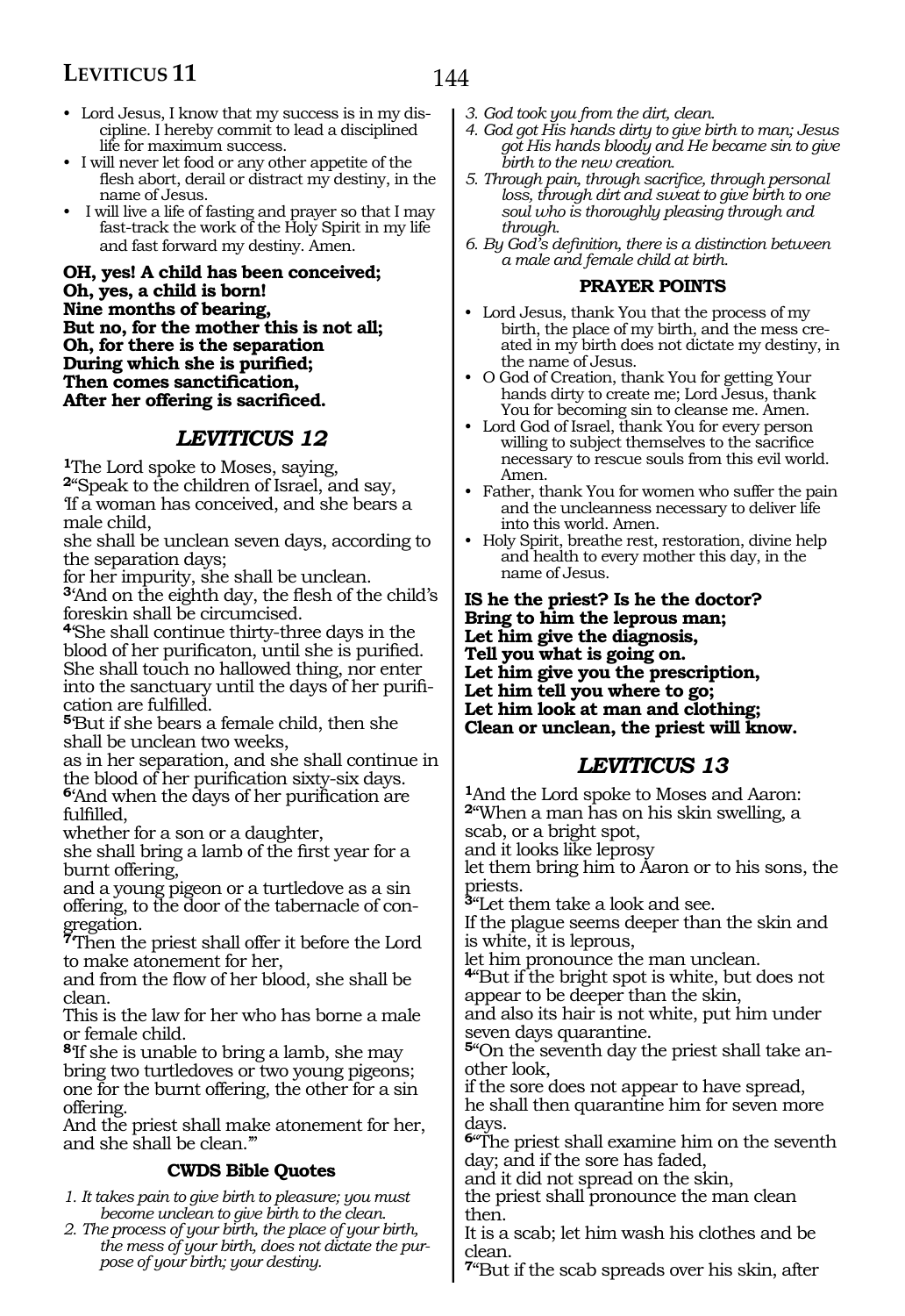- Lord Jesus, I know that my success is in my discipline. I hereby commit to lead a disciplined life for maximum success.
- I will never let food or any other appetite of the flesh abort, derail or distract my destiny, in the name of Jesus.
- I will live a life of fasting and prayer so that I may fast-track the work of the Holy Spirit in my life and fast forward my destiny. Amen.

**OH, yes! A child has been conceived;**
**Oh, yes, a child is born!**
**Nine months of bearing,**
**But no, for the mother this is not all;**
**Oh, for there is the separation**
**During which she is purified;**
**Then comes sanctification,**
**After her offering is sacrificed.**

## *LEVITICUS 12*

**1**The Lord spoke to Moses, saying,
**2**"Speak to the children of Israel, and say,
'If a woman has conceived, and she bears a male child,
she shall be unclean seven days, according to the separation days;
for her impurity, she shall be unclean.
**3**'And on the eighth day, the flesh of the child's foreskin shall be circumcised.
**4**'She shall continue thirty-three days in the blood of her purificaton, until she is purified.
She shall touch no hallowed thing, nor enter into the sanctuary until the days of her purification are fulfilled.
**5**'But if she bears a female child, then she shall be unclean two weeks,
as in her separation, and she shall continue in the blood of her purification sixty-six days.
**6**'And when the days of her purification are fulfilled,
whether for a son or a daughter,
she shall bring a lamb of the first year for a burnt offering,
and a young pigeon or a turtledove as a sin offering, to the door of the tabernacle of congregation.
**7**'Then the priest shall offer it before the Lord to make atonement for her,
and from the flow of her blood, she shall be clean.
This is the law for her who has borne a male or female child.
**8**'If she is unable to bring a lamb, she may bring two turtledoves or two young pigeons;
one for the burnt offering, the other for a sin offering.
And the priest shall make atonement for her, and she shall be clean.'"

### CWDS Bible Quotes

1. *It takes pain to give birth to pleasure; you must become unclean to give birth to the clean.*
2. *The process of your birth, the place of your birth, the mess of your birth, does not dictate the purpose of your birth; your destiny.*
3. *God took you from the dirt, clean.*
4. *God got His hands dirty to give birth to man; Jesus got His hands bloody and He became sin to give birth to the new creation.*
5. *Through pain, through sacrifice, through personal loss, through dirt and sweat to give birth to one soul who is thoroughly pleasing through and through.*
6. *By God's definition, there is a distinction between a male and female child at birth.*

### PRAYER POINTS

- Lord Jesus, thank You that the process of my birth, the place of my birth, and the mess created in my birth does not dictate my destiny, in the name of Jesus.
- O God of Creation, thank You for getting Your hands dirty to create me; Lord Jesus, thank You for becoming sin to cleanse me. Amen.
- Lord God of Israel, thank You for every person willing to subject themselves to the sacrifice necessary to rescue souls from this evil world. Amen.
- Father, thank You for women who suffer the pain and the uncleanness necessary to deliver life into this world. Amen.
- Holy Spirit, breathe rest, restoration, divine help and health to every mother this day, in the name of Jesus.

**IS he the priest? Is he the doctor?**
**Bring to him the leprous man;**
**Let him give the diagnosis,**
**Tell you what is going on.**
**Let him give you the prescription,**
**Let him tell you where to go;**
**Let him look at man and clothing;**
**Clean or unclean, the priest will know.**

## *LEVITICUS 13*

**1**And the Lord spoke to Moses and Aaron:
**2**"When a man has on his skin swelling, a scab, or a bright spot,
and it looks like leprosy
let them bring him to Aaron or to his sons, the priests.
**3**"Let them take a look and see.
If the plague seems deeper than the skin and is white, it is leprous,
let him pronounce the man unclean.
**4**"But if the bright spot is white, but does not appear to be deeper than the skin,
and also its hair is not white, put him under seven days quarantine.
**5**"On the seventh day the priest shall take another look,
if the sore does not appear to have spread,
he shall then quarantine him for seven more days.
**6**"The priest shall examine him on the seventh day; and if the sore has faded,
and it did not spread on the skin,
the priest shall pronounce the man clean then.
It is a scab; let him wash his clothes and be clean.
**7**"But if the scab spreads over his skin, after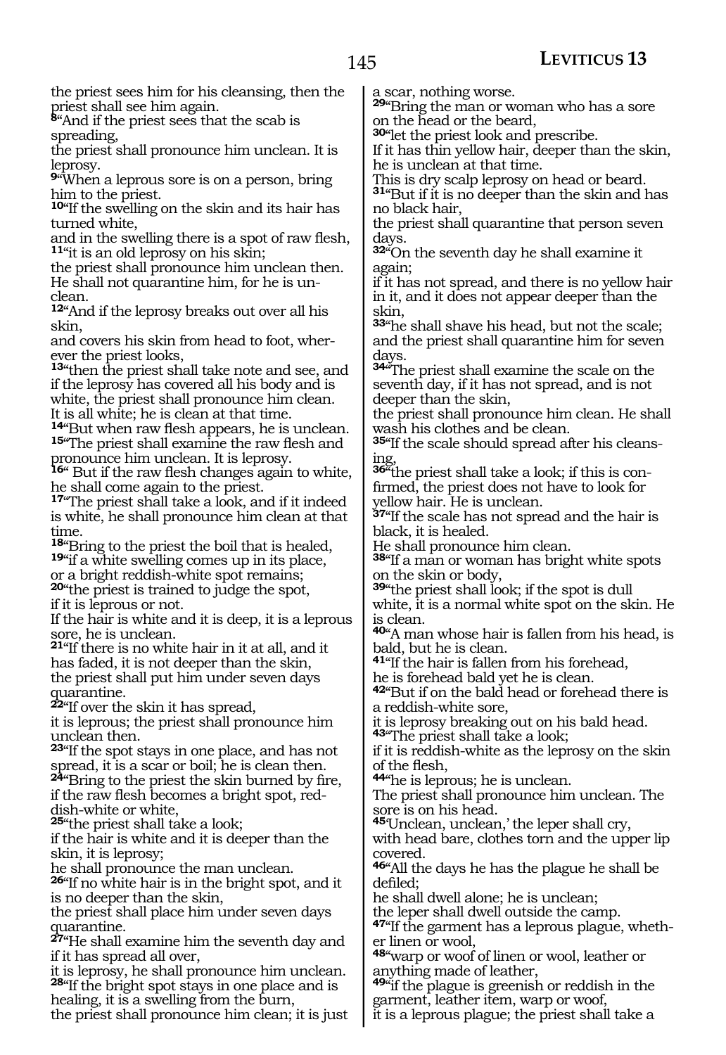the priest sees him for his cleansing, then the priest shall see him again.

**8**"And if the priest sees that the scab is spreading,
the priest shall pronounce him unclean. It is leprosy.

**9**"When a leprous sore is on a person, bring him to the priest.

**10**"If the swelling on the skin and its hair has turned white,
and in the swelling there is a spot of raw flesh,

**11**"it is an old leprosy on his skin;
the priest shall pronounce him unclean then.
He shall not quarantine him, for he is unclean.

**12**"And if the leprosy breaks out over all his skin,
and covers his skin from head to foot, wherever the priest looks,

**13**"then the priest shall take note and see, and if the leprosy has covered all his body and is white, the priest shall pronounce him clean.
It is all white; he is clean at that time.

**14**"But when raw flesh appears, he is unclean.

**15**"The priest shall examine the raw flesh and pronounce him unclean. It is leprosy.

**16**" But if the raw flesh changes again to white, he shall come again to the priest.

**17**"The priest shall take a look, and if it indeed is white, he shall pronounce him clean at that time.

**18**"Bring to the priest the boil that is healed,

**19**"if a white swelling comes up in its place,
or a bright reddish-white spot remains;

**20**"the priest is trained to judge the spot,
if it is leprous or not.
If the hair is white and it is deep, it is a leprous sore, he is unclean.

**21**"If there is no white hair in it at all, and it has faded, it is not deeper than the skin,
the priest shall put him under seven days quarantine.

**22**"If over the skin it has spread,
it is leprous; the priest shall pronounce him unclean then.

**23**"If the spot stays in one place, and has not spread, it is a scar or boil; he is clean then.

**24**"Bring to the priest the skin burned by fire,
if the raw flesh becomes a bright spot, reddish-white or white,

**25**"the priest shall take a look;
if the hair is white and it is deeper than the skin, it is leprosy;
he shall pronounce the man unclean.

**26**"If no white hair is in the bright spot, and it is no deeper than the skin,
the priest shall place him under seven days quarantine.

**27**"He shall examine him the seventh day and if it has spread all over,
it is leprosy, he shall pronounce him unclean.

**28**"If the bright spot stays in one place and is healing, it is a swelling from the burn,
the priest shall pronounce him clean; it is just a scar, nothing worse.

**29**"Bring the man or woman who has a sore on the head or the beard,

**30**"let the priest look and prescribe.
If it has thin yellow hair, deeper than the skin, he is unclean at that time.
This is dry scalp leprosy on head or beard.

**31**"But if it is no deeper than the skin and has no black hair,
the priest shall quarantine that person seven days.

**32**"On the seventh day he shall examine it again;
if it has not spread, and there is no yellow hair in it, and it does not appear deeper than the skin,

**33**"he shall shave his head, but not the scale;
and the priest shall quarantine him for seven days.

**34**"The priest shall examine the scale on the seventh day, if it has not spread, and is not deeper than the skin,
the priest shall pronounce him clean. He shall wash his clothes and be clean.

**35**"If the scale should spread after his cleansing,

**36**"the priest shall take a look; if this is confirmed, the priest does not have to look for yellow hair. He is unclean.

**37**"If the scale has not spread and the hair is black, it is healed.
He shall pronounce him clean.

**38**"If a man or woman has bright white spots on the skin or body,

**39**"the priest shall look; if the spot is dull white, it is a normal white spot on the skin. He is clean.

**40**"A man whose hair is fallen from his head, is bald, but he is clean.

**41**"If the hair is fallen from his forehead,
he is forehead bald yet he is clean.

**42**"But if on the bald head or forehead there is a reddish-white sore,
it is leprosy breaking out on his bald head.

**43**"The priest shall take a look;
if it is reddish-white as the leprosy on the skin of the flesh,

**44**"he is leprous; he is unclean.
The priest shall pronounce him unclean. The sore is on his head.

**45**'Unclean, unclean,' the leper shall cry,
with head bare, clothes torn and the upper lip covered.

**46**"All the days he has the plague he shall be defiled;
he shall dwell alone; he is unclean;
the leper shall dwell outside the camp.

**47**"If the garment has a leprous plague, whether linen or wool,

**48**"warp or woof of linen or wool, leather or anything made of leather,

**49**"if the plague is greenish or reddish in the garment, leather item, warp or woof,
it is a leprous plague; the priest shall take a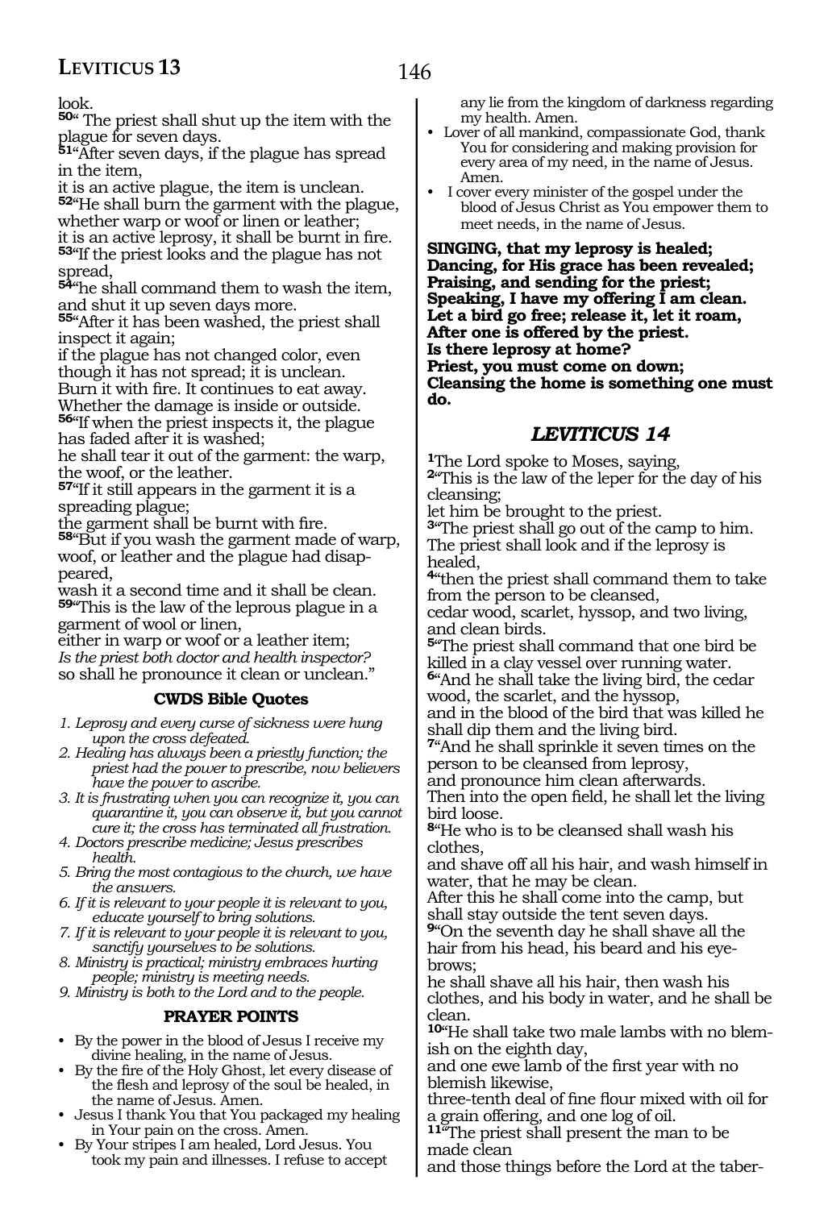look.

**50**" The priest shall shut up the item with the plague for seven days.

**51**"After seven days, if the plague has spread in the item,
it is an active plague, the item is unclean.

**52**"He shall burn the garment with the plague, whether warp or woof or linen or leather;
it is an active leprosy, it shall be burnt in fire.

**53**"If the priest looks and the plague has not spread,

**54**"he shall command them to wash the item, and shut it up seven days more.

**55**"After it has been washed, the priest shall inspect it again;
if the plague has not changed color, even though it has not spread; it is unclean.
Burn it with fire. It continues to eat away.
Whether the damage is inside or outside.

**56**"If when the priest inspects it, the plague has faded after it is washed;
he shall tear it out of the garment: the warp, the woof, or the leather.

**57**"If it still appears in the garment it is a spreading plague;
the garment shall be burnt with fire.

**58**"But if you wash the garment made of warp, woof, or leather and the plague had disappeared,
wash it a second time and it shall be clean.

**59**"This is the law of the leprous plague in a garment of wool or linen,
either in warp or woof or a leather item;
*Is the priest both doctor and health inspector?*
so shall he pronounce it clean or unclean."

### CWDS Bible Quotes

1. *Leprosy and every curse of sickness were hung upon the cross defeated.*
2. *Healing has always been a priestly function; the priest had the power to prescribe, now believers have the power to ascribe.*
3. *It is frustrating when you can recognize it, you can quarantine it, you can observe it, but you cannot cure it; the cross has terminated all frustration.*
4. *Doctors prescribe medicine; Jesus prescribes health.*
5. *Bring the most contagious to the church, we have the answers.*
6. *If it is relevant to your people it is relevant to you, educate yourself to bring solutions.*
7. *If it is relevant to your people it is relevant to you, sanctify yourselves to be solutions.*
8. *Ministry is practical; ministry embraces hurting people; ministry is meeting needs.*
9. *Ministry is both to the Lord and to the people.*

### PRAYER POINTS

- By the power in the blood of Jesus I receive my divine healing, in the name of Jesus.
- By the fire of the Holy Ghost, let every disease of the flesh and leprosy of the soul be healed, in the name of Jesus. Amen.
- Jesus I thank You that You packaged my healing in Your pain on the cross. Amen.
- By Your stripes I am healed, Lord Jesus. You took my pain and illnesses. I refuse to accept any lie from the kingdom of darkness regarding my health. Amen.
- Lover of all mankind, compassionate God, thank You for considering and making provision for every area of my need, in the name of Jesus. Amen.
- I cover every minister of the gospel under the blood of Jesus Christ as You empower them to meet needs, in the name of Jesus.

**SINGING, that my leprosy is healed;**
**Dancing, for His grace has been revealed;**
**Praising, and sending for the priest;**
**Speaking, I have my offering I am clean.**
**Let a bird go free; release it, let it roam,**
**After one is offered by the priest.**
**Is there leprosy at home?**
**Priest, you must come on down;**
**Cleansing the home is something one must do.**

## *LEVITICUS 14*

**1**The Lord spoke to Moses, saying,

**2**"This is the law of the leper for the day of his cleansing;
let him be brought to the priest.

**3**"The priest shall go out of the camp to him.
The priest shall look and if the leprosy is healed,

**4**"then the priest shall command them to take from the person to be cleansed,
cedar wood, scarlet, hyssop, and two living, and clean birds.

**5**"The priest shall command that one bird be killed in a clay vessel over running water.

**6**"And he shall take the living bird, the cedar wood, the scarlet, and the hyssop,
and in the blood of the bird that was killed he shall dip them and the living bird.

**7**"And he shall sprinkle it seven times on the person to be cleansed from leprosy,
and pronounce him clean afterwards.
Then into the open field, he shall let the living bird loose.

**8**"He who is to be cleansed shall wash his clothes,
and shave off all his hair, and wash himself in water, that he may be clean.
After this he shall come into the camp, but shall stay outside the tent seven days.

**9**"On the seventh day he shall shave all the hair from his head, his beard and his eyebrows;
he shall shave all his hair, then wash his clothes, and his body in water, and he shall be clean.

**10**"He shall take two male lambs with no blemish on the eighth day,
and one ewe lamb of the first year with no blemish likewise,
three-tenth deal of fine flour mixed with oil for a grain offering, and one log of oil.

**11**"The priest shall present the man to be made clean
and those things before the Lord at the taber-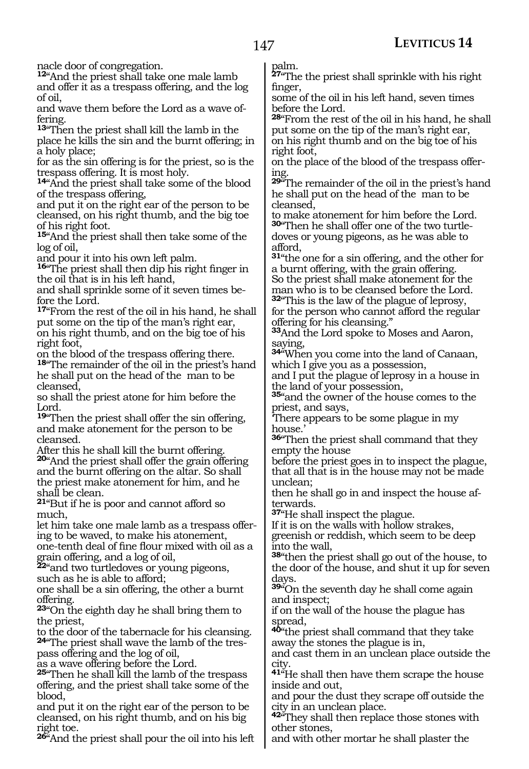nacle door of congregation.

**12**"And the priest shall take one male lamb and offer it as a trespass offering, and the log of oil,
and wave them before the Lord as a wave offering.

**13**"Then the priest shall kill the lamb in the place he kills the sin and the burnt offering; in a holy place;
for as the sin offering is for the priest, so is the trespass offering. It is most holy.

**14**"And the priest shall take some of the blood of the trespass offering,
and put it on the right ear of the person to be cleansed, on his right thumb, and the big toe of his right foot.

**15**"And the priest shall then take some of the log of oil,
and pour it into his own left palm.

**16**"The priest shall then dip his right finger in the oil that is in his left hand,
and shall sprinkle some of it seven times before the Lord.

**17**"From the rest of the oil in his hand, he shall put some on the tip of the man's right ear,
on his right thumb, and on the big toe of his right foot,
on the blood of the trespass offering there.

**18**"The remainder of the oil in the priest's hand he shall put on the head of the man to be cleansed,
so shall the priest atone for him before the Lord.

**19**"Then the priest shall offer the sin offering, and make atonement for the person to be cleansed.
After this he shall kill the burnt offering.

**20**"And the priest shall offer the grain offering and the burnt offering on the altar. So shall the priest make atonement for him, and he shall be clean.

**21**"But if he is poor and cannot afford so much,
let him take one male lamb as a trespass offering to be waved, to make his atonement,
one-tenth deal of fine flour mixed with oil as a grain offering, and a log of oil,

**22**"and two turtledoves or young pigeons, such as he is able to afford;
one shall be a sin offering, the other a burnt offering.

**23**"On the eighth day he shall bring them to the priest,
to the door of the tabernacle for his cleansing.

**24**"The priest shall wave the lamb of the trespass offering and the log of oil,
as a wave offering before the Lord.

**25**"Then he shall kill the lamb of the trespass offering, and the priest shall take some of the blood,
and put it on the right ear of the person to be cleansed, on his right thumb, and on his big right toe.

**26**"And the priest shall pour the oil into his left palm.

**27**"The the priest shall sprinkle with his right finger,
some of the oil in his left hand, seven times before the Lord.

**28**"From the rest of the oil in his hand, he shall put some on the tip of the man's right ear,
on his right thumb and on the big toe of his right foot,
on the place of the blood of the trespass offering.

**29**"The remainder of the oil in the priest's hand he shall put on the head of the man to be cleansed,
to make atonement for him before the Lord.

**30**"Then he shall offer one of the two turtledoves or young pigeons, as he was able to afford,

**31**"the one for a sin offering, and the other for a burnt offering, with the grain offering.
So the priest shall make atonement for the man who is to be cleansed before the Lord.

**32**"This is the law of the plague of leprosy,
for the person who cannot afford the regular offering for his cleansing."

**33**And the Lord spoke to Moses and Aaron, saying,

**34**"When you come into the land of Canaan, which I give you as a possession,
and I put the plague of leprosy in a house in the land of your possession,

**35**"and the owner of the house comes to the priest, and says,
'There appears to be some plague in my house.'

**36**"Then the priest shall command that they empty the house
before the priest goes in to inspect the plague, that all that is in the house may not be made unclean;
then he shall go in and inspect the house afterwards.

**37**"He shall inspect the plague.
If it is on the walls with hollow strakes, greenish or reddish, which seem to be deep into the wall,

**38**"then the priest shall go out of the house, to the door of the house, and shut it up for seven days.

**39**"On the seventh day he shall come again and inspect;
if on the wall of the house the plague has spread,

**40**"the priest shall command that they take away the stones the plague is in,
and cast them in an unclean place outside the city.

**41**"He shall then have them scrape the house inside and out,
and pour the dust they scrape off outside the city in an unclean place.

**42**"They shall then replace those stones with other stones,
and with other mortar he shall plaster the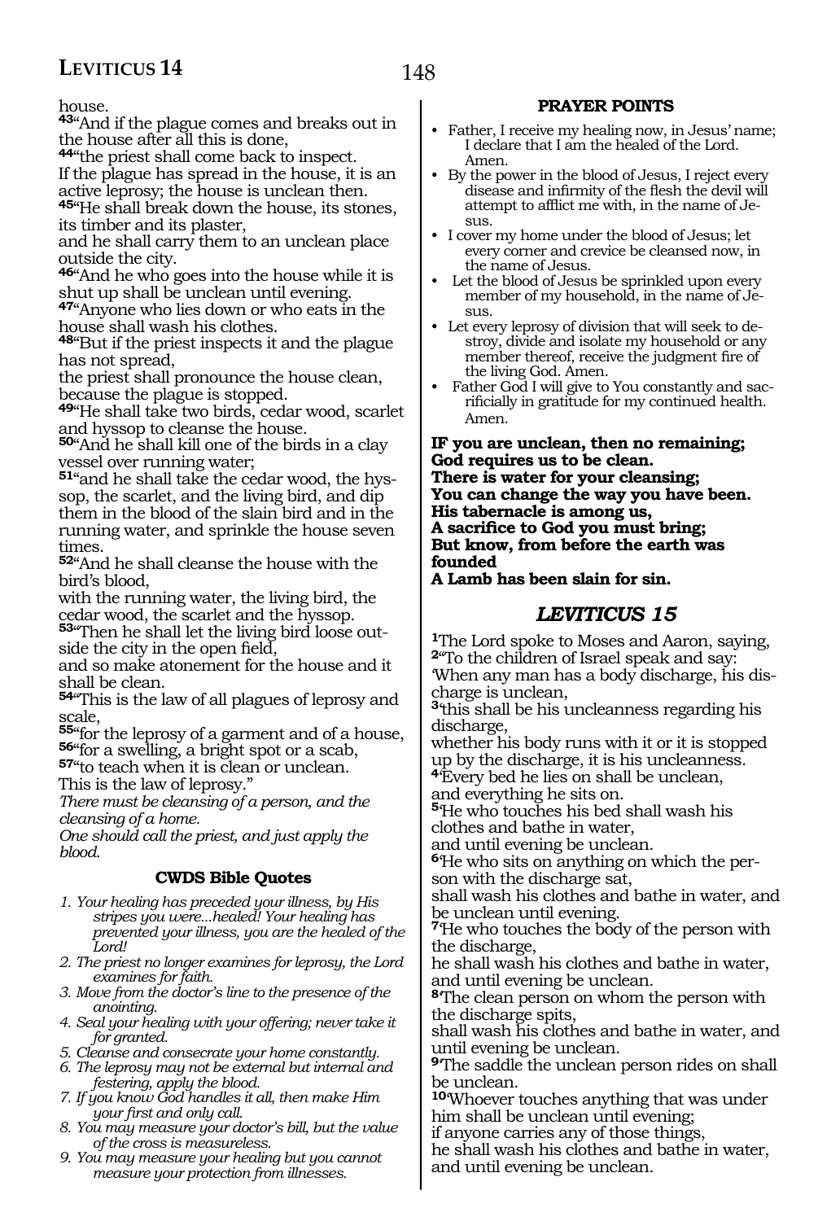house.

**43**"And if the plague comes and breaks out in the house after all this is done,

**44**"the priest shall come back to inspect.
If the plague has spread in the house, it is an active leprosy; the house is unclean then.

**45**"He shall break down the house, its stones, its timber and its plaster,
and he shall carry them to an unclean place outside the city.

**46**"And he who goes into the house while it is shut up shall be unclean until evening.

**47**"Anyone who lies down or who eats in the house shall wash his clothes.

**48**"But if the priest inspects it and the plague has not spread,
the priest shall pronounce the house clean, because the plague is stopped.

**49**"He shall take two birds, cedar wood, scarlet and hyssop to cleanse the house.

**50**"And he shall kill one of the birds in a clay vessel over running water;

**51**"and he shall take the cedar wood, the hyssop, the scarlet, and the living bird, and dip them in the blood of the slain bird and in the running water, and sprinkle the house seven times.

**52**"And he shall cleanse the house with the bird's blood,
with the running water, the living bird, the cedar wood, the scarlet and the hyssop.

**53**"Then he shall let the living bird loose outside the city in the open field,
and so make atonement for the house and it shall be clean.

**54**"This is the law of all plagues of leprosy and scale,

**55**"for the leprosy of a garment and of a house,

**56**"for a swelling, a bright spot or a scab,

**57**"to teach when it is clean or unclean.
This is the law of leprosy."

*There must be cleansing of a person, and the cleansing of a home.*
*One should call the priest, and just apply the blood.*

### CWDS Bible Quotes

1. *Your healing has preceded your illness, by His stripes you were...healed! Your healing has prevented your illness, you are the healed of the Lord!*
2. *The priest no longer examines for leprosy, the Lord examines for faith.*
3. *Move from the doctor's line to the presence of the anointing.*
4. *Seal your healing with your offering; never take it for granted.*
5. *Cleanse and consecrate your home constantly.*
6. *The leprosy may not be external but internal and festering, apply the blood.*
7. *If you know God handles it all, then make Him your first and only call.*
8. *You may measure your doctor's bill, but the value of the cross is measureless.*
9. *You may measure your healing but you cannot measure your protection from illnesses.*

### PRAYER POINTS

- Father, I receive my healing now, in Jesus' name; I declare that I am the healed of the Lord. Amen.
- By the power in the blood of Jesus, I reject every disease and infirmity of the flesh the devil will attempt to afflict me with, in the name of Jesus.
- I cover my home under the blood of Jesus; let every corner and crevice be cleansed now, in the name of Jesus.
- Let the blood of Jesus be sprinkled upon every member of my household, in the name of Jesus.
- Let every leprosy of division that will seek to destroy, divide and isolate my household or any member thereof, receive the judgment fire of the living God. Amen.
- Father God I will give to You constantly and sacrificially in gratitude for my continued health. Amen.

**IF you are unclean, then no remaining;**
**God requires us to be clean.**
**There is water for your cleansing;**
**You can change the way you have been.**
**His tabernacle is among us,**
**A sacrifice to God you must bring;**
**But know, from before the earth was founded**
**A Lamb has been slain for sin.**

## *LEVITICUS 15*

**1**The Lord spoke to Moses and Aaron, saying,

**2**"To the children of Israel speak and say:
'When any man has a body discharge, his discharge is unclean,

**3**'this shall be his uncleanness regarding his discharge,
whether his body runs with it or it is stopped up by the discharge, it is his uncleanness.

**4**'Every bed he lies on shall be unclean,
and everything he sits on.

**5**'He who touches his bed shall wash his clothes and bathe in water,
and until evening be unclean.

**6**'He who sits on anything on which the person with the discharge sat,
shall wash his clothes and bathe in water, and be unclean until evening.

**7**'He who touches the body of the person with the discharge,
he shall wash his clothes and bathe in water, and until evening be unclean.

**8**'The clean person on whom the person with the discharge spits,
shall wash his clothes and bathe in water, and until evening be unclean.

**9**'The saddle the unclean person rides on shall be unclean.

**10**'Whoever touches anything that was under him shall be unclean until evening;
if anyone carries any of those things,
he shall wash his clothes and bathe in water, and until evening be unclean.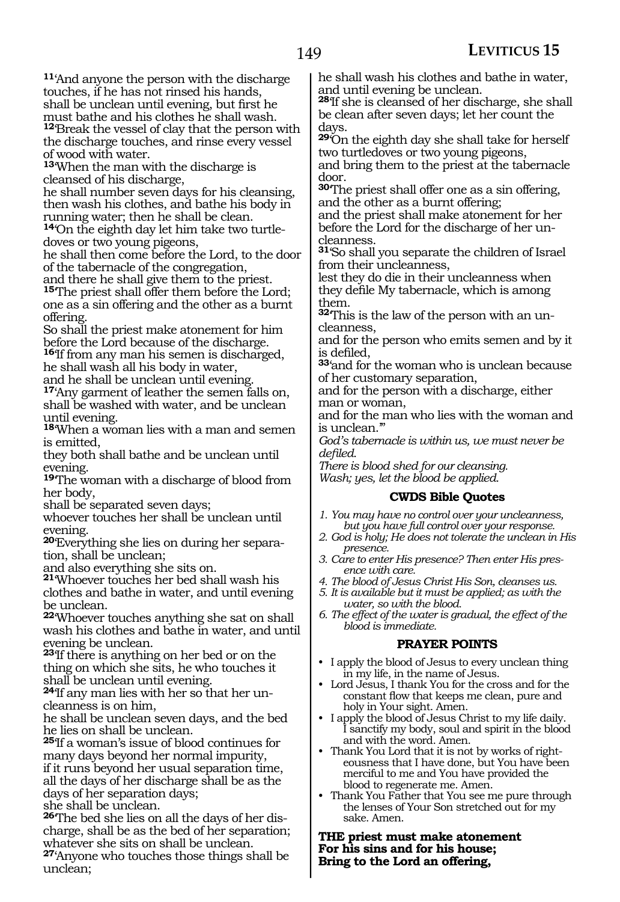**11**'And anyone the person with the discharge touches, if he has not rinsed his hands, shall be unclean until evening, but first he must bathe and his clothes he shall wash.
**12**'Break the vessel of clay that the person with the discharge touches, and rinse every vessel of wood with water.
**13**'When the man with the discharge is cleansed of his discharge,
he shall number seven days for his cleansing, then wash his clothes, and bathe his body in running water; then he shall be clean.
**14**'On the eighth day let him take two turtledoves or two young pigeons,
he shall then come before the Lord, to the door of the tabernacle of the congregation,
and there he shall give them to the priest.
**15**'The priest shall offer them before the Lord; one as a sin offering and the other as a burnt offering.
So shall the priest make atonement for him before the Lord because of the discharge.
**16**'If from any man his semen is discharged,
he shall wash all his body in water,
and he shall be unclean until evening.
**17**'Any garment of leather the semen falls on, shall be washed with water, and be unclean until evening.
**18**'When a woman lies with a man and semen is emitted,
they both shall bathe and be unclean until evening.
**19**'The woman with a discharge of blood from her body,
shall be separated seven days;
whoever touches her shall be unclean until evening.
**20**'Everything she lies on during her separation, shall be unclean;
and also everything she sits on.
**21**'Whoever touches her bed shall wash his clothes and bathe in water, and until evening be unclean.
**22**'Whoever touches anything she sat on shall wash his clothes and bathe in water, and until evening be unclean.
**23**'If there is anything on her bed or on the thing on which she sits, he who touches it shall be unclean until evening.
**24**'If any man lies with her so that her uncleanness is on him,
he shall be unclean seven days, and the bed he lies on shall be unclean.
**25**'If a woman's issue of blood continues for many days beyond her normal impurity,
if it runs beyond her usual separation time,
all the days of her discharge shall be as the days of her separation days;
she shall be unclean.
**26**'The bed she lies on all the days of her discharge, shall be as the bed of her separation;
whatever she sits on shall be unclean.
**27**'Anyone who touches those things shall be unclean;
he shall wash his clothes and bathe in water, and until evening be unclean.
**28**'If she is cleansed of her discharge, she shall be clean after seven days; let her count the days.
**29**'On the eighth day she shall take for herself two turtledoves or two young pigeons,
and bring them to the priest at the tabernacle door.
**30**'The priest shall offer one as a sin offering, and the other as a burnt offering;
and the priest shall make atonement for her before the Lord for the discharge of her uncleanness.
**31**'So shall you separate the children of Israel from their uncleanness,
lest they do die in their uncleanness when they defile My tabernacle, which is among them.
**32**'This is the law of the person with an uncleanness,
and for the person who emits semen and by it is defiled,
**33**'and for the woman who is unclean because of her customary separation,
and for the person with a discharge, either man or woman,
and for the man who lies with the woman and is unclean.'"

*God's tabernacle is within us, we must never be defiled.*
*There is blood shed for our cleansing.*
*Wash; yes, let the blood be applied.*

### CWDS Bible Quotes

1. *You may have no control over your uncleanness, but you have full control over your response.*
2. *God is holy; He does not tolerate the unclean in His presence.*
3. *Care to enter His presence? Then enter His presence with care.*
4. *The blood of Jesus Christ His Son, cleanses us.*
5. *It is available but it must be applied; as with the water, so with the blood.*
6. *The effect of the water is gradual, the effect of the blood is immediate.*

### PRAYER POINTS

- I apply the blood of Jesus to every unclean thing in my life, in the name of Jesus.
- Lord Jesus, I thank You for the cross and for the constant flow that keeps me clean, pure and holy in Your sight. Amen.
- I apply the blood of Jesus Christ to my life daily. I sanctify my body, soul and spirit in the blood and with the word. Amen.
- Thank You Lord that it is not by works of righteousness that I have done, but You have been merciful to me and You have provided the blood to regenerate me. Amen.
- Thank You Father that You see me pure through the lenses of Your Son stretched out for my sake. Amen.

**THE priest must make atonement**
**For his sins and for his house;**
**Bring to the Lord an offering,**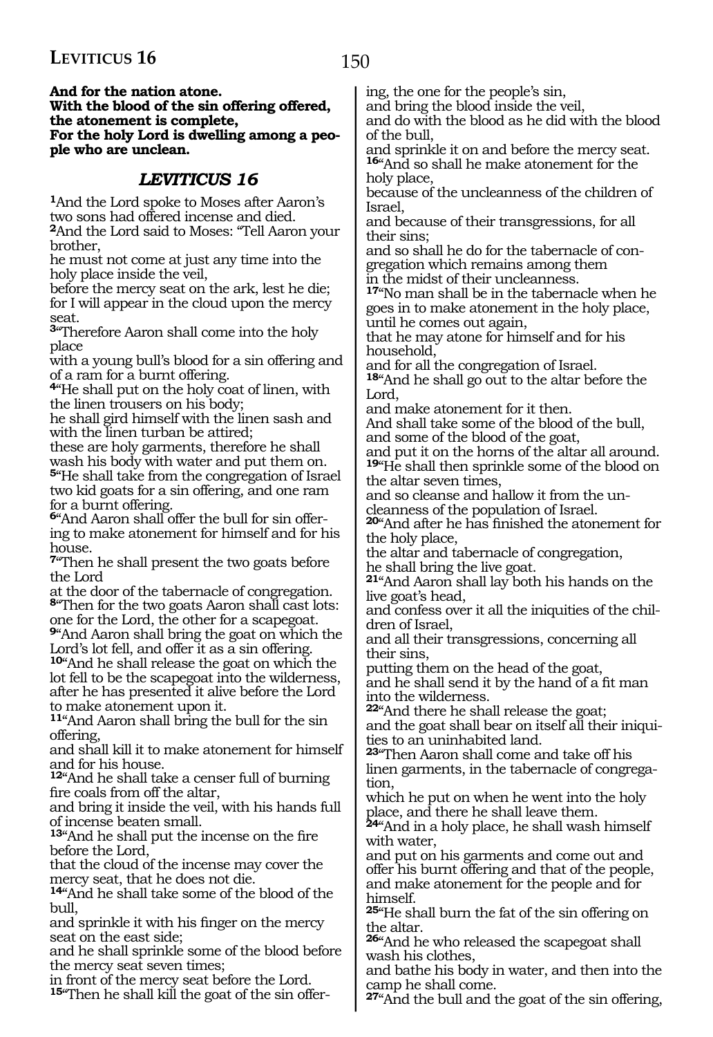**And for the nation atone.**
**With the blood of the sin offering offered, the atonement is complete,**
**For the holy Lord is dwelling among a people who are unclean.**

## *LEVITICUS 16*

[1]And the Lord spoke to Moses after Aaron's two sons had offered incense and died.
[2]And the Lord said to Moses: "Tell Aaron your brother,
he must not come at just any time into the holy place inside the veil,
before the mercy seat on the ark, lest he die;
for I will appear in the cloud upon the mercy seat.
[3]"Therefore Aaron shall come into the holy place
with a young bull's blood for a sin offering and of a ram for a burnt offering.
[4]"He shall put on the holy coat of linen, with the linen trousers on his body;
he shall gird himself with the linen sash and with the linen turban be attired;
these are holy garments, therefore he shall wash his body with water and put them on.
[5]"He shall take from the congregation of Israel two kid goats for a sin offering, and one ram for a burnt offering.
[6]"And Aaron shall offer the bull for sin offering to make atonement for himself and for his house.
[7]"Then he shall present the two goats before the Lord
at the door of the tabernacle of congregation.
[8]"Then for the two goats Aaron shall cast lots:
one for the Lord, the other for a scapegoat.
[9]"And Aaron shall bring the goat on which the Lord's lot fell, and offer it as a sin offering.
[10]"And he shall release the goat on which the lot fell to be the scapegoat into the wilderness, after he has presented it alive before the Lord to make atonement upon it.
[11]"And Aaron shall bring the bull for the sin offering,
and shall kill it to make atonement for himself and for his house.
[12]"And he shall take a censer full of burning fire coals from off the altar,
and bring it inside the veil, with his hands full of incense beaten small.
[13]"And he shall put the incense on the fire before the Lord,
that the cloud of the incense may cover the mercy seat, that he does not die.
[14]"And he shall take some of the blood of the bull,
and sprinkle it with his finger on the mercy seat on the east side;
and he shall sprinkle some of the blood before the mercy seat seven times;
in front of the mercy seat before the Lord.
[15]"Then he shall kill the goat of the sin offering, the one for the people's sin,
and bring the blood inside the veil,
and do with the blood as he did with the blood of the bull,
and sprinkle it on and before the mercy seat.
[16]"And so shall he make atonement for the holy place,
because of the uncleanness of the children of Israel,
and because of their transgressions, for all their sins;
and so shall he do for the tabernacle of congregation which remains among them
in the midst of their uncleanness.
[17]"No man shall be in the tabernacle when he goes in to make atonement in the holy place,
until he comes out again,
that he may atone for himself and for his household,
and for all the congregation of Israel.
[18]"And he shall go out to the altar before the Lord,
and make atonement for it then.
And shall take some of the blood of the bull,
and some of the blood of the goat,
and put it on the horns of the altar all around.
[19]"He shall then sprinkle some of the blood on the altar seven times,
and so cleanse and hallow it from the uncleanness of the population of Israel.
[20]"And after he has finished the atonement for the holy place,
the altar and tabernacle of congregation,
he shall bring the live goat.
[21]"And Aaron shall lay both his hands on the live goat's head,
and confess over it all the iniquities of the children of Israel,
and all their transgressions, concerning all their sins,
putting them on the head of the goat,
and he shall send it by the hand of a fit man into the wilderness.
[22]"And there he shall release the goat;
and the goat shall bear on itself all their iniquities to an uninhabited land.
[23]"Then Aaron shall come and take off his linen garments, in the tabernacle of congregation,
which he put on when he went into the holy place, and there he shall leave them.
[24]"And in a holy place, he shall wash himself with water,
and put on his garments and come out and offer his burnt offering and that of the people,
and make atonement for the people and for himself.
[25]"He shall burn the fat of the sin offering on the altar.
[26]"And he who released the scapegoat shall wash his clothes,
and bathe his body in water, and then into the camp he shall come.
[27]"And the bull and the goat of the sin offering,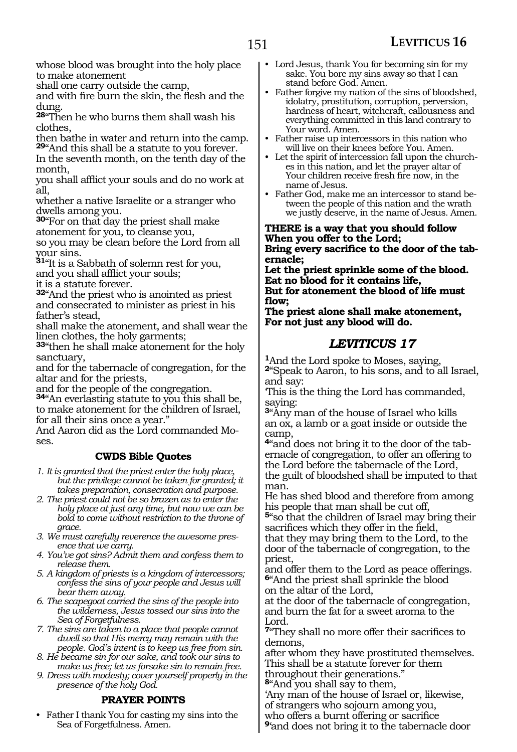whose blood was brought into the holy place to make atonement
shall one carry outside the camp,
and with fire burn the skin, the flesh and the dung.
**28**"Then he who burns them shall wash his clothes,
then bathe in water and return into the camp.
**29**"And this shall be a statute to you forever.
In the seventh month, on the tenth day of the month,
you shall afflict your souls and do no work at all,
whether a native Israelite or a stranger who dwells among you.
**30**"For on that day the priest shall make atonement for you, to cleanse you,
so you may be clean before the Lord from all your sins.
**31**"It is a Sabbath of solemn rest for you,
and you shall afflict your souls;
it is a statute forever.
**32**"And the priest who is anointed as priest and consecrated to minister as priest in his father's stead,
shall make the atonement, and shall wear the linen clothes, the holy garments;
**33**"then he shall make atonement for the holy sanctuary,
and for the tabernacle of congregation, for the altar and for the priests,
and for the people of the congregation.
**34**"An everlasting statute to you this shall be,
to make atonement for the children of Israel,
for all their sins once a year."
And Aaron did as the Lord commanded Moses.

### CWDS Bible Quotes

1. *It is granted that the priest enter the holy place, but the privilege cannot be taken for granted; it takes preparation, consecration and purpose.*
2. *The priest could not be so brazen as to enter the holy place at just any time, but now we can be bold to come without restriction to the throne of grace.*
3. *We must carefully reverence the awesome presence that we carry.*
4. *You've got sins? Admit them and confess them to release them.*
5. *A kingdom of priests is a kingdom of intercessors; confess the sins of your people and Jesus will bear them away.*
6. *The scapegoat carried the sins of the people into the wilderness, Jesus tossed our sins into the Sea of Forgetfulness.*
7. *The sins are taken to a place that people cannot dwell so that His mercy may remain with the people. God's intent is to keep us free from sin.*
8. *He became sin for our sake, and took our sins to make us free; let us forsake sin to remain free.*
9. *Dress with modesty; cover yourself properly in the presence of the holy God.*

### PRAYER POINTS

- Father I thank You for casting my sins into the Sea of Forgetfulness. Amen.
- Lord Jesus, thank You for becoming sin for my sake. You bore my sins away so that I can stand before God. Amen.
- Father forgive my nation of the sins of bloodshed, idolatry, prostitution, corruption, perversion, hardness of heart, witchcraft, callousness and everything committed in this land contrary to Your word. Amen.
- Father raise up intercessors in this nation who will live on their knees before You. Amen.
- Let the spirit of intercession fall upon the churches in this nation, and let the prayer altar of Your children receive fresh fire now, in the name of Jesus.
- Father God, make me an intercessor to stand between the people of this nation and the wrath we justly deserve, in the name of Jesus. Amen.

**THERE is a way that you should follow**
**When you offer to the Lord;**
**Bring every sacrifice to the door of the tabernacle;**
**Let the priest sprinkle some of the blood.**
**Eat no blood for it contains life,**
**But for atonement the blood of life must flow;**
**The priest alone shall make atonement,**
**For not just any blood will do.**

## *LEVITICUS 17*

**1**And the Lord spoke to Moses, saying,
**2**"Speak to Aaron, to his sons, and to all Israel, and say:
'This is the thing the Lord has commanded, saying:
**3**"Any man of the house of Israel who kills an ox, a lamb or a goat inside or outside the camp,
**4**"and does not bring it to the door of the tabernacle of congregation, to offer an offering to the Lord before the tabernacle of the Lord,
the guilt of bloodshed shall be imputed to that man.
He has shed blood and therefore from among his people that man shall be cut off,
**5**"so that the children of Israel may bring their sacrifices which they offer in the field,
that they may bring them to the Lord, to the door of the tabernacle of congregation, to the priest,
and offer them to the Lord as peace offerings.
**6**"And the priest shall sprinkle the blood on the altar of the Lord,
at the door of the tabernacle of congregation,
and burn the fat for a sweet aroma to the Lord.
**7**"They shall no more offer their sacrifices to demons,
after whom they have prostituted themselves.
This shall be a statute forever for them throughout their generations."
**8**"And you shall say to them,
'Any man of the house of Israel or, likewise, of strangers who sojourn among you,
who offers a burnt offering or sacrifice
**9**'and does not bring it to the tabernacle door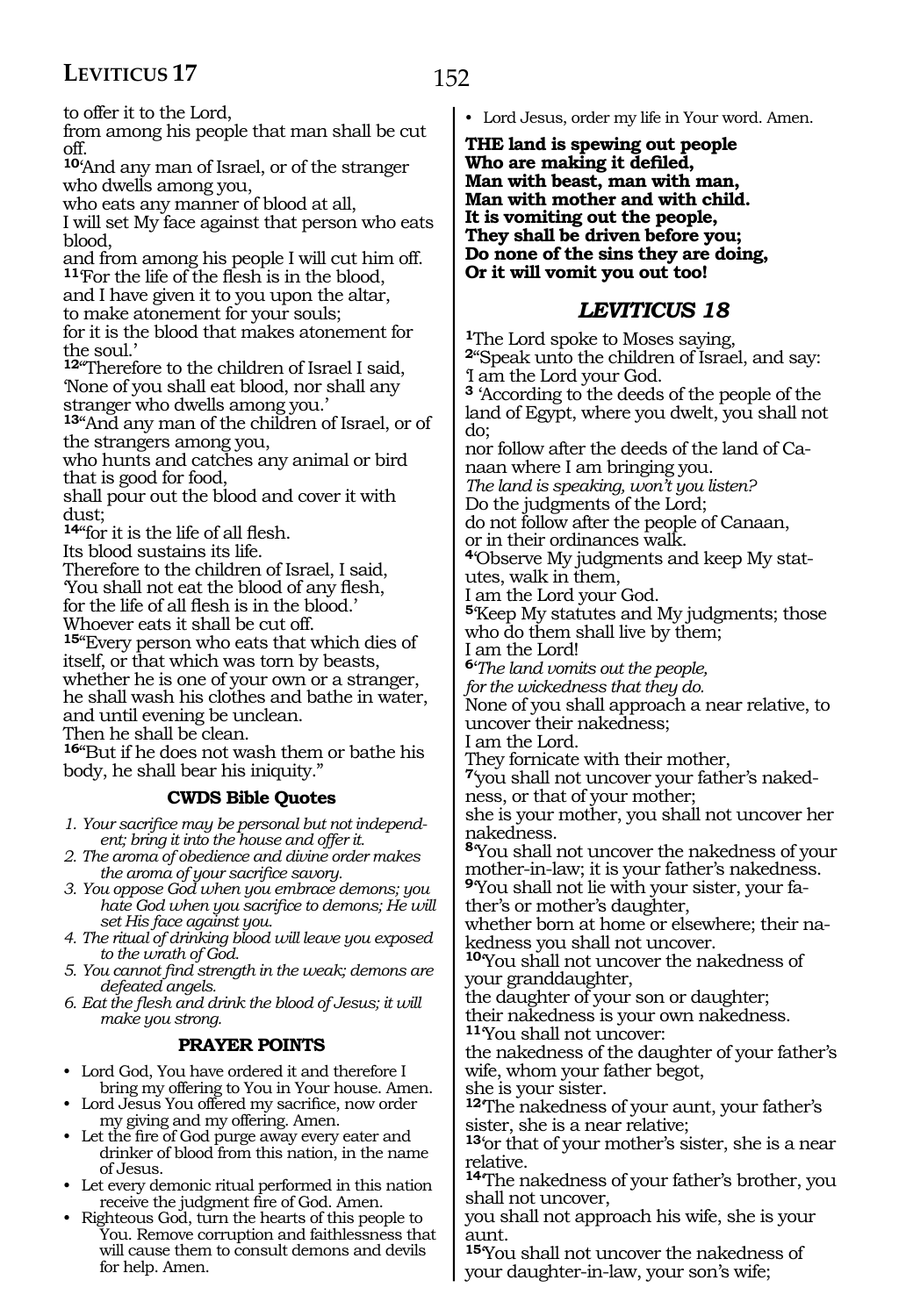to offer it to the Lord,
from among his people that man shall be cut off.
[10]'And any man of Israel, or of the stranger who dwells among you,
who eats any manner of blood at all,
I will set My face against that person who eats blood,
and from among his people I will cut him off.
[11]'For the life of the flesh is in the blood,
and I have given it to you upon the altar,
to make atonement for your souls;
for it is the blood that makes atonement for the soul.'
[12]"Therefore to the children of Israel I said,
'None of you shall eat blood, nor shall any stranger who dwells among you.'
[13]"And any man of the children of Israel, or of the strangers among you,
who hunts and catches any animal or bird that is good for food,
shall pour out the blood and cover it with dust;
[14]"for it is the life of all flesh.
Its blood sustains its life.
Therefore to the children of Israel, I said,
'You shall not eat the blood of any flesh,
for the life of all flesh is in the blood.'
Whoever eats it shall be cut off.
[15]"Every person who eats that which dies of itself, or that which was torn by beasts,
whether he is one of your own or a stranger,
he shall wash his clothes and bathe in water,
and until evening be unclean.
Then he shall be clean.
[16]"But if he does not wash them or bathe his body, he shall bear his iniquity."

### CWDS Bible Quotes

1. *Your sacrifice may be personal but not independent; bring it into the house and offer it.*
2. *The aroma of obedience and divine order makes the aroma of your sacrifice savory.*
3. *You oppose God when you embrace demons; you hate God when you sacrifice to demons; He will set His face against you.*
4. *The ritual of drinking blood will leave you exposed to the wrath of God.*
5. *You cannot find strength in the weak; demons are defeated angels.*
6. *Eat the flesh and drink the blood of Jesus; it will make you strong.*

### PRAYER POINTS

- Lord God, You have ordered it and therefore I bring my offering to You in Your house. Amen.
- Lord Jesus You offered my sacrifice, now order my giving and my offering. Amen.
- Let the fire of God purge away every eater and drinker of blood from this nation, in the name of Jesus.
- Let every demonic ritual performed in this nation receive the judgment fire of God. Amen.
- Righteous God, turn the hearts of this people to You. Remove corruption and faithlessness that will cause them to consult demons and devils for help. Amen.
- Lord Jesus, order my life in Your word. Amen.

**THE land is spewing out people
Who are making it defiled,
Man with beast, man with man,
Man with mother and with child.
It is vomiting out the people,
They shall be driven before you;
Do none of the sins they are doing,
Or it will vomit you out too!**

## *LEVITICUS 18*

[1]The Lord spoke to Moses saying,
[2]"Speak unto the children of Israel, and say:
'I am the Lord your God.
[3] 'According to the deeds of the people of the land of Egypt, where you dwelt, you shall not do;
nor follow after the deeds of the land of Canaan where I am bringing you.
*The land is speaking, won't you listen?*
Do the judgments of the Lord;
do not follow after the people of Canaan,
or in their ordinances walk.
[4]'Observe My judgments and keep My statutes, walk in them,
I am the Lord your God.
[5]'Keep My statutes and My judgments; those who do them shall live by them;
I am the Lord!
[6]'*The land vomits out the people,*
*for the wickedness that they do.*
None of you shall approach a near relative, to uncover their nakedness;
I am the Lord.
They fornicate with their mother,
[7]'you shall not uncover your father's nakedness, or that of your mother;
she is your mother, you shall not uncover her nakedness.
[8]'You shall not uncover the nakedness of your mother-in-law; it is your father's nakedness.
[9]'You shall not lie with your sister, your father's or mother's daughter,
whether born at home or elsewhere; their nakedness you shall not uncover.
[10]'You shall not uncover the nakedness of your granddaughter,
the daughter of your son or daughter;
their nakedness is your own nakedness.
[11]'You shall not uncover:
the nakedness of the daughter of your father's wife, whom your father begot,
she is your sister.
[12]'The nakedness of your aunt, your father's sister, she is a near relative;
[13]'or that of your mother's sister, she is a near relative.
[14]'The nakedness of your father's brother, you shall not uncover,
you shall not approach his wife, she is your aunt.
[15]'You shall not uncover the nakedness of your daughter-in-law, your son's wife;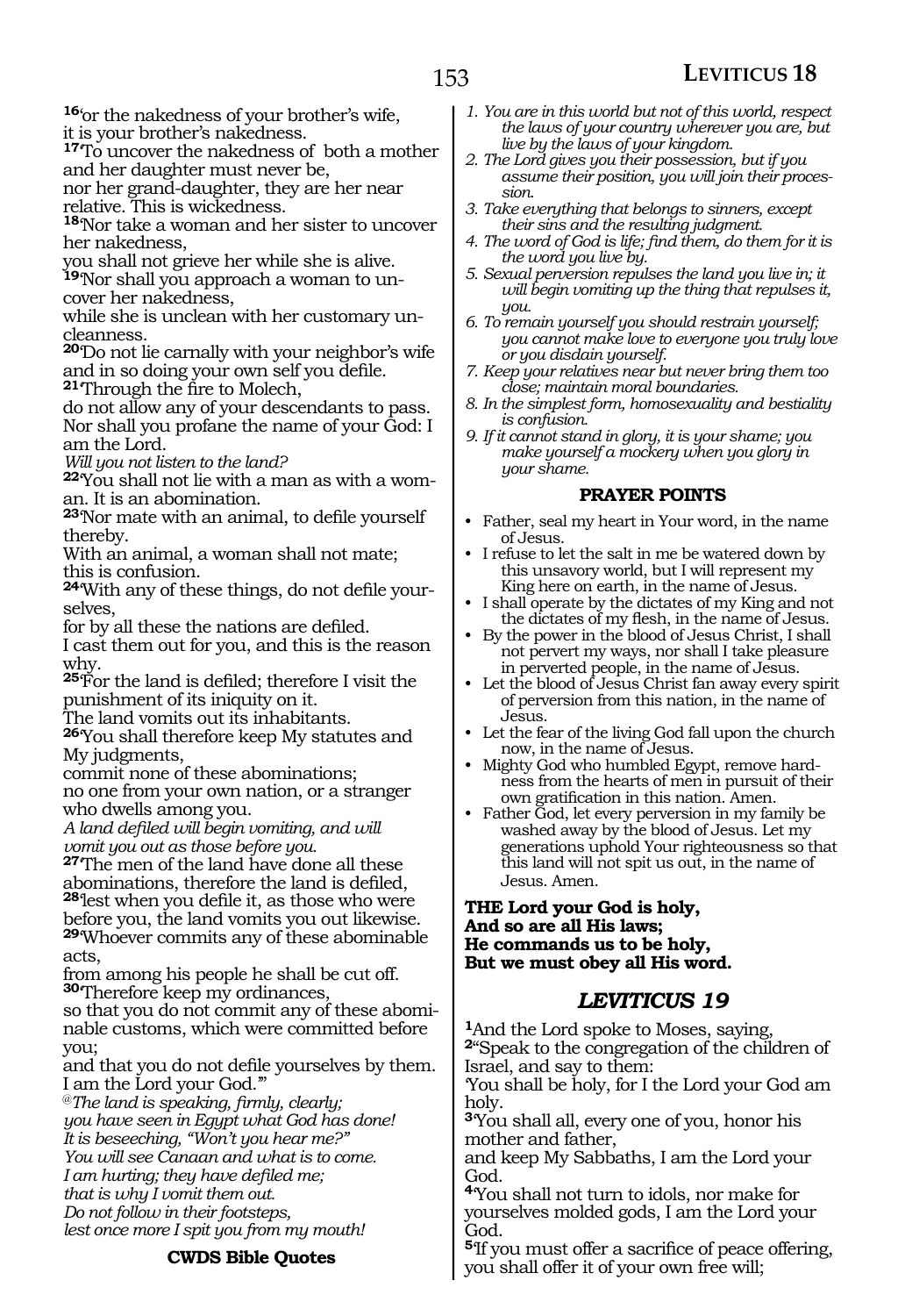[16]'or the nakedness of your brother's wife,
it is your brother's nakedness.
[17]'To uncover the nakedness of both a mother and her daughter must never be,
nor her grand-daughter, they are her near relative. This is wickedness.
[18]'Nor take a woman and her sister to uncover her nakedness,
you shall not grieve her while she is alive.
[19]'Nor shall you approach a woman to uncover her nakedness,
while she is unclean with her customary uncleanness.
[20]'Do not lie carnally with your neighbor's wife and in so doing your own self you defile.
[21]'Through the fire to Molech,
do not allow any of your descendants to pass.
Nor shall you profane the name of your God: I am the Lord.
*Will you not listen to the land?*
[22]'You shall not lie with a man as with a woman. It is an abomination.
[23]'Nor mate with an animal, to defile yourself thereby.
With an animal, a woman shall not mate;
this is confusion.
[24]'With any of these things, do not defile yourselves,
for by all these the nations are defiled.
I cast them out for you, and this is the reason why.
[25]'For the land is defiled; therefore I visit the punishment of its iniquity on it.
The land vomits out its inhabitants.
[26]'You shall therefore keep My statutes and My judgments,
commit none of these abominations;
no one from your own nation, or a stranger who dwells among you.
*A land defiled will begin vomiting, and will vomit you out as those before you.*
[27]'The men of the land have done all these abominations, therefore the land is defiled,
[28]'lest when you defile it, as those who were before you, the land vomits you out likewise.
[29]'Whoever commits any of these abominable acts,
from among his people he shall be cut off.
[30]'Therefore keep my ordinances,
so that you do not commit any of these abominable customs, which were committed before you;
and that you do not defile yourselves by them.
I am the Lord your God.'"

*@The land is speaking, firmly, clearly;*
*you have seen in Egypt what God has done!*
*It is beseeching, "Won't you hear me?"*
*You will see Canaan and what is to come.*
*I am hurting; they have defiled me;*
*that is why I vomit them out.*
*Do not follow in their footsteps,*
*lest once more I spit you from my mouth!*

**CWDS Bible Quotes**

1. *You are in this world but not of this world, respect the laws of your country wherever you are, but live by the laws of your kingdom.*
2. *The Lord gives you their possession, but if you assume their position, you will join their procession.*
3. *Take everything that belongs to sinners, except their sins and the resulting judgment.*
4. *The word of God is life; find them, do them for it is the word you live by.*
5. *Sexual perversion repulses the land you live in; it will begin vomiting up the thing that repulses it, you.*
6. *To remain yourself you should restrain yourself; you cannot make love to everyone you truly love or you disdain yourself.*
7. *Keep your relatives near but never bring them too close; maintain moral boundaries.*
8. *In the simplest form, homosexuality and bestiality is confusion.*
9. *If it cannot stand in glory, it is your shame; you make yourself a mockery when you glory in your shame.*

**PRAYER POINTS**

- Father, seal my heart in Your word, in the name of Jesus.
- I refuse to let the salt in me be watered down by this unsavory world, but I will represent my King here on earth, in the name of Jesus.
- I shall operate by the dictates of my King and not the dictates of my flesh, in the name of Jesus.
- By the power in the blood of Jesus Christ, I shall not pervert my ways, nor shall I take pleasure in perverted people, in the name of Jesus.
- Let the blood of Jesus Christ fan away every spirit of perversion from this nation, in the name of Jesus.
- Let the fear of the living God fall upon the church now, in the name of Jesus.
- Mighty God who humbled Egypt, remove hardness from the hearts of men in pursuit of their own gratification in this nation. Amen.
- Father God, let every perversion in my family be washed away by the blood of Jesus. Let my generations uphold Your righteousness so that this land will not spit us out, in the name of Jesus. Amen.

**THE Lord your God is holy,**
**And so are all His laws;**
**He commands us to be holy,**
**But we must obey all His word.**

## *LEVITICUS 19*

[1]And the Lord spoke to Moses, saying,
[2]"Speak to the congregation of the children of Israel, and say to them:
'You shall be holy, for I the Lord your God am holy.
[3]'You shall all, every one of you, honor his mother and father,
and keep My Sabbaths, I am the Lord your God.
[4]'You shall not turn to idols, nor make for yourselves molded gods, I am the Lord your God.
[5]'If you must offer a sacrifice of peace offering, you shall offer it of your own free will;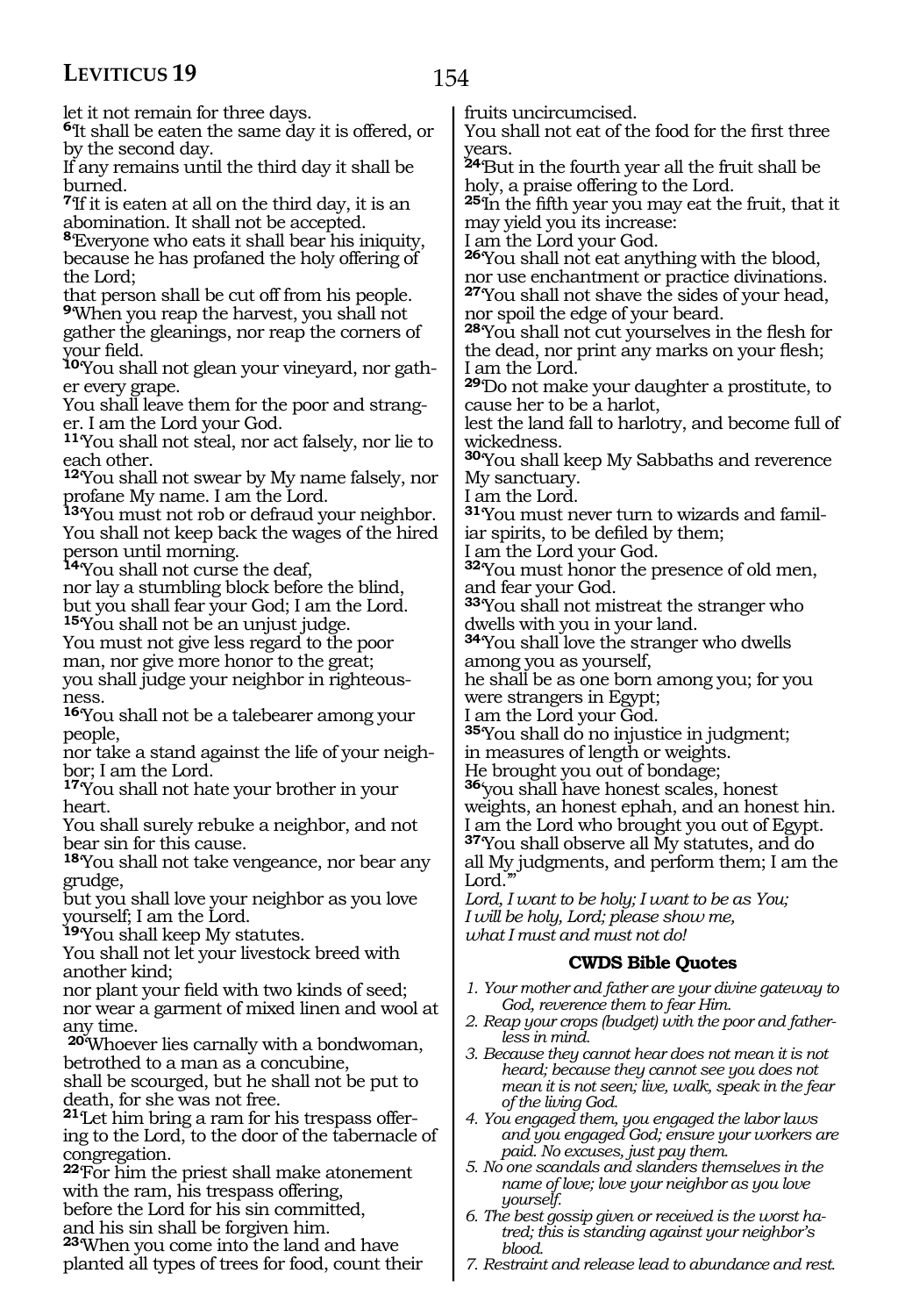let it not remain for three days.

**6**'It shall be eaten the same day it is offered, or by the second day.
If any remains until the third day it shall be burned.

**7**'If it is eaten at all on the third day, it is an abomination. It shall not be accepted.

**8**'Everyone who eats it shall bear his iniquity, because he has profaned the holy offering of the Lord;
that person shall be cut off from his people.

**9**'When you reap the harvest, you shall not gather the gleanings, nor reap the corners of your field.

**10**'You shall not glean your vineyard, nor gather every grape.
You shall leave them for the poor and stranger. I am the Lord your God.

**11**'You shall not steal, nor act falsely, nor lie to each other.

**12**'You shall not swear by My name falsely, nor profane My name. I am the Lord.

**13**'You must not rob or defraud your neighbor. You shall not keep back the wages of the hired person until morning.

**14**'You shall not curse the deaf,
nor lay a stumbling block before the blind,
but you shall fear your God; I am the Lord.

**15**'You shall not be an unjust judge.
You must not give less regard to the poor man, nor give more honor to the great;
you shall judge your neighbor in righteousness.

**16**'You shall not be a talebearer among your people,
nor take a stand against the life of your neighbor; I am the Lord.

**17**'You shall not hate your brother in your heart.
You shall surely rebuke a neighbor, and not bear sin for this cause.

**18**'You shall not take vengeance, nor bear any grudge,
but you shall love your neighbor as you love yourself; I am the Lord.

**19**'You shall keep My statutes.
You shall not let your livestock breed with another kind;
nor plant your field with two kinds of seed;
nor wear a garment of mixed linen and wool at any time.

**20**'Whoever lies carnally with a bondwoman, betrothed to a man as a concubine,
shall be scourged, but he shall not be put to death, for she was not free.

**21**'Let him bring a ram for his trespass offering to the Lord, to the door of the tabernacle of congregation.

**22**'For him the priest shall make atonement with the ram, his trespass offering,
before the Lord for his sin committed,
and his sin shall be forgiven him.

**23**'When you come into the land and have planted all types of trees for food, count their fruits uncircumcised.
You shall not eat of the food for the first three years.

**24**'But in the fourth year all the fruit shall be holy, a praise offering to the Lord.

**25**'In the fifth year you may eat the fruit, that it may yield you its increase:
I am the Lord your God.

**26**'You shall not eat anything with the blood, nor use enchantment or practice divinations.

**27**'You shall not shave the sides of your head, nor spoil the edge of your beard.

**28**'You shall not cut yourselves in the flesh for the dead, nor print any marks on your flesh;
I am the Lord.

**29**'Do not make your daughter a prostitute, to cause her to be a harlot,
lest the land fall to harlotry, and become full of wickedness.

**30**'You shall keep My Sabbaths and reverence My sanctuary.
I am the Lord.

**31**'You must never turn to wizards and familiar spirits, to be defiled by them;
I am the Lord your God.

**32**'You must honor the presence of old men, and fear your God.

**33**'You shall not mistreat the stranger who dwells with you in your land.

**34**'You shall love the stranger who dwells among you as yourself,
he shall be as one born among you; for you were strangers in Egypt;
I am the Lord your God.

**35**'You shall do no injustice in judgment;
in measures of length or weights.
He brought you out of bondage;

**36**'you shall have honest scales, honest weights, an honest ephah, and an honest hin.
I am the Lord who brought you out of Egypt.

**37**'You shall observe all My statutes, and do all My judgments, and perform them; I am the Lord.'"

*Lord, I want to be holy; I want to be as You;*
*I will be holy, Lord; please show me,*
*what I must and must not do!*

### CWDS Bible Quotes

1. *Your mother and father are your divine gateway to God, reverence them to fear Him.*
2. *Reap your crops (budget) with the poor and fatherless in mind.*
3. *Because they cannot hear does not mean it is not heard; because they cannot see you does not mean it is not seen; live, walk, speak in the fear of the living God.*
4. *You engaged them, you engaged the labor laws and you engaged God; ensure your workers are paid. No excuses, just pay them.*
5. *No one scandals and slanders themselves in the name of love; love your neighbor as you love yourself.*
6. *The best gossip given or received is the worst hatred; this is standing against your neighbor's blood.*
7. *Restraint and release lead to abundance and rest.*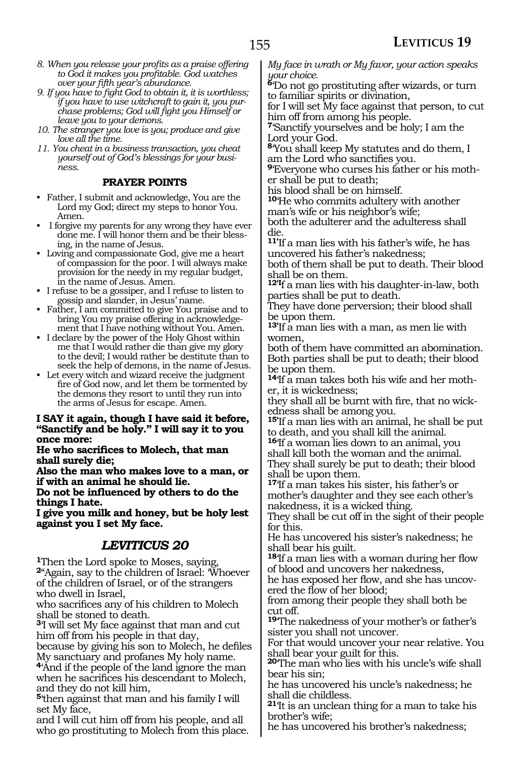*8. When you release your profits as a praise offering to God it makes you profitable. God watches over your fifth year's abundance.*

*9. If you have to fight God to obtain it, it is worthless; if you have to use witchcraft to gain it, you purchase problems; God will fight you Himself or leave you to your demons.*

*10. The stranger you love is you; produce and give love all the time.*

*11. You cheat in a business transaction, you cheat yourself out of God's blessings for your business.*

### PRAYER POINTS

- Father, I submit and acknowledge, You are the Lord my God; direct my steps to honor You. Amen.
- I forgive my parents for any wrong they have ever done me. I will honor them and be their blessing, in the name of Jesus.
- Loving and compassionate God, give me a heart of compassion for the poor. I will always make provision for the needy in my regular budget, in the name of Jesus. Amen.
- I refuse to be a gossiper, and I refuse to listen to gossip and slander, in Jesus' name.
- Father, I am committed to give You praise and to bring You my praise offering in acknowledgement that I have nothing without You. Amen.
- I declare by the power of the Holy Ghost within me that I would rather die than give my glory to the devil; I would rather be destitute than to seek the help of demons, in the name of Jesus.
- Let every witch and wizard receive the judgment fire of God now, and let them be tormented by the demons they resort to until they run into the arms of Jesus for escape. Amen.

**I SAY it again, though I have said it before, "Sanctify and be holy." I will say it to you once more:**
**He who sacrifices to Molech, that man shall surely die;**
**Also the man who makes love to a man, or if with an animal he should lie.**
**Do not be influenced by others to do the things I hate.**
**I give you milk and honey, but be holy lest against you I set My face.**

## *LEVITICUS 20*

**1**Then the Lord spoke to Moses, saying,
**2**"Again, say to the children of Israel: 'Whoever of the children of Israel, or of the strangers who dwell in Israel,
who sacrifices any of his children to Molech shall be stoned to death.
**3**'I will set My face against that man and cut him off from his people in that day,
because by giving his son to Molech, he defiles My sanctuary and profanes My holy name.
**4**'And if the people of the land ignore the man when he sacrifices his descendant to Molech, and they do not kill him,
**5**'then against that man and his family I will set My face,
and I will cut him off from his people, and all who go prostituting to Molech from this place.
*My face in wrath or My favor, your action speaks your choice.*
**6**'Do not go prostituting after wizards, or turn to familiar spirits or divination,
for I will set My face against that person, to cut him off from among his people.
**7**'Sanctify yourselves and be holy; I am the Lord your God.
**8**'You shall keep My statutes and do them, I am the Lord who sanctifies you.
**9**'Everyone who curses his father or his mother shall be put to death;
his blood shall be on himself.
**10**'He who commits adultery with another man's wife or his neighbor's wife;
both the adulterer and the adulteress shall die.
**11**'If a man lies with his father's wife, he has uncovered his father's nakedness;
both of them shall be put to death. Their blood shall be on them.
**12**'If a man lies with his daughter-in-law, both parties shall be put to death.
They have done perversion; their blood shall be upon them.
**13**'If a man lies with a man, as men lie with women,
both of them have committed an abomination. Both parties shall be put to death; their blood be upon them.
**14**'If a man takes both his wife and her mother, it is wickedness;
they shall all be burnt with fire, that no wickedness shall be among you.
**15**'If a man lies with an animal, he shall be put to death, and you shall kill the animal.
**16**'If a woman lies down to an animal, you shall kill both the woman and the animal.
They shall surely be put to death; their blood shall be upon them.
**17**'If a man takes his sister, his father's or mother's daughter and they see each other's nakedness, it is a wicked thing.
They shall be cut off in the sight of their people for this.
He has uncovered his sister's nakedness; he shall bear his guilt.
**18**'If a man lies with a woman during her flow of blood and uncovers her nakedness,
he has exposed her flow, and she has uncovered the flow of her blood;
from among their people they shall both be cut off.
**19**'The nakedness of your mother's or father's sister you shall not uncover.
For that would uncover your near relative. You shall bear your guilt for this.
**20**'The man who lies with his uncle's wife shall bear his sin;
he has uncovered his uncle's nakedness; he shall die childless.
**21**'It is an unclean thing for a man to take his brother's wife;
he has uncovered his brother's nakedness;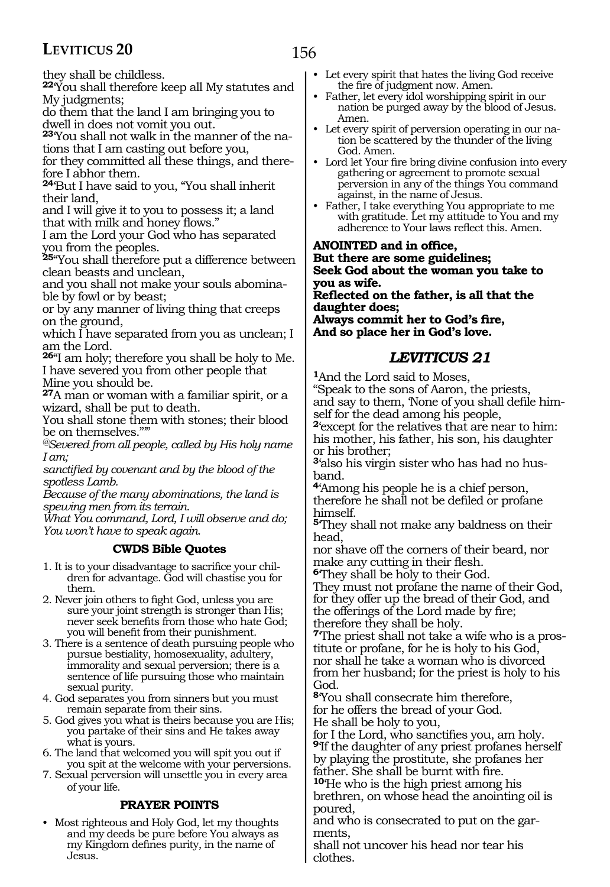they shall be childless.

**22**'You shall therefore keep all My statutes and My judgments;
do them that the land I am bringing you to dwell in does not vomit you out.

**23**'You shall not walk in the manner of the nations that I am casting out before you,
for they committed all these things, and therefore I abhor them.

**24**'But I have said to you, "You shall inherit their land,
and I will give it to you to possess it; a land that with milk and honey flows."
I am the Lord your God who has separated you from the peoples.

**25**"You shall therefore put a difference between clean beasts and unclean,
and you shall not make your souls abominable by fowl or by beast;
or by any manner of living thing that creeps on the ground,
which I have separated from you as unclean; I am the Lord.

**26**"I am holy; therefore you shall be holy to Me.
I have severed you from other people that Mine you should be.

**27**A man or woman with a familiar spirit, or a wizard, shall be put to death.
You shall stone them with stones; their blood be on themselves.""'

*@Severed from all people, called by His holy name I am;*
*sanctified by covenant and by the blood of the spotless Lamb.*
*Because of the many abominations, the land is spewing men from its terrain.*
*What You command, Lord, I will observe and do; You won't have to speak again.*

### CWDS Bible Quotes

1. It is to your disadvantage to sacrifice your children for advantage. God will chastise you for them.
2. Never join others to fight God, unless you are sure your joint strength is stronger than His; never seek benefits from those who hate God; you will benefit from their punishment.
3. There is a sentence of death pursuing people who pursue bestiality, homosexuality, adultery, immorality and sexual perversion; there is a sentence of life pursuing those who maintain sexual purity.
4. God separates you from sinners but you must remain separate from their sins.
5. God gives you what is theirs because you are His; you partake of their sins and He takes away what is yours.
6. The land that welcomed you will spit you out if you spit at the welcome with your perversions.
7. Sexual perversion will unsettle you in every area of your life.

### PRAYER POINTS

- Most righteous and Holy God, let my thoughts and my deeds be pure before You always as my Kingdom defines purity, in the name of Jesus.
- Let every spirit that hates the living God receive the fire of judgment now. Amen.
- Father, let every idol worshipping spirit in our nation be purged away by the blood of Jesus. Amen.
- Let every spirit of perversion operating in our nation be scattered by the thunder of the living God. Amen.
- Lord let Your fire bring divine confusion into every gathering or agreement to promote sexual perversion in any of the things You command against, in the name of Jesus.
- Father, I take everything You appropriate to me with gratitude. Let my attitude to You and my adherence to Your laws reflect this. Amen.

**ANOINTED and in office,**
**But there are some guidelines;**
**Seek God about the woman you take to you as wife.**
**Reflected on the father, is all that the daughter does;**
**Always commit her to God's fire,**
**And so place her in God's love.**

## *LEVITICUS 21*

**1**And the Lord said to Moses,
"Speak to the sons of Aaron, the priests, and say to them, 'None of you shall defile himself for the dead among his people,

**2**'except for the relatives that are near to him: his mother, his father, his son, his daughter or his brother;

**3**'also his virgin sister who has had no husband.

**4**'Among his people he is a chief person, therefore he shall not be defiled or profane himself.

**5**'They shall not make any baldness on their head,
nor shave off the corners of their beard, nor make any cutting in their flesh.

**6**'They shall be holy to their God.
They must not profane the name of their God, for they offer up the bread of their God, and the offerings of the Lord made by fire; therefore they shall be holy.

**7**'The priest shall not take a wife who is a prostitute or profane, for he is holy to his God, nor shall he take a woman who is divorced from her husband; for the priest is holy to his God.

**8**'You shall consecrate him therefore,
for he offers the bread of your God.
He shall be holy to you,
for I the Lord, who sanctifies you, am holy.

**9**'If the daughter of any priest profanes herself by playing the prostitute, she profanes her father. She shall be burnt with fire.

**10**'He who is the high priest among his brethren, on whose head the anointing oil is poured,
and who is consecrated to put on the garments,
shall not uncover his head nor tear his clothes.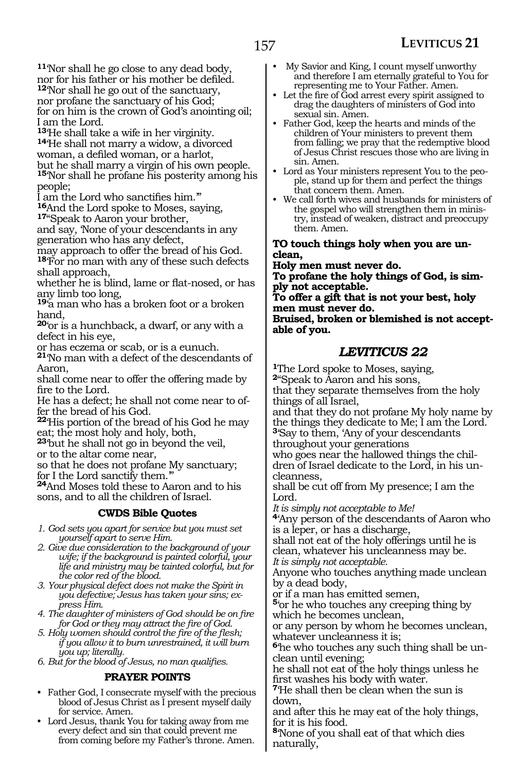[11]'Nor shall he go close to any dead body,
nor for his father or his mother be defiled.
[12]'Nor shall he go out of the sanctuary,
nor profane the sanctuary of his God;
for on him is the crown of God's anointing oil;
I am the Lord.
[13]'He shall take a wife in her virginity.
[14]'He shall not marry a widow, a divorced woman, a defiled woman, or a harlot,
but he shall marry a virgin of his own people.
[15]'Nor shall he profane his posterity among his people;
I am the Lord who sanctifies him.'"
[16]And the Lord spoke to Moses, saying,
[17]"Speak to Aaron your brother,
and say, 'None of your descendants in any generation who has any defect,
may approach to offer the bread of his God.
[18]'For no man with any of these such defects shall approach,
whether he is blind, lame or flat-nosed, or has any limb too long,
[19]'a man who has a broken foot or a broken hand,
[20]'or is a hunchback, a dwarf, or any with a defect in his eye,
or has eczema or scab, or is a eunuch.
[21]'No man with a defect of the descendants of Aaron,
shall come near to offer the offering made by fire to the Lord.
He has a defect; he shall not come near to offer the bread of his God.
[22]'His portion of the bread of his God he may eat; the most holy and holy, both,
[23]'but he shall not go in beyond the veil,
or to the altar come near,
so that he does not profane My sanctuary;
for I the Lord sanctify them.'"
[24]And Moses told these to Aaron and to his sons, and to all the children of Israel.

### CWDS Bible Quotes

1. *God sets you apart for service but you must set yourself apart to serve Him.*
2. *Give due consideration to the background of your wife; if the background is painted colorful, your life and ministry may be tainted colorful, but for the color red of the blood.*
3. *Your physical defect does not make the Spirit in you defective; Jesus has taken your sins; express Him.*
4. *The daughter of ministers of God should be on fire for God or they may attract the fire of God.*
5. *Holy women should control the fire of the flesh; if you allow it to burn unrestrained, it will burn you up; literally.*
6. *But for the blood of Jesus, no man qualifies.*

### PRAYER POINTS

- Father God, I consecrate myself with the precious blood of Jesus Christ as I present myself daily for service. Amen.
- Lord Jesus, thank You for taking away from me every defect and sin that could prevent me from coming before my Father's throne. Amen.
- My Savior and King, I count myself unworthy and therefore I am eternally grateful to You for representing me to Your Father. Amen.
- Let the fire of God arrest every spirit assigned to drag the daughters of ministers of God into sexual sin. Amen.
- Father God, keep the hearts and minds of the children of Your ministers to prevent them from falling; we pray that the redemptive blood of Jesus Christ rescues those who are living in sin. Amen.
- Lord as Your ministers represent You to the people, stand up for them and perfect the things that concern them. Amen.
- We call forth wives and husbands for ministers of the gospel who will strengthen them in ministry, instead of weaken, distract and preoccupy them. Amen.

**TO touch things holy when you are unclean,**
**Holy men must never do.**
**To profane the holy things of God, is simply not acceptable.**
**To offer a gift that is not your best, holy men must never do.**
**Bruised, broken or blemished is not acceptable of you.**

## *LEVITICUS 22*

[1]The Lord spoke to Moses, saying,
[2]"Speak to Aaron and his sons,
that they separate themselves from the holy things of all Israel,
and that they do not profane My holy name by the things they dedicate to Me; I am the Lord.
[3]'Say to them, 'Any of your descendants throughout your generations
who goes near the hallowed things the children of Israel dedicate to the Lord, in his uncleanness,
shall be cut off from My presence; I am the Lord.
*It is simply not acceptable to Me!*
[4]'Any person of the descendants of Aaron who is a leper, or has a discharge,
shall not eat of the holy offerings until he is clean, whatever his uncleanness may be.
*It is simply not acceptable.*
Anyone who touches anything made unclean by a dead body,
or if a man has emitted semen,
[5]'or he who touches any creeping thing by which he becomes unclean,
or any person by whom he becomes unclean, whatever uncleanness it is;
[6]'he who touches any such thing shall be unclean until evening;
he shall not eat of the holy things unless he first washes his body with water.
[7]'He shall then be clean when the sun is down,
and after this he may eat of the holy things, for it is his food.
[8]'None of you shall eat of that which dies naturally,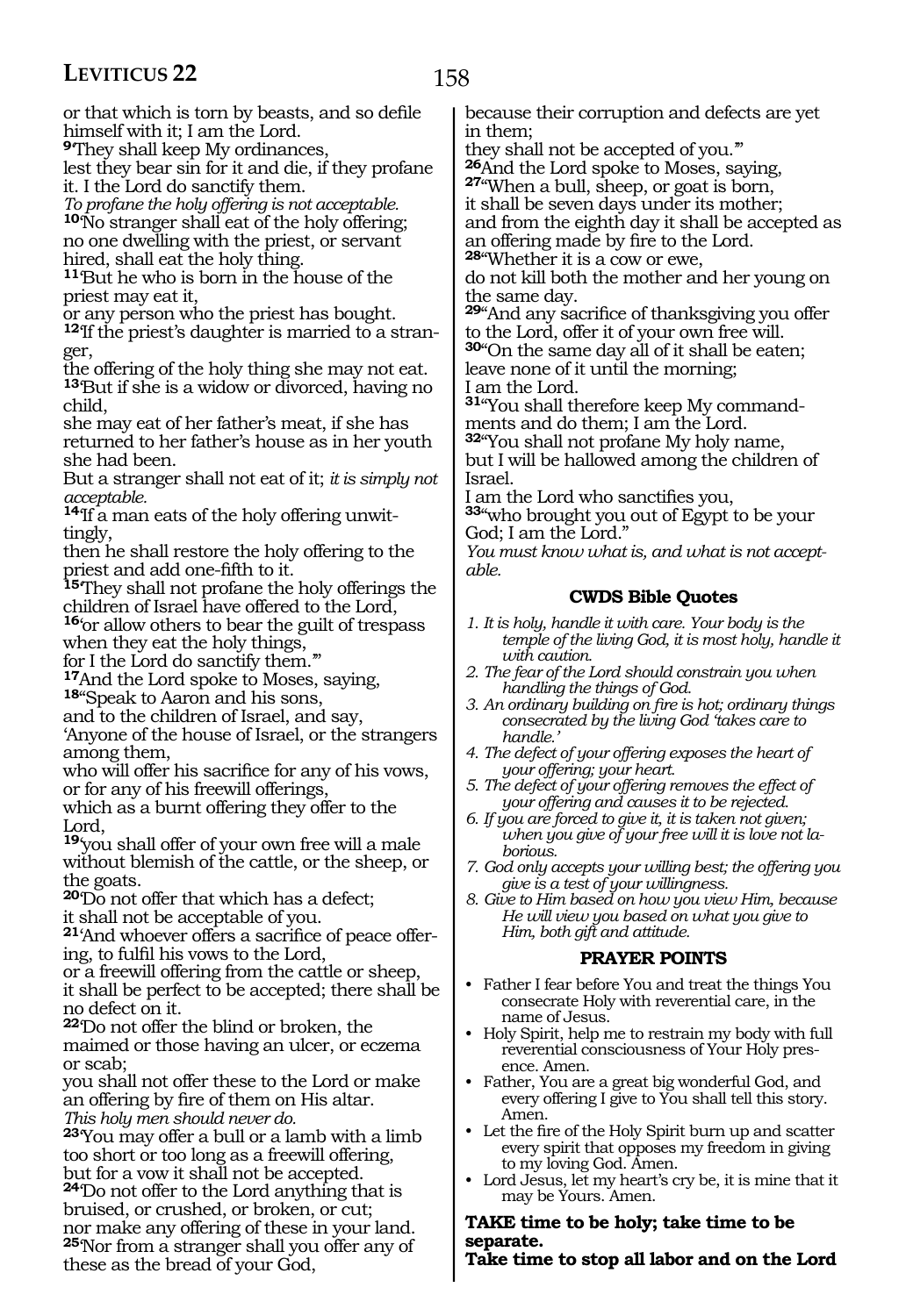or that which is torn by beasts, and so defile himself with it; I am the Lord.

**9**'They shall keep My ordinances,
lest they bear sin for it and die, if they profane it. I the Lord do sanctify them.

*To profane the holy offering is not acceptable.*

**10**'No stranger shall eat of the holy offering;
no one dwelling with the priest, or servant hired, shall eat the holy thing.

**11**'But he who is born in the house of the priest may eat it,
or any person who the priest has bought.

**12**'If the priest's daughter is married to a stranger,
the offering of the holy thing she may not eat.

**13**'But if she is a widow or divorced, having no child,
she may eat of her father's meat, if she has returned to her father's house as in her youth she had been.
But a stranger shall not eat of it; *it is simply not acceptable.*

**14**'If a man eats of the holy offering unwittingly,
then he shall restore the holy offering to the priest and add one-fifth to it.

**15**'They shall not profane the holy offerings the children of Israel have offered to the Lord,

**16**'or allow others to bear the guilt of trespass when they eat the holy things,
for I the Lord do sanctify them.'"

**17**And the Lord spoke to Moses, saying,

**18**"Speak to Aaron and his sons,
and to the children of Israel, and say,
'Anyone of the house of Israel, or the strangers among them,
who will offer his sacrifice for any of his vows, or for any of his freewill offerings,
which as a burnt offering they offer to the Lord,

**19**'you shall offer of your own free will a male without blemish of the cattle, or the sheep, or the goats.

**20**'Do not offer that which has a defect;
it shall not be acceptable of you.

**21**'And whoever offers a sacrifice of peace offering, to fulfil his vows to the Lord,
or a freewill offering from the cattle or sheep,
it shall be perfect to be accepted; there shall be no defect on it.

**22**'Do not offer the blind or broken, the maimed or those having an ulcer, or eczema or scab;
you shall not offer these to the Lord or make an offering by fire of them on His altar.

*This holy men should never do.*

**23**'You may offer a bull or a lamb with a limb too short or too long as a freewill offering,
but for a vow it shall not be accepted.

**24**'Do not offer to the Lord anything that is bruised, or crushed, or broken, or cut;
nor make any offering of these in your land.

**25**'Nor from a stranger shall you offer any of these as the bread of your God,
because their corruption and defects are yet in them;
they shall not be accepted of you.'"

**26**And the Lord spoke to Moses, saying,

**27**"When a bull, sheep, or goat is born,
it shall be seven days under its mother;
and from the eighth day it shall be accepted as an offering made by fire to the Lord.

**28**"Whether it is a cow or ewe,
do not kill both the mother and her young on the same day.

**29**"And any sacrifice of thanksgiving you offer to the Lord, offer it of your own free will.

**30**"On the same day all of it shall be eaten;
leave none of it until the morning;
I am the Lord.

**31**"You shall therefore keep My commandments and do them; I am the Lord.

**32**"You shall not profane My holy name,
but I will be hallowed among the children of Israel.
I am the Lord who sanctifies you,

**33**"who brought you out of Egypt to be your God; I am the Lord."

*You must know what is, and what is not acceptable.*

### CWDS Bible Quotes

1. *It is holy, handle it with care. Your body is the temple of the living God, it is most holy, handle it with caution.*
2. *The fear of the Lord should constrain you when handling the things of God.*
3. *An ordinary building on fire is hot; ordinary things consecrated by the living God 'takes care to handle.'*
4. *The defect of your offering exposes the heart of your offering; your heart.*
5. *The defect of your offering removes the effect of your offering and causes it to be rejected.*
6. *If you are forced to give it, it is taken not given; when you give of your free will it is love not laborious.*
7. *God only accepts your willing best; the offering you give is a test of your willingness.*
8. *Give to Him based on how you view Him, because He will view you based on what you give to Him, both gift and attitude.*

### PRAYER POINTS

- Father I fear before You and treat the things You consecrate Holy with reverential care, in the name of Jesus.
- Holy Spirit, help me to restrain my body with full reverential consciousness of Your Holy presence. Amen.
- Father, You are a great big wonderful God, and every offering I give to You shall tell this story. Amen.
- Let the fire of the Holy Spirit burn up and scatter every spirit that opposes my freedom in giving to my loving God. Amen.
- Lord Jesus, let my heart's cry be, it is mine that it may be Yours. Amen.

**TAKE time to be holy; take time to be separate.**
**Take time to stop all labor and on the Lord**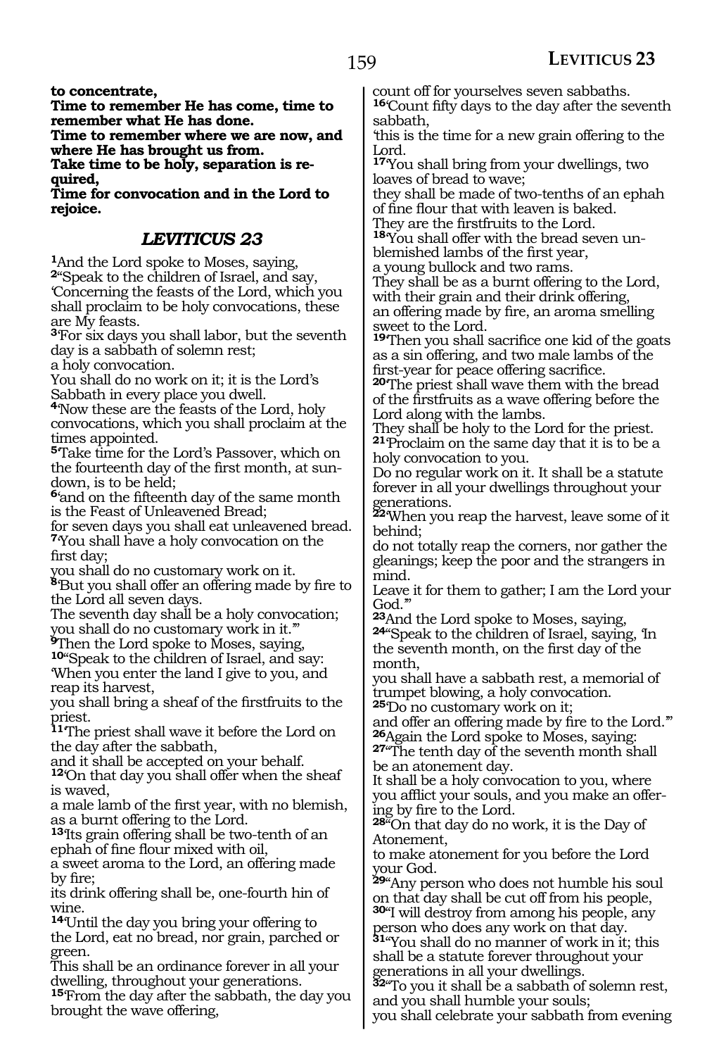**to concentrate,**
**Time to remember He has come, time to remember what He has done.**
**Time to remember where we are now, and where He has brought us from.**
**Take time to be holy, separation is required,**
**Time for convocation and in the Lord to rejoice.**

## *LEVITICUS 23*

**1**And the Lord spoke to Moses, saying,
**2**"Speak to the children of Israel, and say, 'Concerning the feasts of the Lord, which you shall proclaim to be holy convocations, these are My feasts.
**3**'For six days you shall labor, but the seventh day is a sabbath of solemn rest;
a holy convocation.
You shall do no work on it; it is the Lord's Sabbath in every place you dwell.
**4**'Now these are the feasts of the Lord, holy convocations, which you shall proclaim at the times appointed.
**5**'Take time for the Lord's Passover, which on the fourteenth day of the first month, at sundown, is to be held;
**6**'and on the fifteenth day of the same month is the Feast of Unleavened Bread;
for seven days you shall eat unleavened bread.
**7**'You shall have a holy convocation on the first day;
you shall do no customary work on it.
**8**'But you shall offer an offering made by fire to the Lord all seven days.
The seventh day shall be a holy convocation; you shall do no customary work in it.'"
**9**Then the Lord spoke to Moses, saying,
**10**"Speak to the children of Israel, and say: 'When you enter the land I give to you, and reap its harvest,
you shall bring a sheaf of the firstfruits to the priest.
**11**'The priest shall wave it before the Lord on the day after the sabbath,
and it shall be accepted on your behalf.
**12**'On that day you shall offer when the sheaf is waved,
a male lamb of the first year, with no blemish, as a burnt offering to the Lord.
**13**'Its grain offering shall be two-tenth of an ephah of fine flour mixed with oil,
a sweet aroma to the Lord, an offering made by fire;
its drink offering shall be, one-fourth hin of wine.
**14**'Until the day you bring your offering to the Lord, eat no bread, nor grain, parched or green.
This shall be an ordinance forever in all your dwelling, throughout your generations.
**15**'From the day after the sabbath, the day you brought the wave offering,
count off for yourselves seven sabbaths.
**16**'Count fifty days to the day after the seventh sabbath,
'this is the time for a new grain offering to the Lord.
**17**'You shall bring from your dwellings, two loaves of bread to wave;
they shall be made of two-tenths of an ephah of fine flour that with leaven is baked.
They are the firstfruits to the Lord.
**18**'You shall offer with the bread seven unblemished lambs of the first year,
a young bullock and two rams.
They shall be as a burnt offering to the Lord, with their grain and their drink offering,
an offering made by fire, an aroma smelling sweet to the Lord.
**19**'Then you shall sacrifice one kid of the goats as a sin offering, and two male lambs of the first-year for peace offering sacrifice.
**20**'The priest shall wave them with the bread of the firstfruits as a wave offering before the Lord along with the lambs.
They shall be holy to the Lord for the priest.
**21**'Proclaim on the same day that it is to be a holy convocation to you.
Do no regular work on it. It shall be a statute forever in all your dwellings throughout your generations.
**22**'When you reap the harvest, leave some of it behind;
do not totally reap the corners, nor gather the gleanings; keep the poor and the strangers in mind.
Leave it for them to gather; I am the Lord your God.'"
**23**And the Lord spoke to Moses, saying,
**24**"Speak to the children of Israel, saying, 'In the seventh month, on the first day of the month,
you shall have a sabbath rest, a memorial of trumpet blowing, a holy convocation.
**25**'Do no customary work on it;
and offer an offering made by fire to the Lord.'"
**26**Again the Lord spoke to Moses, saying:
**27**"The tenth day of the seventh month shall be an atonement day.
It shall be a holy convocation to you, where you afflict your souls, and you make an offering by fire to the Lord.
**28**"On that day do no work, it is the Day of Atonement,
to make atonement for you before the Lord your God.
**29**"Any person who does not humble his soul on that day shall be cut off from his people,
**30**"I will destroy from among his people, any person who does any work on that day.
**31**"You shall do no manner of work in it; this shall be a statute forever throughout your generations in all your dwellings.
**32**"To you it shall be a sabbath of solemn rest, and you shall humble your souls;
you shall celebrate your sabbath from evening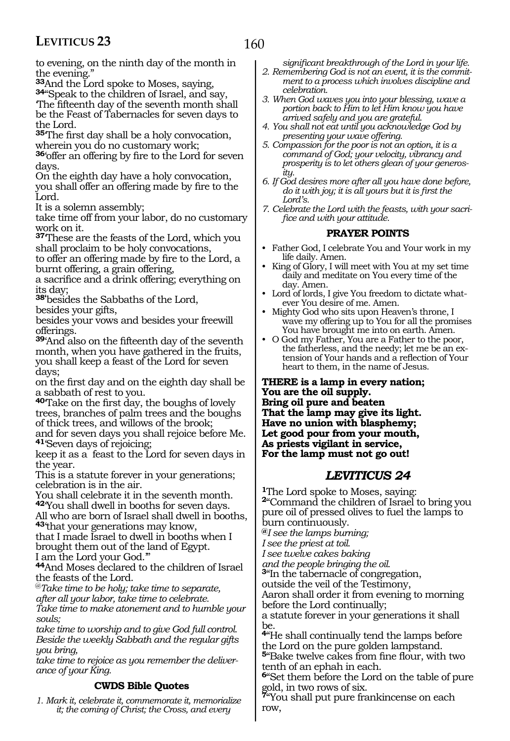to evening, on the ninth day of the month in the evening."

**33**And the Lord spoke to Moses, saying,

**34**"Speak to the children of Israel, and say, 'The fifteenth day of the seventh month shall be the Feast of Tabernacles for seven days to the Lord.

**35**'The first day shall be a holy convocation, wherein you do no customary work;

**36**'offer an offering by fire to the Lord for seven days.

On the eighth day have a holy convocation, you shall offer an offering made by fire to the Lord.

It is a solemn assembly;

take time off from your labor, do no customary work on it.

**37**'These are the feasts of the Lord, which you shall proclaim to be holy convocations,

to offer an offering made by fire to the Lord, a burnt offering, a grain offering,

a sacrifice and a drink offering; everything on its day;

**38**'besides the Sabbaths of the Lord,

besides your gifts,

besides your vows and besides your freewill offerings.

**39**'And also on the fifteenth day of the seventh month, when you have gathered in the fruits, you shall keep a feast of the Lord for seven days;

on the first day and on the eighth day shall be a sabbath of rest to you.

**40**'Take on the first day, the boughs of lovely trees, branches of palm trees and the boughs of thick trees, and willows of the brook;

and for seven days you shall rejoice before Me.

**41**'Seven days of rejoicing;

keep it as a feast to the Lord for seven days in the year.

This is a statute forever in your generations; celebration is in the air.

You shall celebrate it in the seventh month.

**42**'You shall dwell in booths for seven days.

All who are born of Israel shall dwell in booths,

**43**'that your generations may know,

that I made Israel to dwell in booths when I brought them out of the land of Egypt.

I am the Lord your God.'"

**44**And Moses declared to the children of Israel the feasts of the Lord.

*@Take time to be holy; take time to separate,*
*after all your labor, take time to celebrate.*
*Take time to make atonement and to humble your souls;*
*take time to worship and to give God full control.*
*Beside the weekly Sabbath and the regular gifts you bring,*
*take time to rejoice as you remember the deliverance of your King.*

#### CWDS Bible Quotes

1. *Mark it, celebrate it, commemorate it, memorialize it; the coming of Christ; the Cross, and every significant breakthrough of the Lord in your life.*
2. *Remembering God is not an event, it is the commitment to a process which involves discipline and celebration.*
3. *When God waves you into your blessing, wave a portion back to Him to let Him know you have arrived safely and you are grateful.*
4. *You shall not eat until you acknowledge God by presenting your wave offering.*
5. *Compassion for the poor is not an option, it is a command of God; your velocity, vibrancy and prosperity is to let others glean of your generosity.*
6. *If God desires more after all you have done before, do it with joy; it is all yours but it is first the Lord's.*
7. *Celebrate the Lord with the feasts, with your sacrifice and with your attitude.*

#### PRAYER POINTS

- Father God, I celebrate You and Your work in my life daily. Amen.
- King of Glory, I will meet with You at my set time daily and meditate on You every time of the day. Amen.
- Lord of lords, I give You freedom to dictate whatever You desire of me. Amen.
- Mighty God who sits upon Heaven's throne, I wave my offering up to You for all the promises You have brought me into on earth. Amen.
- O God my Father, You are a Father to the poor, the fatherless, and the needy; let me be an extension of Your hands and a reflection of Your heart to them, in the name of Jesus.

**THERE is a lamp in every nation;**
**You are the oil supply.**
**Bring oil pure and beaten**
**That the lamp may give its light.**
**Have no union with blasphemy;**
**Let good pour from your mouth,**
**As priests vigilant in service,**
**For the lamp must not go out!**

## *LEVITICUS 24*

**1**The Lord spoke to Moses, saying:

**2**"Command the children of Israel to bring you pure oil of pressed olives to fuel the lamps to burn continuously.

*@I see the lamps burning;*
*I see the priest at toil.*
*I see twelve cakes baking*
*and the people bringing the oil.*

**3**"In the tabernacle of congregation,

outside the veil of the Testimony,

Aaron shall order it from evening to morning before the Lord continually;

a statute forever in your generations it shall be.

**4**"He shall continually tend the lamps before the Lord on the pure golden lampstand.

**5**"Bake twelve cakes from fine flour, with two tenth of an ephah in each.

**6**"Set them before the Lord on the table of pure gold, in two rows of six.

**7**"You shall put pure frankincense on each row,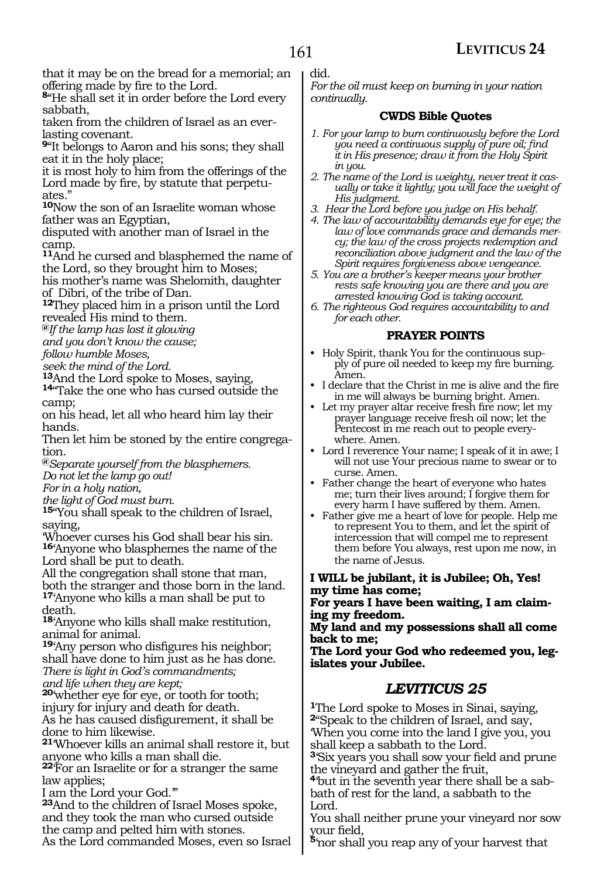that it may be on the bread for a memorial; an offering made by fire to the Lord.

**8**"He shall set it in order before the Lord every sabbath,
taken from the children of Israel as an everlasting covenant.

**9**"It belongs to Aaron and his sons; they shall eat it in the holy place;
it is most holy to him from the offerings of the Lord made by fire, by statute that perpetuates."

**10**Now the son of an Israelite woman whose father was an Egyptian,
disputed with another man of Israel in the camp.

**11**And he cursed and blasphemed the name of the Lord, so they brought him to Moses;
his mother's name was Shelomith, daughter of Dibri, of the tribe of Dan.

**12**They placed him in a prison until the Lord revealed His mind to them.

*@If the lamp has lost it glowing*
*and you don't know the cause;*
*follow humble Moses,*
*seek the mind of the Lord.*

**13**And the Lord spoke to Moses, saying,

**14**"Take the one who has cursed outside the camp;
on his head, let all who heard him lay their hands.
Then let him be stoned by the entire congregation.

*@Separate yourself from the blasphemers.*
*Do not let the lamp go out!*
*For in a holy nation,*
*the light of God must burn.*

**15**"You shall speak to the children of Israel, saying,
'Whoever curses his God shall bear his sin.

**16**'Anyone who blasphemes the name of the Lord shall be put to death.
All the congregation shall stone that man,
both the stranger and those born in the land.

**17**'Anyone who kills a man shall be put to death.

**18**'Anyone who kills shall make restitution, animal for animal.

**19**'Any person who disfigures his neighbor; shall have done to him just as he has done.

*There is light in God's commandments;*
*and life when they are kept;*

**20**'whether eye for eye, or tooth for tooth;
injury for injury and death for death.
As he has caused disfigurement, it shall be done to him likewise.

**21**'Whoever kills an animal shall restore it, but anyone who kills a man shall die.

**22**'For an Israelite or for a stranger the same law applies;
I am the Lord your God.'"

**23**And to the children of Israel Moses spoke,
and they took the man who cursed outside the camp and pelted him with stones.
As the Lord commanded Moses, even so Israel did.

*For the oil must keep on burning in your nation continually.*

### CWDS Bible Quotes

*1. For your lamp to burn continuously before the Lord you need a continuous supply of pure oil; find it in His presence; draw it from the Holy Spirit in you.*
*2. The name of the Lord is weighty, never treat it casually or take it lightly; you will face the weight of His judgment.*
*3. Hear the Lord before you judge on His behalf.*
*4. The law of accountability demands eye for eye; the law of love commands grace and demands mercy; the law of the cross projects redemption and reconciliation above judgment and the law of the Spirit requires forgiveness above vengeance.*
*5. You are a brother's keeper means your brother rests safe knowing you are there and you are arrested knowing God is taking account.*
*6. The righteous God requires accountability to and for each other.*

### PRAYER POINTS

- Holy Spirit, thank You for the continuous supply of pure oil needed to keep my fire burning. Amen.
- I declare that the Christ in me is alive and the fire in me will always be burning bright. Amen.
- Let my prayer altar receive fresh fire now; let my prayer language receive fresh oil now; let the Pentecost in me reach out to people everywhere. Amen.
- Lord I reverence Your name; I speak of it in awe; I will not use Your precious name to swear or to curse. Amen.
- Father change the heart of everyone who hates me; turn their lives around; I forgive them for every harm I have suffered by them. Amen.
- Father give me a heart of love for people. Help me to represent You to them, and let the spirit of intercession that will compel me to represent them before You always, rest upon me now, in the name of Jesus.

**I WILL be jubilant, it is Jubilee; Oh, Yes! my time has come;**
**For years I have been waiting, I am claiming my freedom.**
**My land and my possessions shall all come back to me;**
**The Lord your God who redeemed you, legislates your Jubilee.**

## *LEVITICUS 25*

**1**The Lord spoke to Moses in Sinai, saying,

**2**"Speak to the children of Israel, and say,
'When you come into the land I give you, you shall keep a sabbath to the Lord.

**3**'Six years you shall sow your field and prune the vineyard and gather the fruit,

**4**'but in the seventh year there shall be a sabbath of rest for the land, a sabbath to the Lord.
You shall neither prune your vineyard nor sow your field,

**5**'nor shall you reap any of your harvest that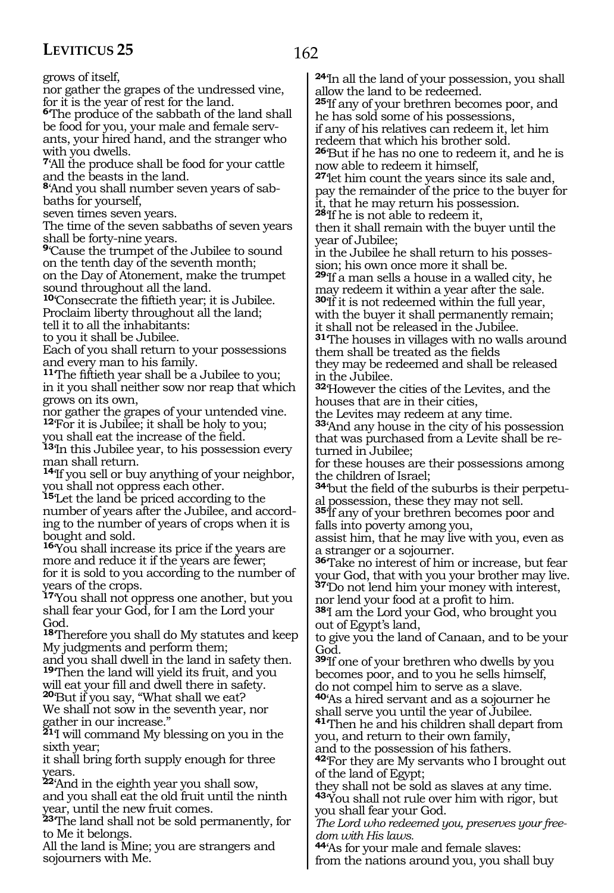grows of itself,
nor gather the grapes of the undressed vine,
for it is the year of rest for the land.

**6**'The produce of the sabbath of the land shall be food for you, your male and female servants, your hired hand, and the stranger who with you dwells.

**7**'All the produce shall be food for your cattle and the beasts in the land.

**8**'And you shall number seven years of sabbaths for yourself,
seven times seven years.
The time of the seven sabbaths of seven years shall be forty-nine years.

**9**'Cause the trumpet of the Jubilee to sound on the tenth day of the seventh month;
on the Day of Atonement, make the trumpet sound throughout all the land.

**10**'Consecrate the fiftieth year; it is Jubilee.
Proclaim liberty throughout all the land;
tell it to all the inhabitants:
to you it shall be Jubilee.
Each of you shall return to your possessions and every man to his family.

**11**'The fiftieth year shall be a Jubilee to you;
in it you shall neither sow nor reap that which grows on its own,
nor gather the grapes of your untended vine.

**12**'For it is Jubilee; it shall be holy to you;
you shall eat the increase of the field.

**13**'In this Jubilee year, to his possession every man shall return.

**14**'If you sell or buy anything of your neighbor,
you shall not oppress each other.

**15**'Let the land be priced according to the number of years after the Jubilee, and according to the number of years of crops when it is bought and sold.

**16**'You shall increase its price if the years are more and reduce it if the years are fewer;
for it is sold to you according to the number of years of the crops.

**17**'You shall not oppress one another, but you shall fear your God, for I am the Lord your God.

**18**'Therefore you shall do My statutes and keep My judgments and perform them;
and you shall dwell in the land in safety then.

**19**'Then the land will yield its fruit, and you will eat your fill and dwell there in safety.

**20**'But if you say, "What shall we eat?
We shall not sow in the seventh year, nor gather in our increase."

**21**'I will command My blessing on you in the sixth year;
it shall bring forth supply enough for three years.

**22**'And in the eighth year you shall sow,
and you shall eat the old fruit until the ninth year, until the new fruit comes.

**23**'The land shall not be sold permanently, for to Me it belongs.
All the land is Mine; you are strangers and sojourners with Me.

**24**'In all the land of your possession, you shall allow the land to be redeemed.

**25**'If any of your brethren becomes poor, and he has sold some of his possessions,
if any of his relatives can redeem it, let him redeem that which his brother sold.

**26**'But if he has no one to redeem it, and he is now able to redeem it himself,

**27**'let him count the years since its sale and, pay the remainder of the price to the buyer for it, that he may return his possession.

**28**'If he is not able to redeem it,
then it shall remain with the buyer until the year of Jubilee;
in the Jubilee he shall return to his possession; his own once more it shall be.

**29**'If a man sells a house in a walled city, he may redeem it within a year after the sale.

**30**'If it is not redeemed within the full year,
with the buyer it shall permanently remain;
it shall not be released in the Jubilee.

**31**'The houses in villages with no walls around them shall be treated as the fields
they may be redeemed and shall be released in the Jubilee.

**32**'However the cities of the Levites, and the houses that are in their cities,
the Levites may redeem at any time.

**33**'And any house in the city of his possession that was purchased from a Levite shall be returned in Jubilee;
for these houses are their possessions among the children of Israel;

**34**'but the field of the suburbs is their perpetual possession, these they may not sell.

**35**'If any of your brethren becomes poor and falls into poverty among you,
assist him, that he may live with you, even as a stranger or a sojourner.

**36**'Take no interest of him or increase, but fear your God, that with you your brother may live.

**37**'Do not lend him your money with interest,
nor lend your food at a profit to him.

**38**'I am the Lord your God, who brought you out of Egypt's land,
to give you the land of Canaan, and to be your God.

**39**'If one of your brethren who dwells by you becomes poor, and to you he sells himself,
do not compel him to serve as a slave.

**40**'As a hired servant and as a sojourner he shall serve you until the year of Jubilee.

**41**'Then he and his children shall depart from you, and return to their own family,
and to the possession of his fathers.

**42**'For they are My servants who I brought out of the land of Egypt;
they shall not be sold as slaves at any time.

**43**'You shall not rule over him with rigor, but you shall fear your God.

*The Lord who redeemed you, preserves your freedom with His laws.*

**44**'As for your male and female slaves:
from the nations around you, you shall buy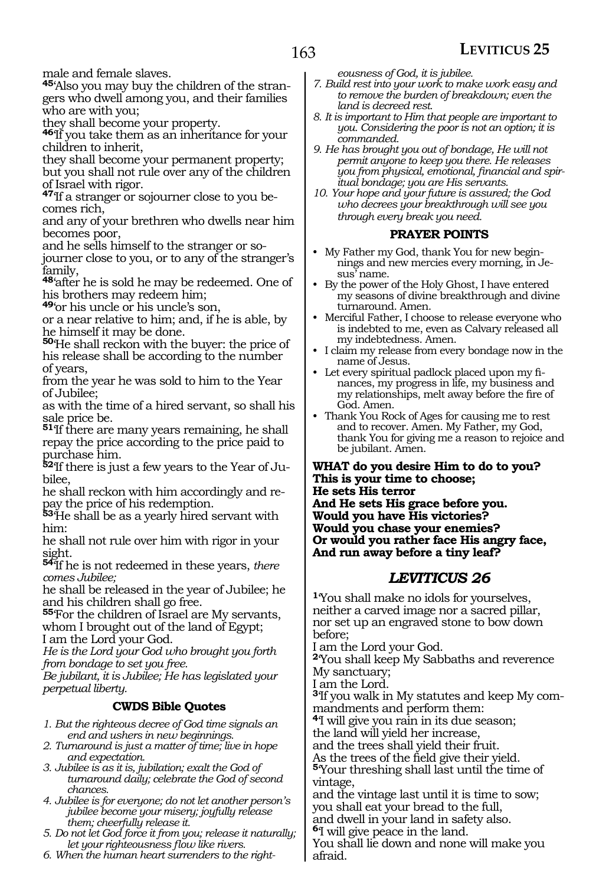male and female slaves.

**45**'Also you may buy the children of the strangers who dwell among you, and their families who are with you;
they shall become your property.

**46**'If you take them as an inheritance for your children to inherit,
they shall become your permanent property;
but you shall not rule over any of the children of Israel with rigor.

**47**'If a stranger or sojourner close to you becomes rich,
and any of your brethren who dwells near him becomes poor,
and he sells himself to the stranger or sojourner close to you, or to any of the stranger's family,

**48**'after he is sold he may be redeemed. One of his brothers may redeem him;

**49**'or his uncle or his uncle's son,
or a near relative to him; and, if he is able, by he himself it may be done.

**50**'He shall reckon with the buyer: the price of his release shall be according to the number of years,
from the year he was sold to him to the Year of Jubilee;
as with the time of a hired servant, so shall his sale price be.

**51**'If there are many years remaining, he shall repay the price according to the price paid to purchase him.

**52**'If there is just a few years to the Year of Jubilee,
he shall reckon with him accordingly and repay the price of his redemption.

**53**'He shall be as a yearly hired servant with him:
he shall not rule over him with rigor in your sight.

**54**'If he is not redeemed in these years, *there comes Jubilee;*
he shall be released in the year of Jubilee; he and his children shall go free.

**55**'For the children of Israel are My servants,
whom I brought out of the land of Egypt;
I am the Lord your God.

*He is the Lord your God who brought you forth from bondage to set you free.*
*Be jubilant, it is Jubilee; He has legislated your perpetual liberty.*

### CWDS Bible Quotes

1. *But the righteous decree of God time signals an end and ushers in new beginnings.*
2. *Turnaround is just a matter of time; live in hope and expectation.*
3. *Jubilee is as it is, jubilation; exalt the God of turnaround daily; celebrate the God of second chances.*
4. *Jubilee is for everyone; do not let another person's jubilee become your misery; joyfully release them; cheerfully release it.*
5. *Do not let God force it from you; release it naturally; let your righteousness flow like rivers.*
6. *When the human heart surrenders to the righteousness of God, it is jubilee.*
7. *Build rest into your work to make work easy and to remove the burden of breakdown; even the land is decreed rest.*
8. *It is important to Him that people are important to you. Considering the poor is not an option; it is commanded.*
9. *He has brought you out of bondage, He will not permit anyone to keep you there. He releases you from physical, emotional, financial and spiritual bondage; you are His servants.*
10. *Your hope and your future is assured; the God who decrees your breakthrough will see you through every break you need.*

### PRAYER POINTS

- My Father my God, thank You for new beginnings and new mercies every morning, in Jesus' name.
- By the power of the Holy Ghost, I have entered my seasons of divine breakthrough and divine turnaround. Amen.
- Merciful Father, I choose to release everyone who is indebted to me, even as Calvary released all my indebtedness. Amen.
- I claim my release from every bondage now in the name of Jesus.
- Let every spiritual padlock placed upon my finances, my progress in life, my business and my relationships, melt away before the fire of God. Amen.
- Thank You Rock of Ages for causing me to rest and to recover. Amen. My Father, my God, thank You for giving me a reason to rejoice and be jubilant. Amen.

**WHAT do you desire Him to do to you?**
**This is your time to choose;**
**He sets His terror**
**And He sets His grace before you.**
**Would you have His victories?**
**Would you chase your enemies?**
**Or would you rather face His angry face,**
**And run away before a tiny leaf?**

## *LEVITICUS 26*

**1**'You shall make no idols for yourselves,
neither a carved image nor a sacred pillar,
nor set up an engraved stone to bow down before;
I am the Lord your God.

**2**'You shall keep My Sabbaths and reverence My sanctuary;
I am the Lord.

**3**'If you walk in My statutes and keep My commandments and perform them:

**4**'I will give you rain in its due season;
the land will yield her increase,
and the trees shall yield their fruit.
As the trees of the field give their yield.

**5**'Your threshing shall last until the time of vintage,
and the vintage last until it is time to sow;
you shall eat your bread to the full,
and dwell in your land in safety also.

**6**'I will give peace in the land.
You shall lie down and none will make you afraid.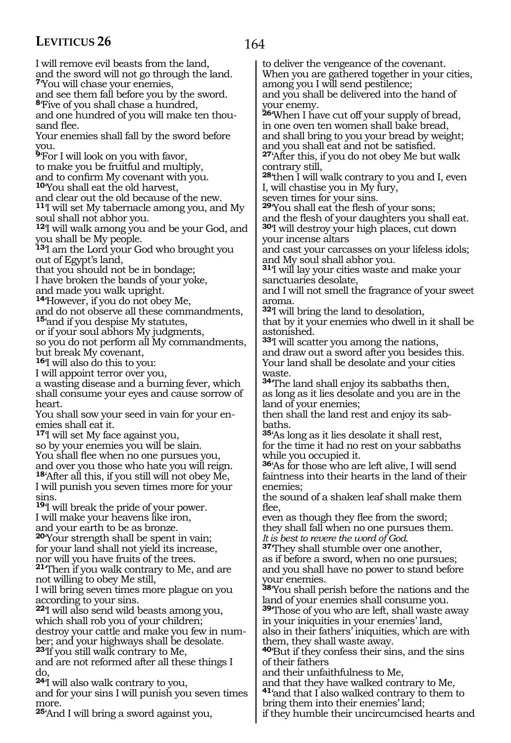I will remove evil beasts from the land,
and the sword will not go through the land.
**7**'You will chase your enemies,
and see them fall before you by the sword.
**8**'Five of you shall chase a hundred,
and one hundred of you will make ten thousand flee.
Your enemies shall fall by the sword before you.
**9**'For I will look on you with favor,
to make you be fruitful and multiply,
and to confirm My covenant with you.
**10**'You shall eat the old harvest,
and clear out the old because of the new.
**11**'I will set My tabernacle among you, and My soul shall not abhor you.
**12**'I will walk among you and be your God, and you shall be My people.
**13**'I am the Lord your God who brought you out of Egypt's land,
that you should not be in bondage;
I have broken the bands of your yoke,
and made you walk upright.
**14**'However, if you do not obey Me,
and do not observe all these commandments,
**15**'and if you despise My statutes,
or if your soul abhors My judgments,
so you do not perform all My commandments,
but break My covenant,
**16**'I will also do this to you:
I will appoint terror over you,
a wasting disease and a burning fever, which shall consume your eyes and cause sorrow of heart.
You shall sow your seed in vain for your enemies shall eat it.
**17**'I will set My face against you,
so by your enemies you will be slain.
You shall flee when no one pursues you,
and over you those who hate you will reign.
**18**'After all this, if you still will not obey Me,
I will punish you seven times more for your sins.
**19**'I will break the pride of your power.
I will make your heavens like iron,
and your earth to be as bronze.
**20**'Your strength shall be spent in vain;
for your land shall not yield its increase,
nor will you have fruits of the trees.
**21**'Then if you walk contrary to Me, and are not willing to obey Me still,
I will bring seven times more plague on you according to your sins.
**22**'I will also send wild beasts among you,
which shall rob you of your children;
destroy your cattle and make you few in number; and your highways shall be desolate.
**23**'If you still walk contrary to Me,
and are not reformed after all these things I do,
**24**'I will also walk contrary to you,
and for your sins I will punish you seven times more.
**25**'And I will bring a sword against you,
to deliver the vengeance of the covenant.
When you are gathered together in your cities,
among you I will send pestilence;
and you shall be delivered into the hand of your enemy.
**26**'When I have cut off your supply of bread,
in one oven ten women shall bake bread,
and shall bring to you your bread by weight;
and you shall eat and not be satisfied.
**27**'After this, if you do not obey Me but walk contrary still,
**28**'then I will walk contrary to you and I, even I, will chastise you in My fury,
seven times for your sins.
**29**'You shall eat the flesh of your sons;
and the flesh of your daughters you shall eat.
**30**'I will destroy your high places, cut down your incense altars
and cast your carcasses on your lifeless idols;
and My soul shall abhor you.
**31**'I will lay your cities waste and make your sanctuaries desolate,
and I will not smell the fragrance of your sweet aroma.
**32**'I will bring the land to desolation,
that by it your enemies who dwell in it shall be astonished.
**33**'I will scatter you among the nations,
and draw out a sword after you besides this.
Your land shall be desolate and your cities waste.
**34**'The land shall enjoy its sabbaths then,
as long as it lies desolate and you are in the land of your enemies;
then shall the land rest and enjoy its sabbaths.
**35**'As long as it lies desolate it shall rest,
for the time it had no rest on your sabbaths while you occupied it.
**36**'As for those who are left alive, I will send faintness into their hearts in the land of their enemies;
the sound of a shaken leaf shall make them flee,
even as though they flee from the sword;
they shall fall when no one pursues them.
*It is best to revere the word of God.*
**37**'They shall stumble over one another,
as if before a sword, when no one pursues;
and you shall have no power to stand before your enemies.
**38**'You shall perish before the nations and the land of your enemies shall consume you.
**39**'Those of you who are left, shall waste away in your iniquities in your enemies' land,
also in their fathers' iniquities, which are with them, they shall waste away.
**40**'But if they confess their sins, and the sins of their fathers
and their unfaithfulness to Me,
and that they have walked contrary to Me,
**41**'and that I also walked contrary to them to bring them into their enemies' land;
if they humble their uncircumcised hearts and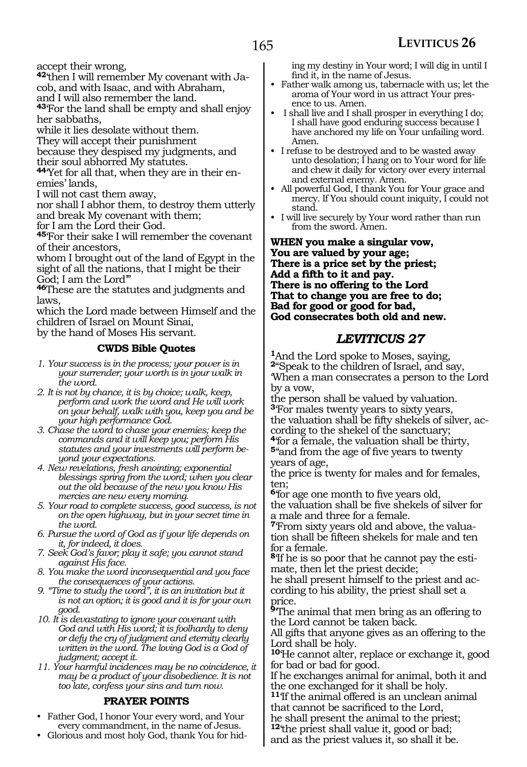accept their wrong,

**42**'then I will remember My covenant with Jacob, and with Isaac, and with Abraham,
and I will also remember the land.

**43**'For the land shall be empty and shall enjoy her sabbaths,
while it lies desolate without them.
They will accept their punishment
because they despised my judgments, and their soul abhorred My statutes.

**44**'Yet for all that, when they are in their enemies' lands,
I will not cast them away,
nor shall I abhor them, to destroy them utterly and break My covenant with them;
for I am the Lord their God.

**45**'For their sake I will remember the covenant of their ancestors,
whom I brought out of the land of Egypt in the sight of all the nations, that I might be their God; I am the Lord'"

**46**These are the statutes and judgments and laws,
which the Lord made between Himself and the children of Israel on Mount Sinai,
by the hand of Moses His servant.

### CWDS Bible Quotes

1. *Your success is in the process; your power is in your surrender; your worth is in your walk in the word.*
2. *It is not by chance, it is by choice; walk, keep, perform and work the word and He will work on your behalf, walk with you, keep you and be your high performance God.*
3. *Chase the word to chase your enemies; keep the commands and it will keep you; perform His statutes and your investments will perform beyond your expectations.*
4. *New revelations, fresh anointing; exponential blessings spring from the word; when you clear out the old because of the new you know His mercies are new every morning.*
5. *Your road to complete success, good success, is not on the open highway, but in your secret time in the word.*
6. *Pursue the word of God as if your life depends on it, for indeed, it does.*
7. *Seek God's favor; play it safe; you cannot stand against His face.*
8. *You make the word inconsequential and you face the consequences of your actions.*
9. *"Time to study the word", it is an invitation but it is not an option; it is good and it is for your own good.*
10. *It is devastating to ignore your covenant with God and with His word; it is foolhardy to deny or defy the cry of judgment and eternity clearly written in the word. The loving God is a God of judgment; accept it.*
11. *Your harmful incidences may be no coincidence, it may be a product of your disobedience. It is not too late, confess your sins and turn now.*

### PRAYER POINTS

- Father God, I honor Your every word, and Your every commandment, in the name of Jesus.
- Glorious and most holy God, thank You for hiding my destiny in Your word; I will dig in until I find it, in the name of Jesus.
- Father walk among us, tabernacle with us; let the aroma of Your word in us attract Your presence to us. Amen.
- I shall live and I shall prosper in everything I do; I shall have good enduring success because I have anchored my life on Your unfailing word. Amen.
- I refuse to be destroyed and to be wasted away unto desolation; I hang on to Your word for life and chew it daily for victory over every internal and external enemy. Amen.
- All powerful God, I thank You for Your grace and mercy. If You should count iniquity, I could not stand.
- I will live securely by Your word rather than run from the sword. Amen.

**WHEN you make a singular vow,**
**You are valued by your age;**
**There is a price set by the priest;**
**Add a fifth to it and pay.**
**There is no offering to the Lord**
**That to change you are free to do;**
**Bad for good or good for bad,**
**God consecrates both old and new.**

## *LEVITICUS 27*

**1**And the Lord spoke to Moses, saying,

**2**"Speak to the children of Israel, and say,
'When a man consecrates a person to the Lord by a vow,
the person shall be valued by valuation.

**3**'For males twenty years to sixty years,
the valuation shall be fifty shekels of silver, according to the shekel of the sanctuary;

**4**'for a female, the valuation shall be thirty,

**5**'and from the age of five years to twenty years of age,
the price is twenty for males and for females, ten;

**6**'for age one month to five years old,
the valuation shall be five shekels of silver for a male and three for a female.

**7**'From sixty years old and above, the valuation shall be fifteen shekels for male and ten for a female.

**8**'If he is so poor that he cannot pay the estimate, then let the priest decide;
he shall present himself to the priest and according to his ability, the priest shall set a price.

**9**'The animal that men bring as an offering to the Lord cannot be taken back.
All gifts that anyone gives as an offering to the Lord shall be holy.

**10**'He cannot alter, replace or exchange it, good for bad or bad for good.
If he exchanges animal for animal, both it and the one exchanged for it shall be holy.

**11**'If the animal offered is an unclean animal that cannot be sacrificed to the Lord,
he shall present the animal to the priest;

**12**'the priest shall value it, good or bad;
and as the priest values it, so shall it be.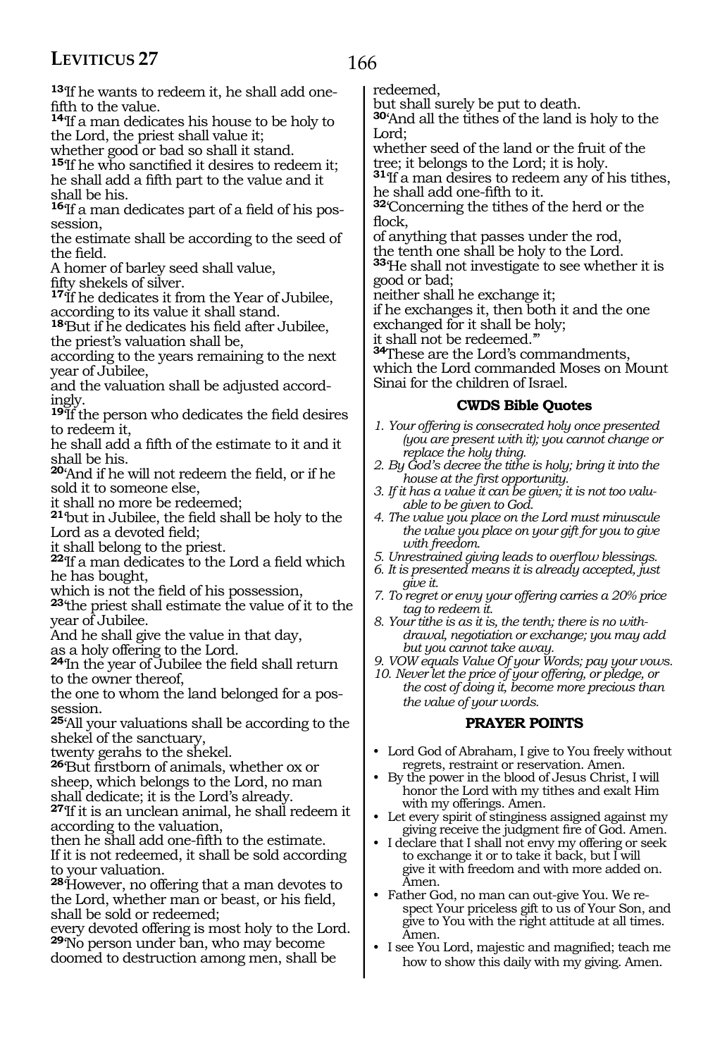[13]'If he wants to redeem it, he shall add one-fifth to the value.
[14]'If a man dedicates his house to be holy to the Lord, the priest shall value it;
whether good or bad so shall it stand.
[15]'If he who sanctified it desires to redeem it; he shall add a fifth part to the value and it shall be his.
[16]'If a man dedicates part of a field of his possession,
the estimate shall be according to the seed of the field.
A homer of barley seed shall value,
fifty shekels of silver.
[17]'If he dedicates it from the Year of Jubilee,
according to its value it shall stand.
[18]'But if he dedicates his field after Jubilee,
the priest's valuation shall be,
according to the years remaining to the next year of Jubilee,
and the valuation shall be adjusted accordingly.
[19]'If the person who dedicates the field desires to redeem it,
he shall add a fifth of the estimate to it and it shall be his.
[20]'And if he will not redeem the field, or if he sold it to someone else,
it shall no more be redeemed;
[21]'but in Jubilee, the field shall be holy to the Lord as a devoted field;
it shall belong to the priest.
[22]'If a man dedicates to the Lord a field which he has bought,
which is not the field of his possession,
[23]'the priest shall estimate the value of it to the year of Jubilee.
And he shall give the value in that day,
as a holy offering to the Lord.
[24]'In the year of Jubilee the field shall return to the owner thereof,
the one to whom the land belonged for a possession.
[25]'All your valuations shall be according to the shekel of the sanctuary,
twenty gerahs to the shekel.
[26]'But firstborn of animals, whether ox or sheep, which belongs to the Lord, no man shall dedicate; it is the Lord's already.
[27]'If it is an unclean animal, he shall redeem it according to the valuation,
then he shall add one-fifth to the estimate.
If it is not redeemed, it shall be sold according to your valuation.
[28]'However, no offering that a man devotes to the Lord, whether man or beast, or his field, shall be sold or redeemed;
every devoted offering is most holy to the Lord.
[29]'No person under ban, who may become doomed to destruction among men, shall be redeemed,
but shall surely be put to death.
[30]'And all the tithes of the land is holy to the Lord;
whether seed of the land or the fruit of the tree; it belongs to the Lord; it is holy.
[31]'If a man desires to redeem any of his tithes, he shall add one-fifth to it.
[32]'Concerning the tithes of the herd or the flock,
of anything that passes under the rod,
the tenth one shall be holy to the Lord.
[33]'He shall not investigate to see whether it is good or bad;
neither shall he exchange it;
if he exchanges it, then both it and the one exchanged for it shall be holy;
it shall not be redeemed.'"
[34]These are the Lord's commandments, which the Lord commanded Moses on Mount Sinai for the children of Israel.

### CWDS Bible Quotes

1. *Your offering is consecrated holy once presented (you are present with it); you cannot change or replace the holy thing.*
2. *By God's decree the tithe is holy; bring it into the house at the first opportunity.*
3. *If it has a value it can be given; it is not too valuable to be given to God.*
4. *The value you place on the Lord must minuscule the value you place on your gift for you to give with freedom.*
5. *Unrestrained giving leads to overflow blessings.*
6. *It is presented means it is already accepted, just give it.*
7. *To regret or envy your offering carries a 20% price tag to redeem it.*
8. *Your tithe is as it is, the tenth; there is no withdrawal, negotiation or exchange; you may add but you cannot take away.*
9. *VOW equals Value Of your Words; pay your vows.*
10. *Never let the price of your offering, or pledge, or the cost of doing it, become more precious than the value of your words.*

### PRAYER POINTS

- Lord God of Abraham, I give to You freely without regrets, restraint or reservation. Amen.
- By the power in the blood of Jesus Christ, I will honor the Lord with my tithes and exalt Him with my offerings. Amen.
- Let every spirit of stinginess assigned against my giving receive the judgment fire of God. Amen.
- I declare that I shall not envy my offering or seek to exchange it or to take it back, but I will give it with freedom and with more added on. Amen.
- Father God, no man can out-give You. We respect Your priceless gift to us of Your Son, and give to You with the right attitude at all times. Amen.
- I see You Lord, majestic and magnified; teach me how to show this daily with my giving. Amen.